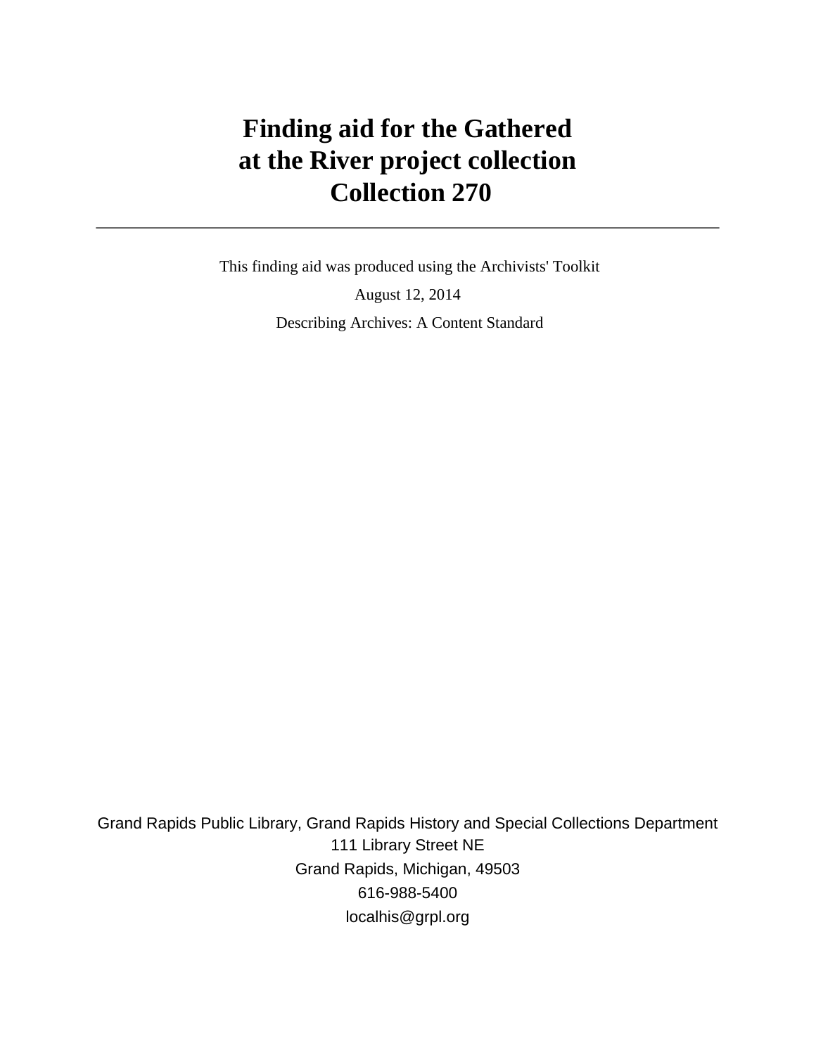# Finding aid for the Gathered at the River project collection Collection 270

This finding aid was produced using the Archivists' Toolkit

August 12, 2014

Describing Archives: A Content Standard

Grand Rapids Public Library, Grand Rapids History and Special Collections Department
111 Library Street NE
Grand Rapids, Michigan, 49503
616-988-5400
localhis@grpl.org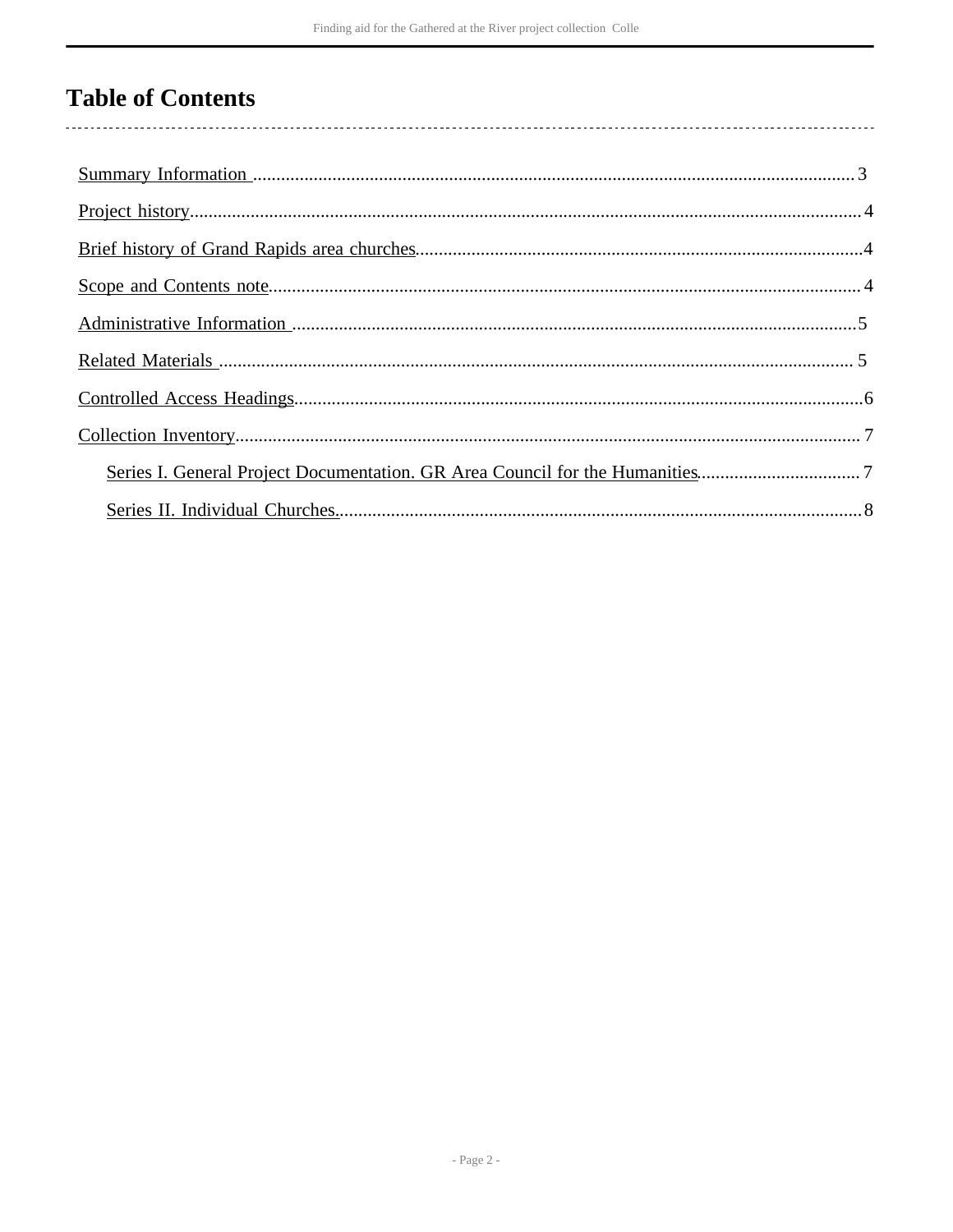# Table of Contents

- Summary Information ... 3
- Project history ... 4
- Brief history of Grand Rapids area churches ... 4
- Scope and Contents note ... 4
- Administrative Information ... 5
- Related Materials ... 5
- Controlled Access Headings ... 6
- Collection Inventory ... 7
  - Series I. General Project Documentation. GR Area Council for the Humanities ... 7
  - Series II. Individual Churches. ... 8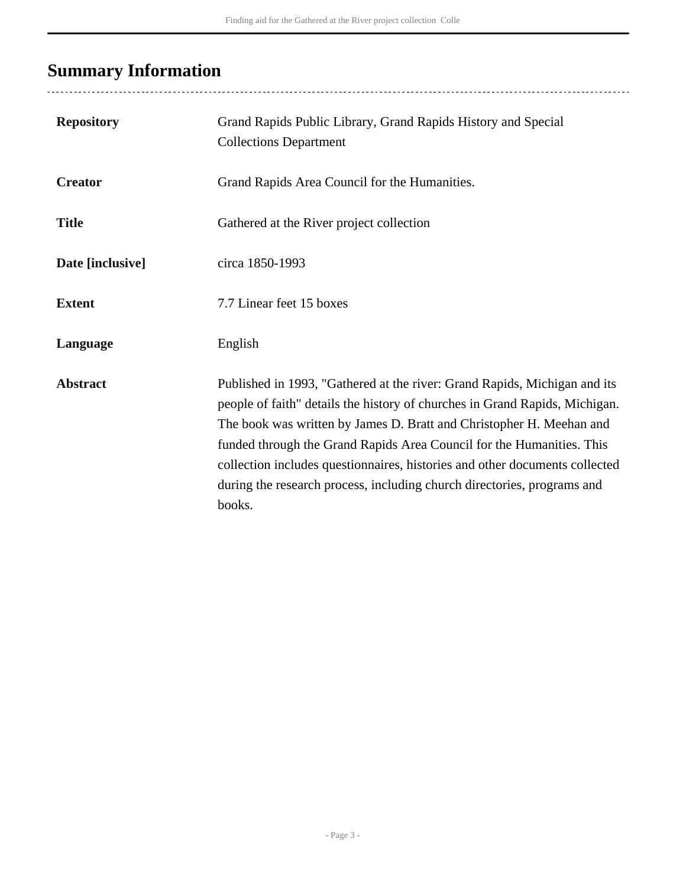## Summary Information

| | |
|---|---|
| **Repository** | Grand Rapids Public Library, Grand Rapids History and Special Collections Department |
| **Creator** | Grand Rapids Area Council for the Humanities. |
| **Title** | Gathered at the River project collection |
| **Date [inclusive]** | circa 1850-1993 |
| **Extent** | 7.7 Linear feet 15 boxes |
| **Language** | English |
| **Abstract** | Published in 1993, "Gathered at the river: Grand Rapids, Michigan and its people of faith" details the history of churches in Grand Rapids, Michigan. The book was written by James D. Bratt and Christopher H. Meehan and funded through the Grand Rapids Area Council for the Humanities. This collection includes questionnaires, histories and other documents collected during the research process, including church directories, programs and books. |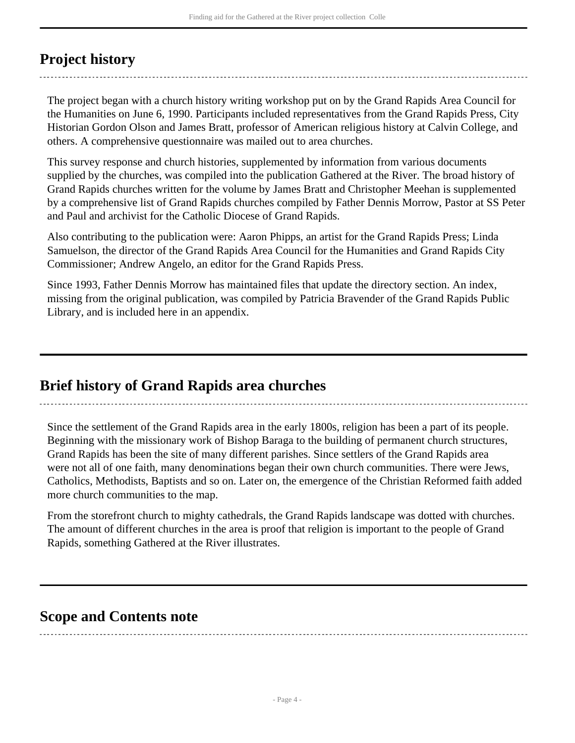## Project history

The project began with a church history writing workshop put on by the Grand Rapids Area Council for the Humanities on June 6, 1990. Participants included representatives from the Grand Rapids Press, City Historian Gordon Olson and James Bratt, professor of American religious history at Calvin College, and others. A comprehensive questionnaire was mailed out to area churches.

This survey response and church histories, supplemented by information from various documents supplied by the churches, was compiled into the publication Gathered at the River. The broad history of Grand Rapids churches written for the volume by James Bratt and Christopher Meehan is supplemented by a comprehensive list of Grand Rapids churches compiled by Father Dennis Morrow, Pastor at SS Peter and Paul and archivist for the Catholic Diocese of Grand Rapids.

Also contributing to the publication were: Aaron Phipps, an artist for the Grand Rapids Press; Linda Samuelson, the director of the Grand Rapids Area Council for the Humanities and Grand Rapids City Commissioner; Andrew Angelo, an editor for the Grand Rapids Press.

Since 1993, Father Dennis Morrow has maintained files that update the directory section. An index, missing from the original publication, was compiled by Patricia Bravender of the Grand Rapids Public Library, and is included here in an appendix.

## Brief history of Grand Rapids area churches

Since the settlement of the Grand Rapids area in the early 1800s, religion has been a part of its people. Beginning with the missionary work of Bishop Baraga to the building of permanent church structures, Grand Rapids has been the site of many different parishes. Since settlers of the Grand Rapids area were not all of one faith, many denominations began their own church communities. There were Jews, Catholics, Methodists, Baptists and so on. Later on, the emergence of the Christian Reformed faith added more church communities to the map.

From the storefront church to mighty cathedrals, the Grand Rapids landscape was dotted with churches. The amount of different churches in the area is proof that religion is important to the people of Grand Rapids, something Gathered at the River illustrates.

## Scope and Contents note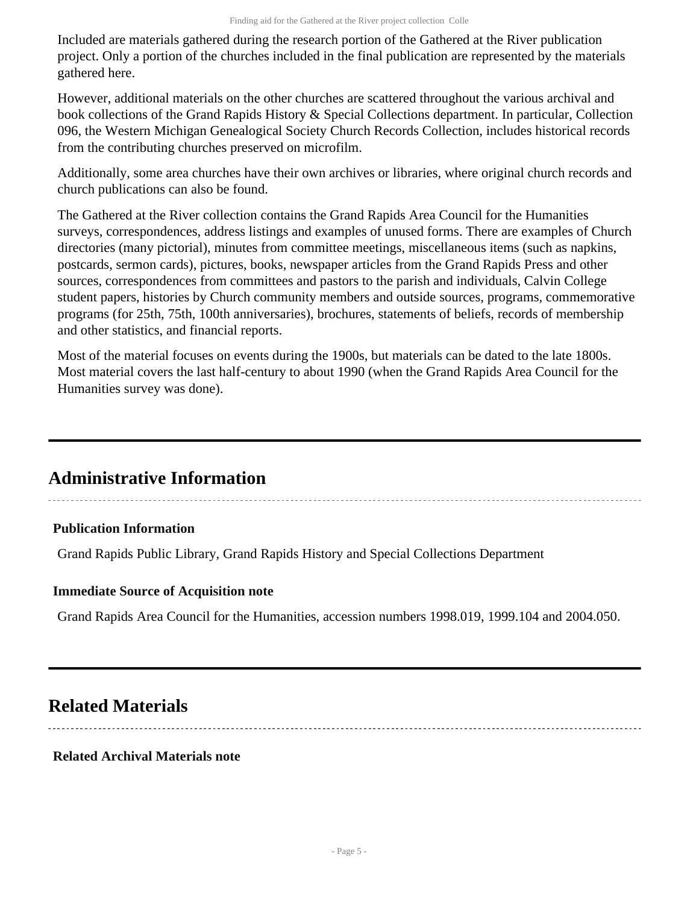Included are materials gathered during the research portion of the Gathered at the River publication project. Only a portion of the churches included in the final publication are represented by the materials gathered here.

However, additional materials on the other churches are scattered throughout the various archival and book collections of the Grand Rapids History & Special Collections department. In particular, Collection 096, the Western Michigan Genealogical Society Church Records Collection, includes historical records from the contributing churches preserved on microfilm.

Additionally, some area churches have their own archives or libraries, where original church records and church publications can also be found.

The Gathered at the River collection contains the Grand Rapids Area Council for the Humanities surveys, correspondences, address listings and examples of unused forms. There are examples of Church directories (many pictorial), minutes from committee meetings, miscellaneous items (such as napkins, postcards, sermon cards), pictures, books, newspaper articles from the Grand Rapids Press and other sources, correspondences from committees and pastors to the parish and individuals, Calvin College student papers, histories by Church community members and outside sources, programs, commemorative programs (for 25th, 75th, 100th anniversaries), brochures, statements of beliefs, records of membership and other statistics, and financial reports.

Most of the material focuses on events during the 1900s, but materials can be dated to the late 1800s. Most material covers the last half-century to about 1990 (when the Grand Rapids Area Council for the Humanities survey was done).

## Administrative Information

**Publication Information**

Grand Rapids Public Library, Grand Rapids History and Special Collections Department

**Immediate Source of Acquisition note**

Grand Rapids Area Council for the Humanities, accession numbers 1998.019, 1999.104 and 2004.050.

## Related Materials

**Related Archival Materials note**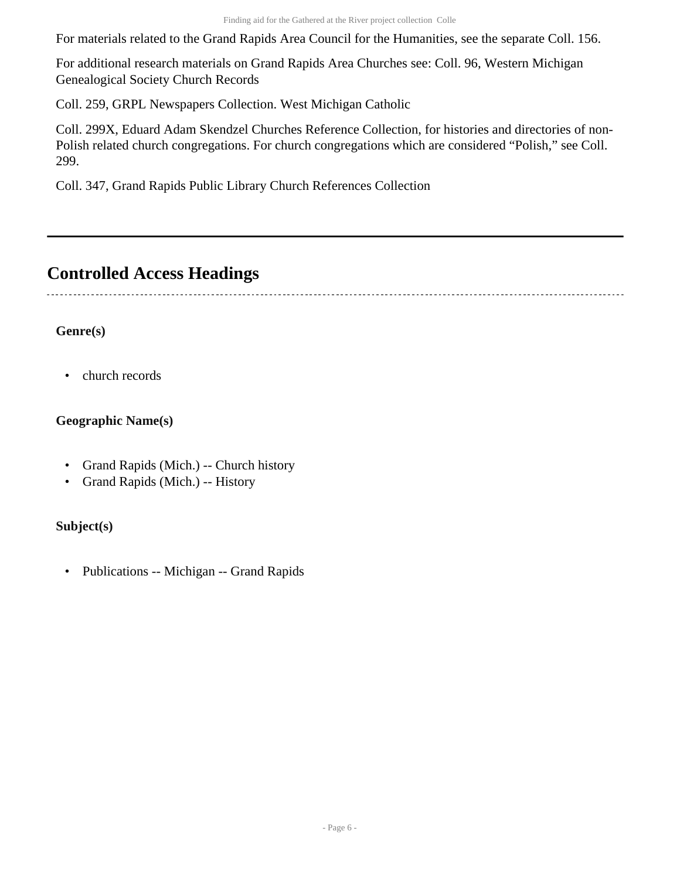For materials related to the Grand Rapids Area Council for the Humanities, see the separate Coll. 156.

For additional research materials on Grand Rapids Area Churches see: Coll. 96, Western Michigan Genealogical Society Church Records

Coll. 259, GRPL Newspapers Collection. West Michigan Catholic

Coll. 299X, Eduard Adam Skendzel Churches Reference Collection, for histories and directories of non-Polish related church congregations. For church congregations which are considered “Polish,” see Coll. 299.

Coll. 347, Grand Rapids Public Library Church References Collection

---

## Controlled Access Headings

**Genre(s)**

- church records

**Geographic Name(s)**

- Grand Rapids (Mich.) -- Church history
- Grand Rapids (Mich.) -- History

**Subject(s)**

- Publications -- Michigan -- Grand Rapids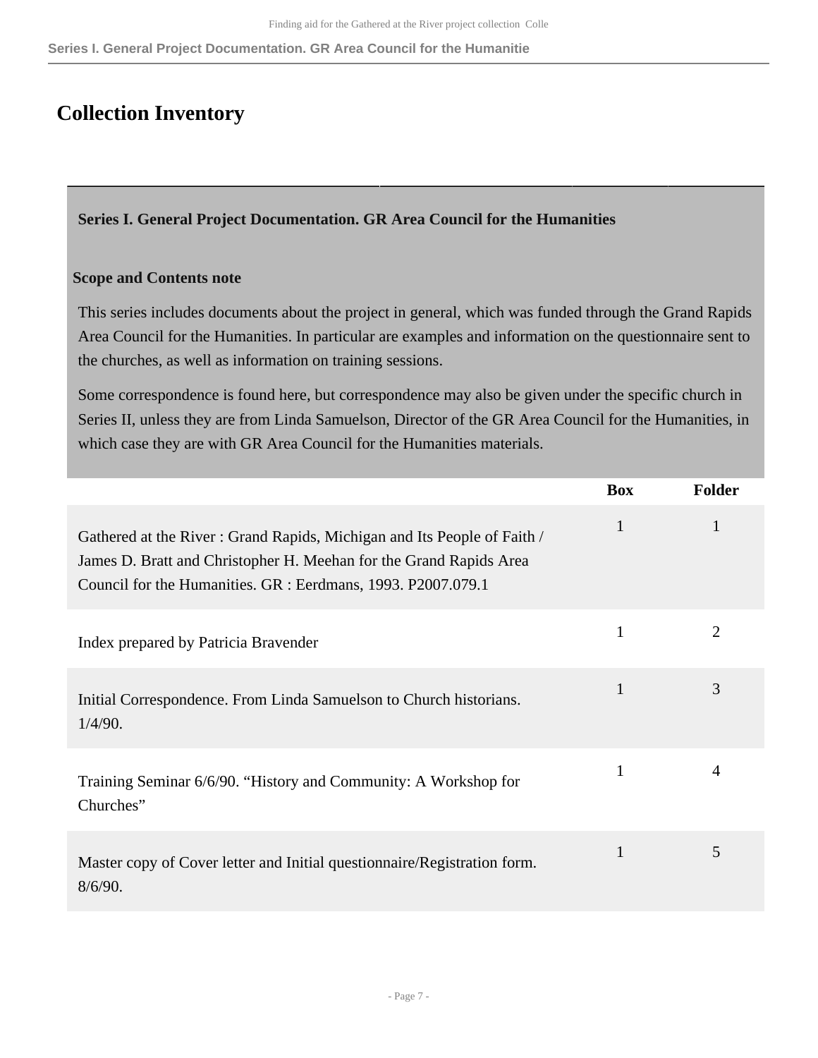# Collection Inventory

## Series I. General Project Documentation. GR Area Council for the Humanities

### Scope and Contents note

This series includes documents about the project in general, which was funded through the Grand Rapids Area Council for the Humanities. In particular are examples and information on the questionnaire sent to the churches, as well as information on training sessions.

Some correspondence is found here, but correspondence may also be given under the specific church in Series II, unless they are from Linda Samuelson, Director of the GR Area Council for the Humanities, in which case they are with GR Area Council for the Humanities materials.

| | Box | Folder |
|---|---|---|
| Gathered at the River : Grand Rapids, Michigan and Its People of Faith / James D. Bratt and Christopher H. Meehan for the Grand Rapids Area Council for the Humanities. GR : Eerdmans, 1993. P2007.079.1 | 1 | 1 |
| Index prepared by Patricia Bravender | 1 | 2 |
| Initial Correspondence. From Linda Samuelson to Church historians. 1/4/90. | 1 | 3 |
| Training Seminar 6/6/90. "History and Community: A Workshop for Churches" | 1 | 4 |
| Master copy of Cover letter and Initial questionnaire/Registration form. 8/6/90. | 1 | 5 |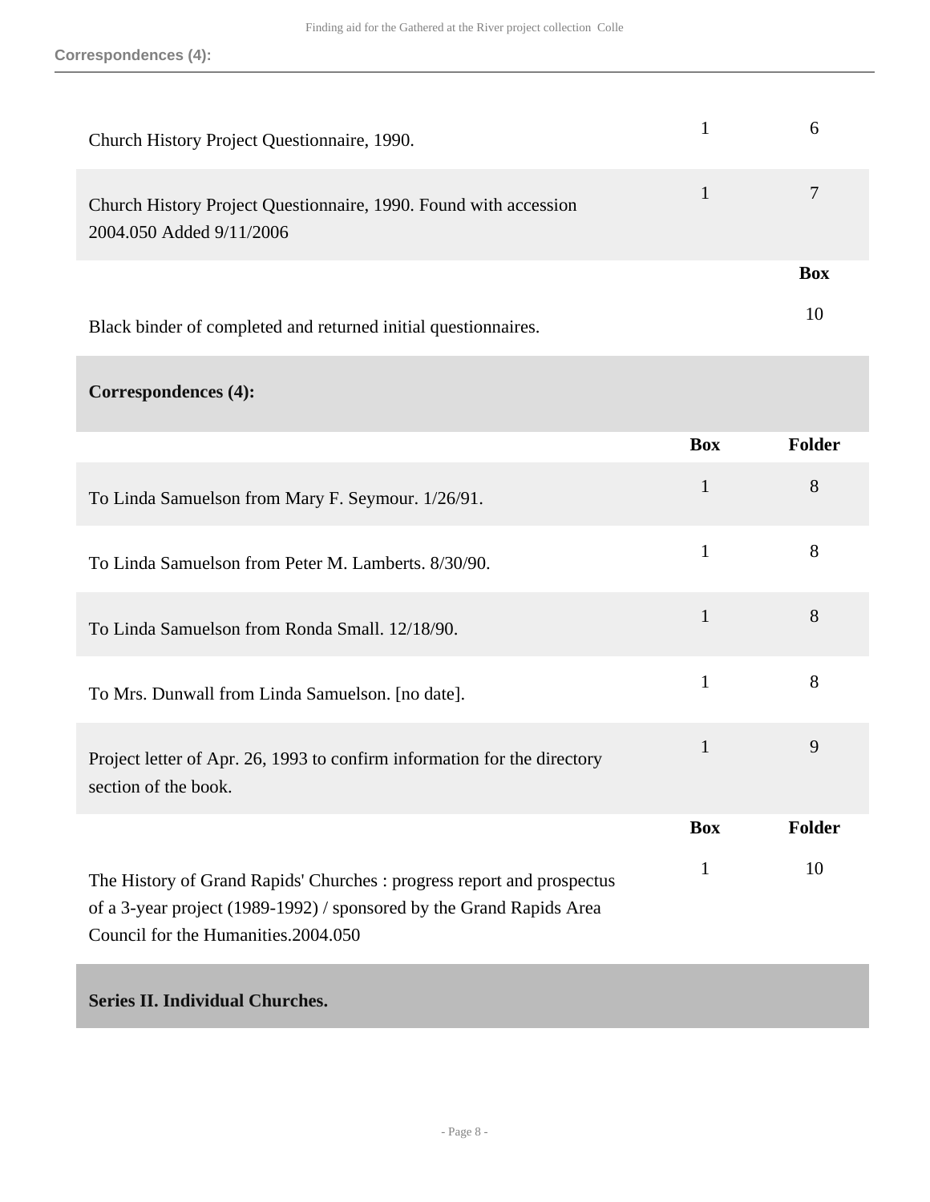| | Box | Folder |
|---|---|---|
| Church History Project Questionnaire, 1990. | 1 | 6 |
| Church History Project Questionnaire, 1990. Found with accession 2004.050 Added 9/11/2006 | 1 | 7 |

| | Box |
|---|---|
| Black binder of completed and returned initial questionnaires. | 10 |

**Correspondences (4):**

| | Box | Folder |
|---|---|---|
| To Linda Samuelson from Mary F. Seymour. 1/26/91. | 1 | 8 |
| To Linda Samuelson from Peter M. Lamberts. 8/30/90. | 1 | 8 |
| To Linda Samuelson from Ronda Small. 12/18/90. | 1 | 8 |
| To Mrs. Dunwall from Linda Samuelson. [no date]. | 1 | 8 |
| Project letter of Apr. 26, 1993 to confirm information for the directory section of the book. | 1 | 9 |

| | Box | Folder |
|---|---|---|
| The History of Grand Rapids' Churches : progress report and prospectus of a 3-year project (1989-1992) / sponsored by the Grand Rapids Area Council for the Humanities.2004.050 | 1 | 10 |

**Series II. Individual Churches.**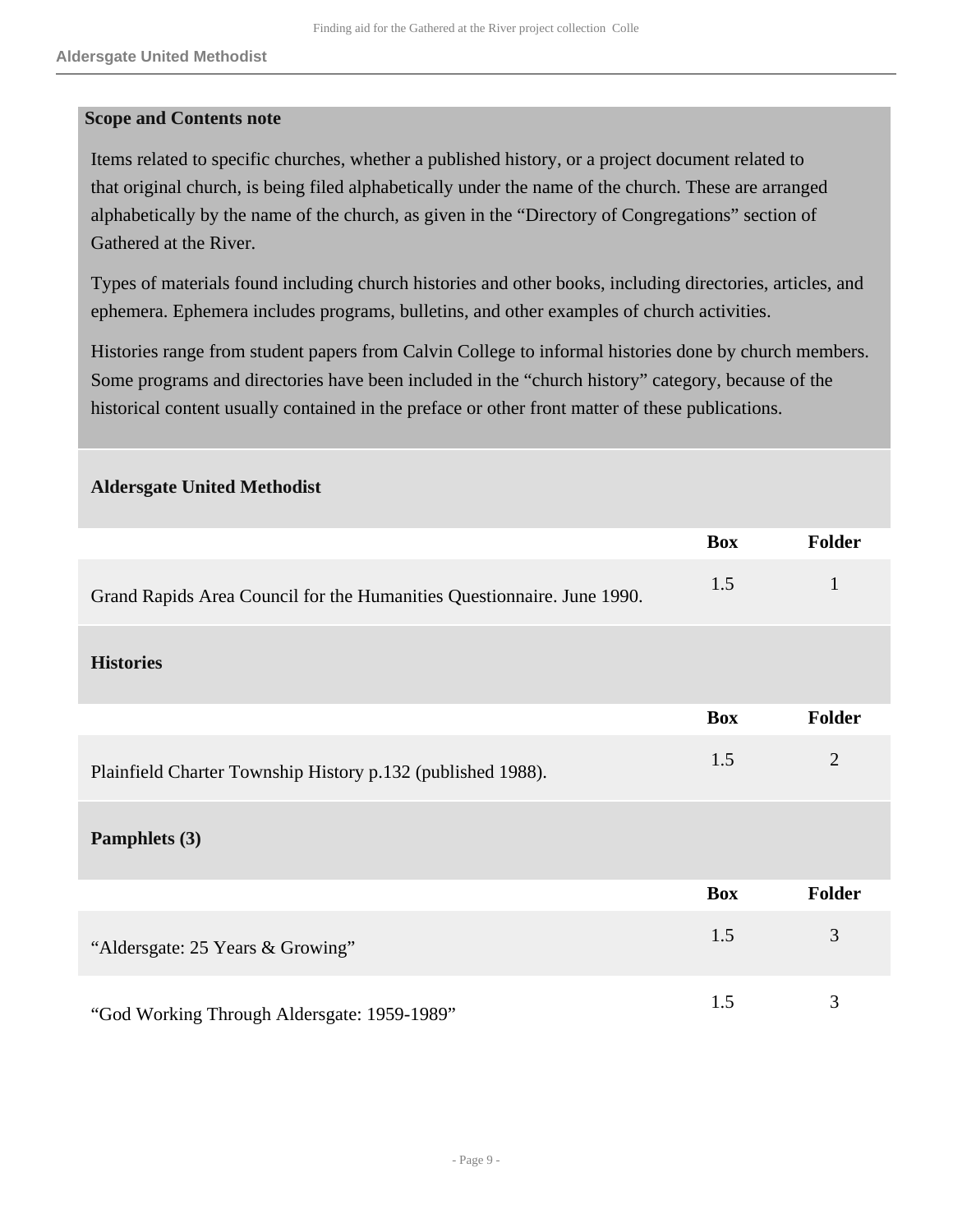**Scope and Contents note**

Items related to specific churches, whether a published history, or a project document related to that original church, is being filed alphabetically under the name of the church. These are arranged alphabetically by the name of the church, as given in the "Directory of Congregations" section of Gathered at the River.

Types of materials found including church histories and other books, including directories, articles, and ephemera. Ephemera includes programs, bulletins, and other examples of church activities.

Histories range from student papers from Calvin College to informal histories done by church members. Some programs and directories have been included in the "church history" category, because of the historical content usually contained in the preface or other front matter of these publications.

### Aldersgate United Methodist

| | Box | Folder |
|---|---|---|
| Grand Rapids Area Council for the Humanities Questionnaire. June 1990. | 1.5 | 1 |

#### Histories

| | Box | Folder |
|---|---|---|
| Plainfield Charter Township History p.132 (published 1988). | 1.5 | 2 |

#### Pamphlets (3)

| | Box | Folder |
|---|---|---|
| "Aldersgate: 25 Years & Growing" | 1.5 | 3 |
| "God Working Through Aldersgate: 1959-1989" | 1.5 | 3 |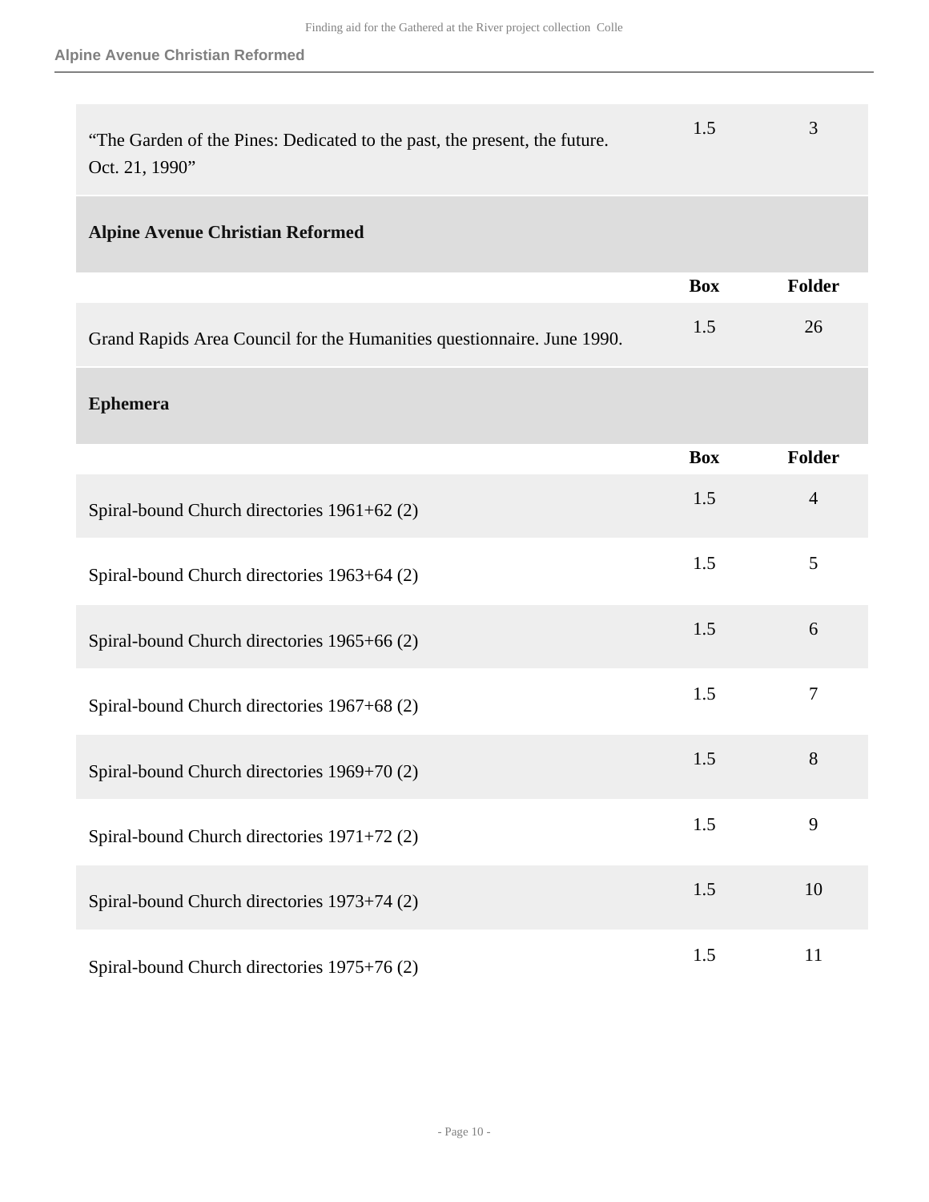| | Box | Folder |
|---|---|---|
| “The Garden of the Pines: Dedicated to the past, the present, the future. Oct. 21, 1990” | 1.5 | 3 |

### Alpine Avenue Christian Reformed

| | Box | Folder |
|---|---|---|
| Grand Rapids Area Council for the Humanities questionnaire. June 1990. | 1.5 | 26 |

### Ephemera

| | Box | Folder |
|---|---|---|
| Spiral-bound Church directories 1961+62 (2) | 1.5 | 4 |
| Spiral-bound Church directories 1963+64 (2) | 1.5 | 5 |
| Spiral-bound Church directories 1965+66 (2) | 1.5 | 6 |
| Spiral-bound Church directories 1967+68 (2) | 1.5 | 7 |
| Spiral-bound Church directories 1969+70 (2) | 1.5 | 8 |
| Spiral-bound Church directories 1971+72 (2) | 1.5 | 9 |
| Spiral-bound Church directories 1973+74 (2) | 1.5 | 10 |
| Spiral-bound Church directories 1975+76 (2) | 1.5 | 11 |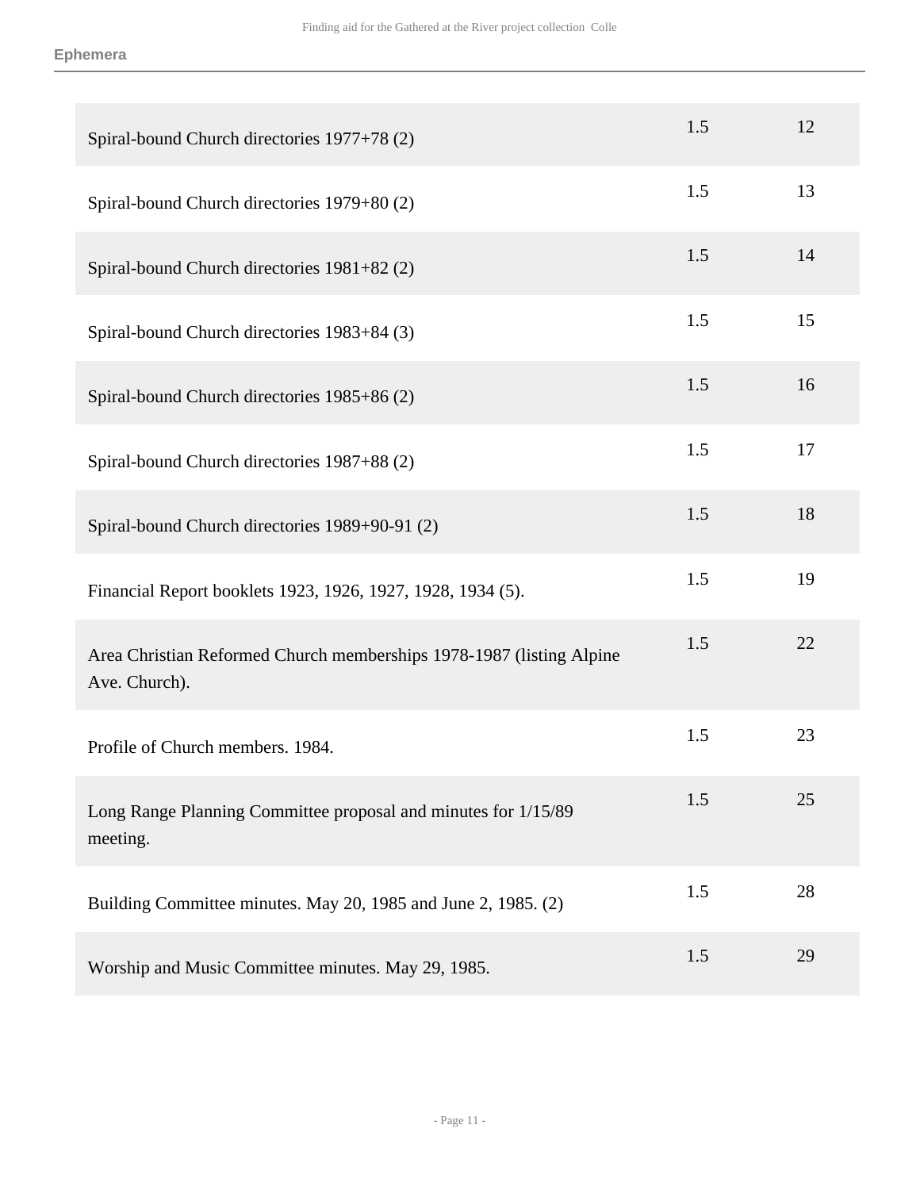| | | |
|---|---|---|
| Spiral-bound Church directories 1977+78 (2) | 1.5 | 12 |
| Spiral-bound Church directories 1979+80 (2) | 1.5 | 13 |
| Spiral-bound Church directories 1981+82 (2) | 1.5 | 14 |
| Spiral-bound Church directories 1983+84 (3) | 1.5 | 15 |
| Spiral-bound Church directories 1985+86 (2) | 1.5 | 16 |
| Spiral-bound Church directories 1987+88 (2) | 1.5 | 17 |
| Spiral-bound Church directories 1989+90-91 (2) | 1.5 | 18 |
| Financial Report booklets 1923, 1926, 1927, 1928, 1934 (5). | 1.5 | 19 |
| Area Christian Reformed Church memberships 1978-1987 (listing Alpine Ave. Church). | 1.5 | 22 |
| Profile of Church members. 1984. | 1.5 | 23 |
| Long Range Planning Committee proposal and minutes for 1/15/89 meeting. | 1.5 | 25 |
| Building Committee minutes. May 20, 1985 and June 2, 1985. (2) | 1.5 | 28 |
| Worship and Music Committee minutes. May 29, 1985. | 1.5 | 29 |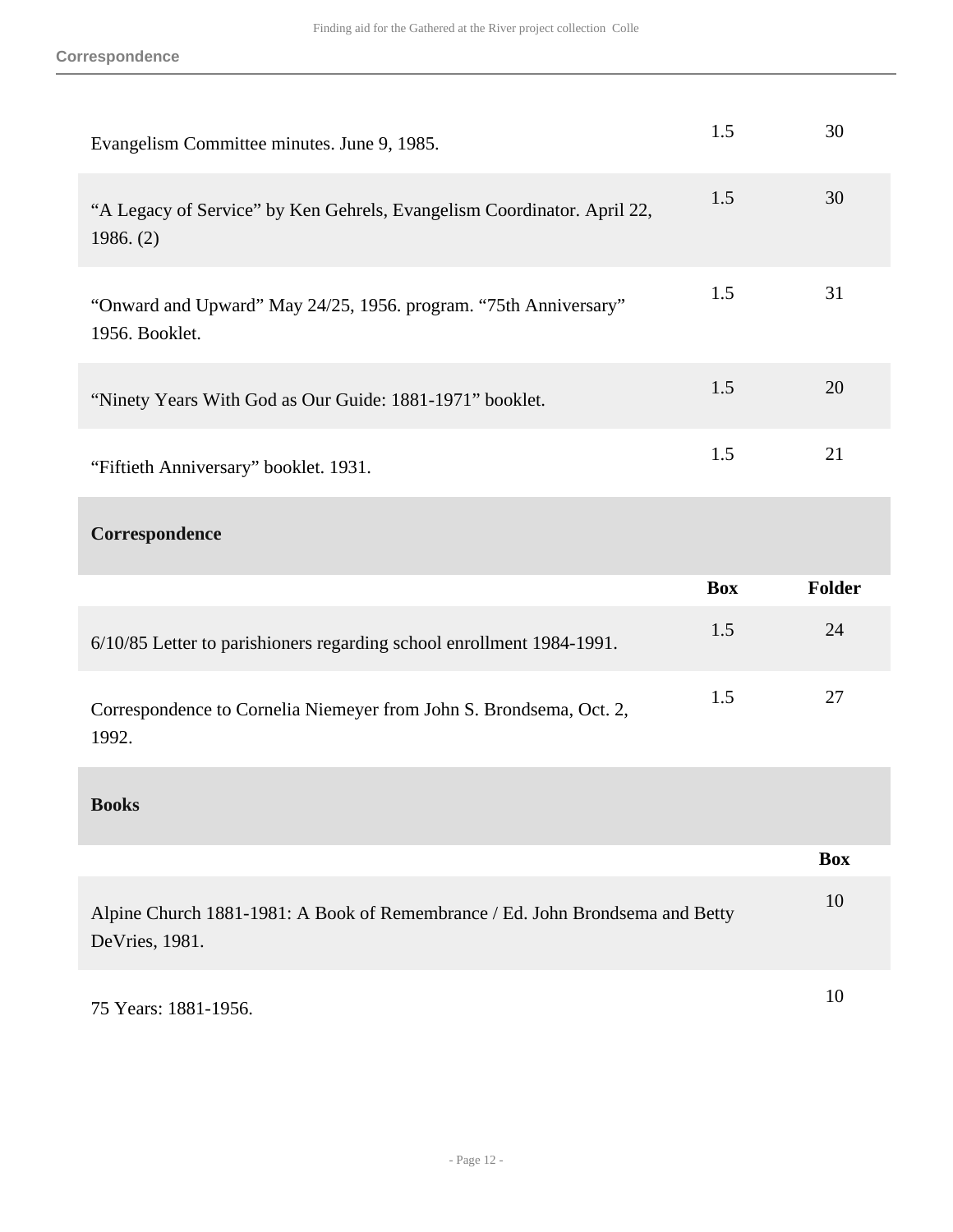| | Box | Folder |
|---|---|---|
| Evangelism Committee minutes. June 9, 1985. | 1.5 | 30 |
| “A Legacy of Service” by Ken Gehrels, Evangelism Coordinator. April 22, 1986. (2) | 1.5 | 30 |
| “Onward and Upward” May 24/25, 1956. program. “75th Anniversary” 1956. Booklet. | 1.5 | 31 |
| “Ninety Years With God as Our Guide: 1881-1971” booklet. | 1.5 | 20 |
| “Fiftieth Anniversary” booklet. 1931. | 1.5 | 21 |

**Correspondence**

| | Box | Folder |
|---|---|---|
| 6/10/85 Letter to parishioners regarding school enrollment 1984-1991. | 1.5 | 24 |
| Correspondence to Cornelia Niemeyer from John S. Brondsema, Oct. 2, 1992. | 1.5 | 27 |

**Books**

| | Box |
|---|---|
| Alpine Church 1881-1981: A Book of Remembrance / Ed. John Brondsema and Betty DeVries, 1981. | 10 |
| 75 Years: 1881-1956. | 10 |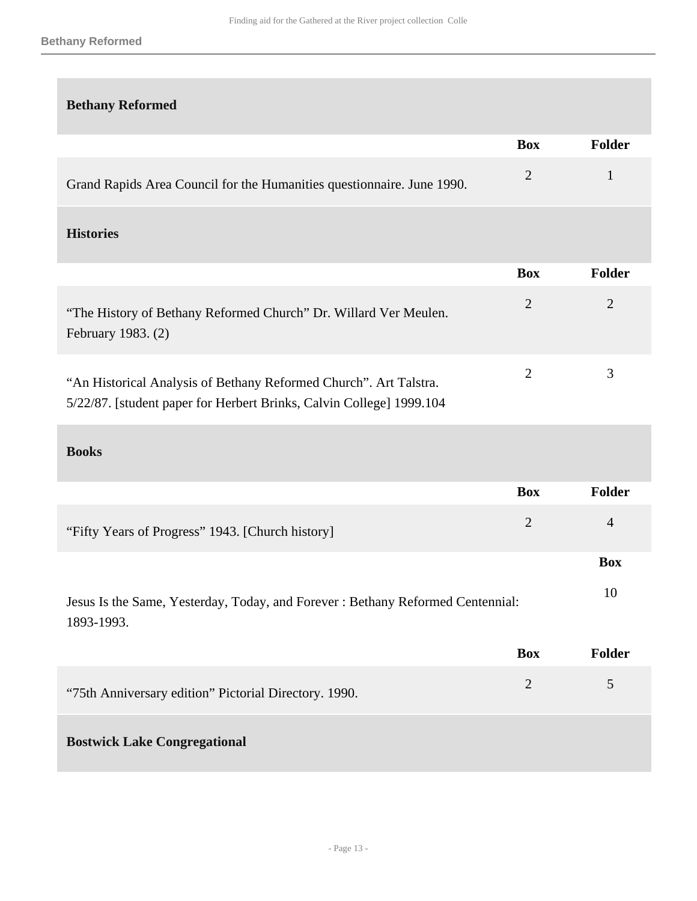## Bethany Reformed

| | Box | Folder |
|---|---|---|
| Grand Rapids Area Council for the Humanities questionnaire. June 1990. | 2 | 1 |

### Histories

| | Box | Folder |
|---|---|---|
| "The History of Bethany Reformed Church" Dr. Willard Ver Meulen. February 1983. (2) | 2 | 2 |
| "An Historical Analysis of Bethany Reformed Church". Art Talstra. 5/22/87. [student paper for Herbert Brinks, Calvin College] 1999.104 | 2 | 3 |

### Books

| | Box | Folder |
|---|---|---|
| "Fifty Years of Progress" 1943. [Church history] | 2 | 4 |

| | Box |
|---|---|
| Jesus Is the Same, Yesterday, Today, and Forever : Bethany Reformed Centennial: 1893-1993. | 10 |

| | Box | Folder |
|---|---|---|
| "75th Anniversary edition" Pictorial Directory. 1990. | 2 | 5 |

## Bostwick Lake Congregational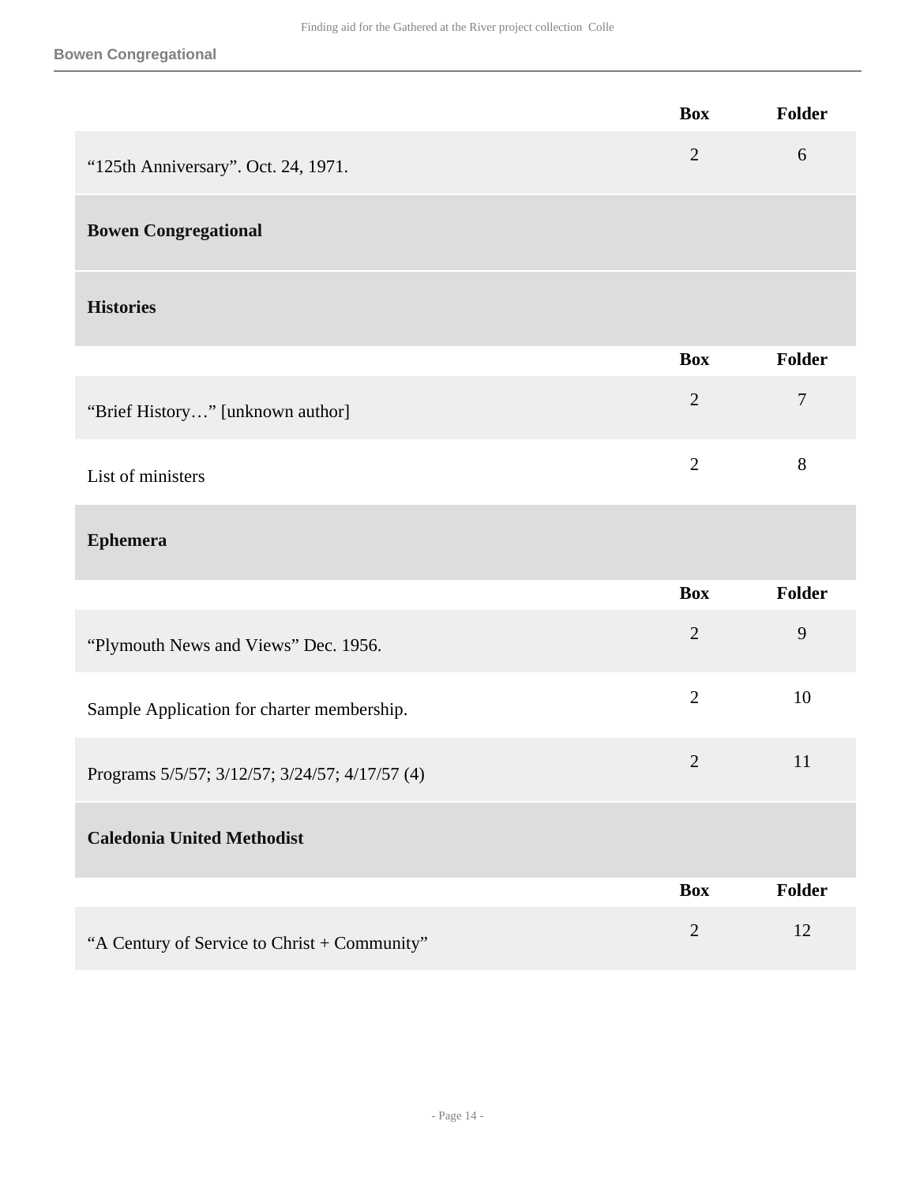| | Box | Folder |
|---|---|---|
| "125th Anniversary". Oct. 24, 1971. | 2 | 6 |

## Bowen Congregational

### Histories

| | Box | Folder |
|---|---|---|
| "Brief History…" [unknown author] | 2 | 7 |
| List of ministers | 2 | 8 |

### Ephemera

| | Box | Folder |
|---|---|---|
| "Plymouth News and Views" Dec. 1956. | 2 | 9 |
| Sample Application for charter membership. | 2 | 10 |
| Programs 5/5/57; 3/12/57; 3/24/57; 4/17/57 (4) | 2 | 11 |

## Caledonia United Methodist

| | Box | Folder |
|---|---|---|
| "A Century of Service to Christ + Community" | 2 | 12 |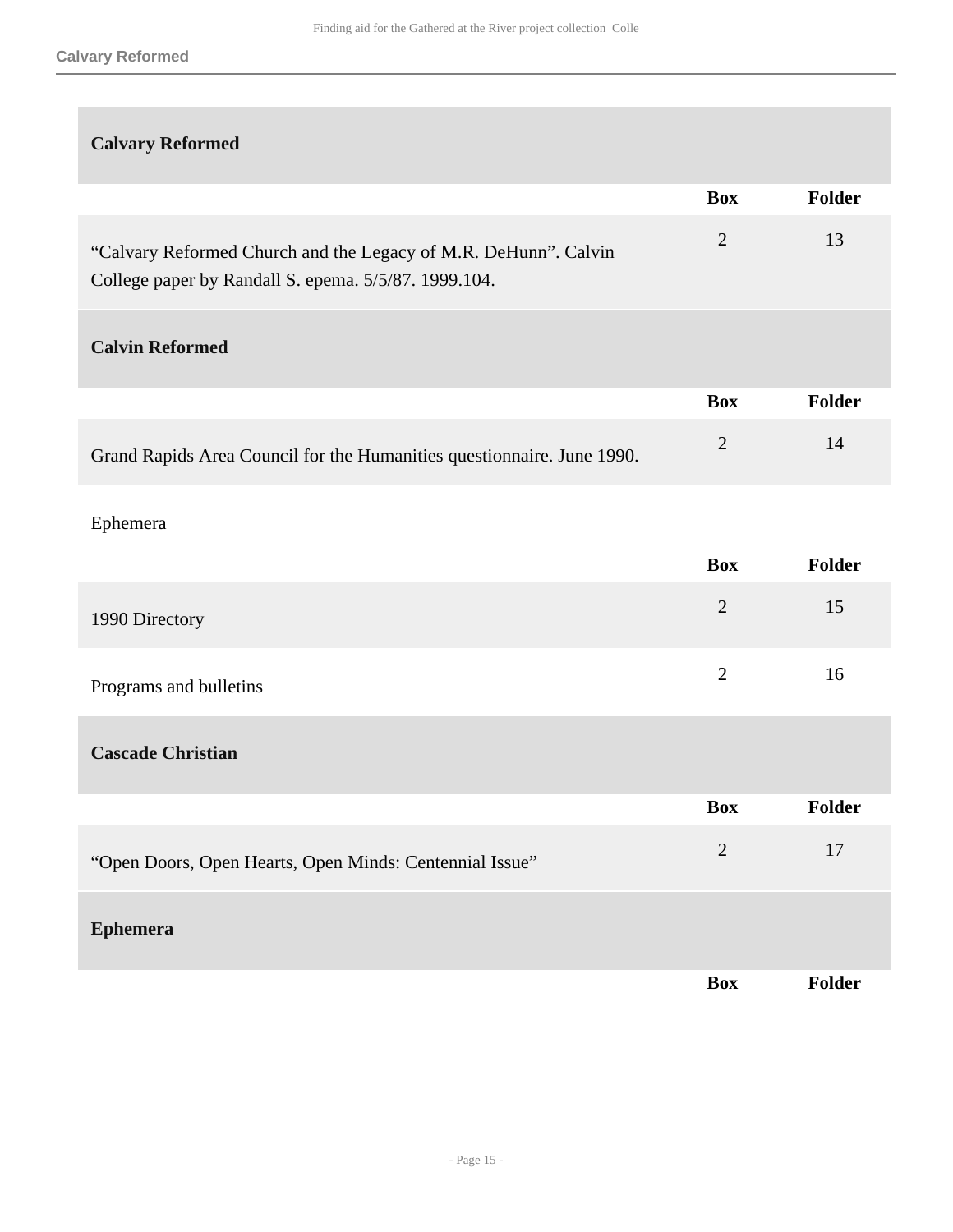### Calvary Reformed

| | Box | Folder |
|---|---|---|
| “Calvary Reformed Church and the Legacy of M.R. DeHunn”. Calvin College paper by Randall S. epema. 5/5/87. 1999.104. | 2 | 13 |

### Calvin Reformed

| | Box | Folder |
|---|---|---|
| Grand Rapids Area Council for the Humanities questionnaire. June 1990. | 2 | 14 |

Ephemera

| | Box | Folder |
|---|---|---|
| 1990 Directory | 2 | 15 |
| Programs and bulletins | 2 | 16 |

### Cascade Christian

| | Box | Folder |
|---|---|---|
| “Open Doors, Open Hearts, Open Minds: Centennial Issue” | 2 | 17 |

### Ephemera

| | Box | Folder |
|---|---|---|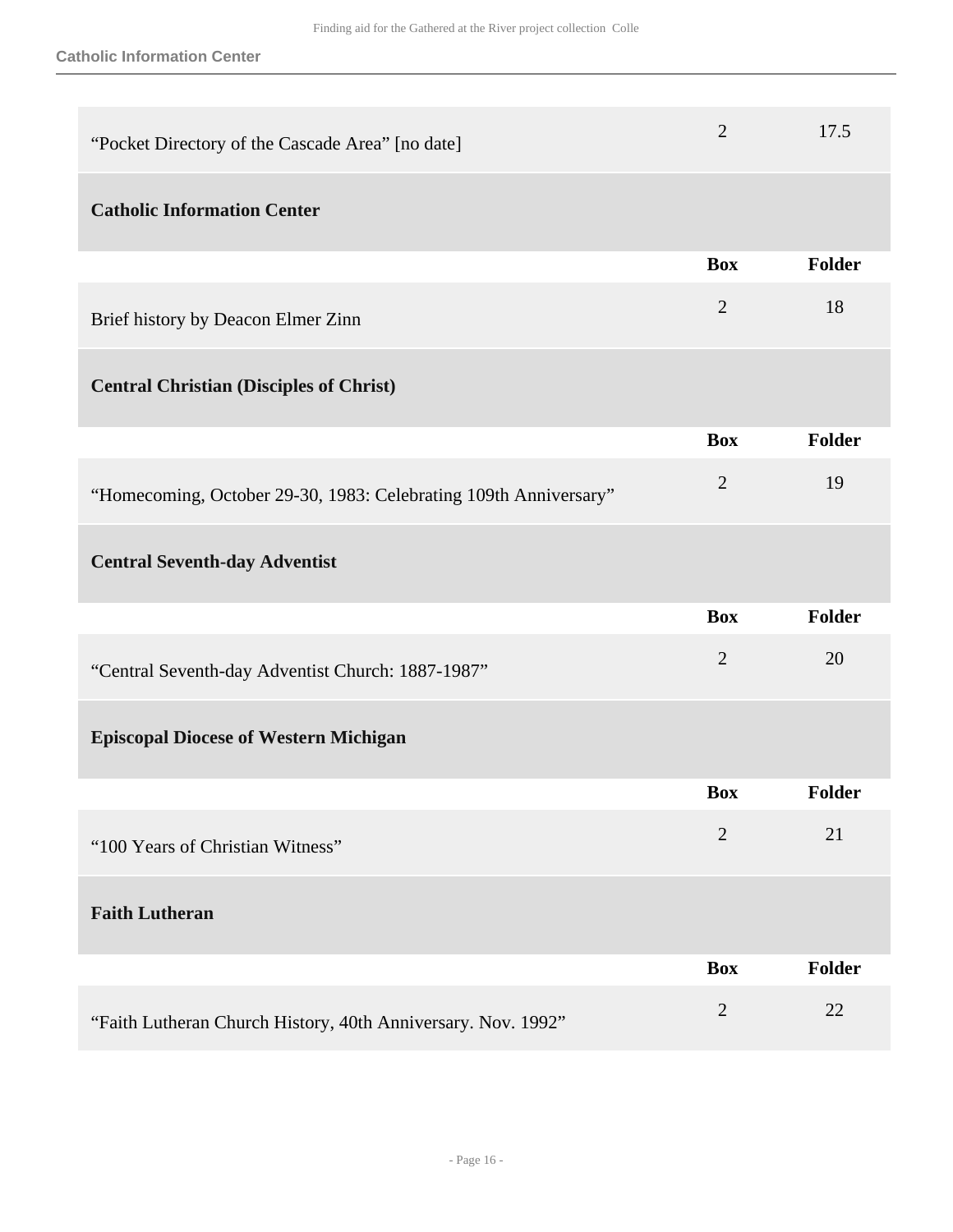| | Box | Folder |
|---|---|---|
| “Pocket Directory of the Cascade Area” [no date] | 2 | 17.5 |

**Catholic Information Center**

| | Box | Folder |
|---|---|---|
| Brief history by Deacon Elmer Zinn | 2 | 18 |

**Central Christian (Disciples of Christ)**

| | Box | Folder |
|---|---|---|
| “Homecoming, October 29-30, 1983: Celebrating 109th Anniversary” | 2 | 19 |

**Central Seventh-day Adventist**

| | Box | Folder |
|---|---|---|
| “Central Seventh-day Adventist Church: 1887-1987” | 2 | 20 |

**Episcopal Diocese of Western Michigan**

| | Box | Folder |
|---|---|---|
| “100 Years of Christian Witness” | 2 | 21 |

**Faith Lutheran**

| | Box | Folder |
|---|---|---|
| “Faith Lutheran Church History, 40th Anniversary. Nov. 1992” | 2 | 22 |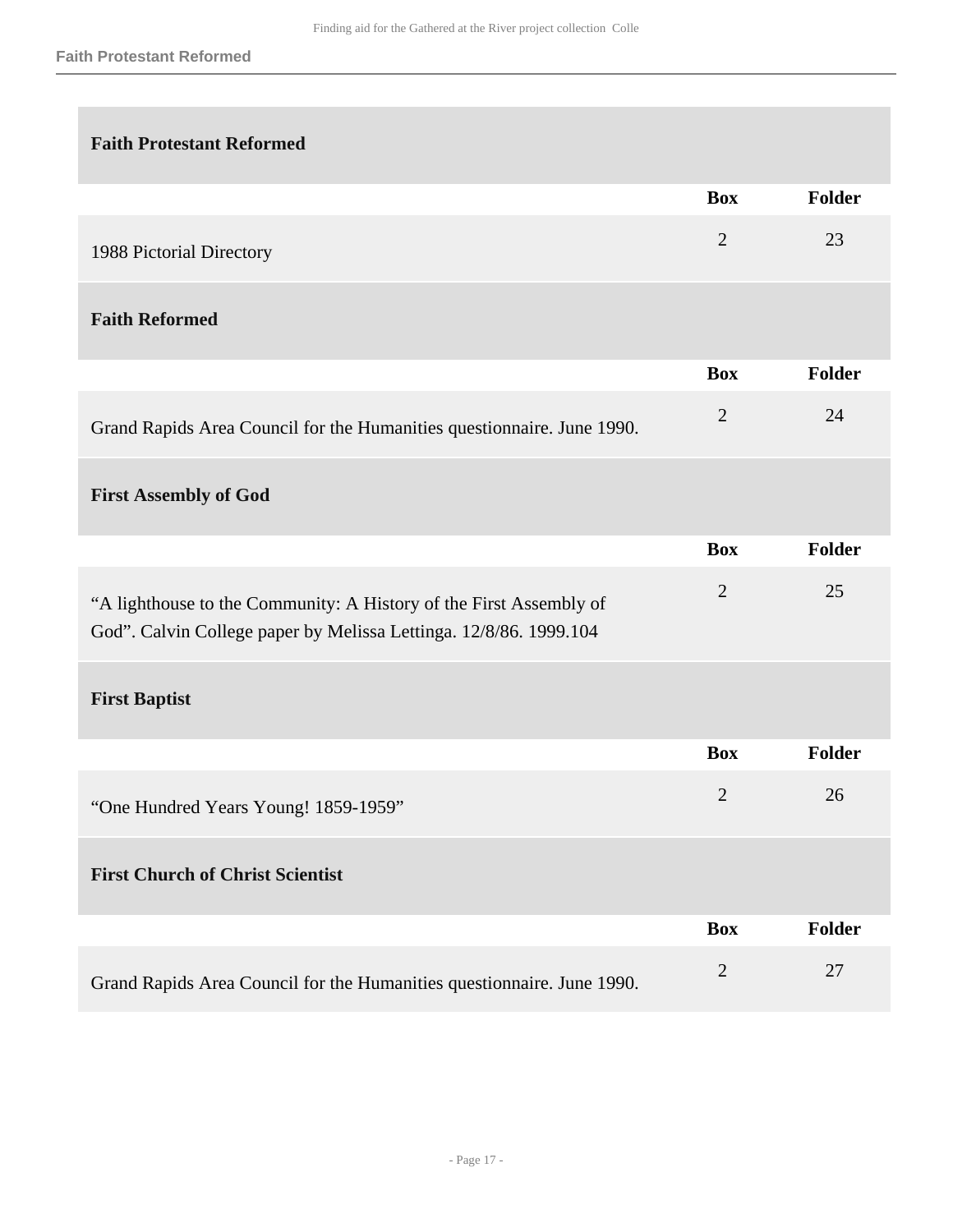### Faith Protestant Reformed

| | Box | Folder |
|---|---|---|
| 1988 Pictorial Directory | 2 | 23 |

### Faith Reformed

| | Box | Folder |
|---|---|---|
| Grand Rapids Area Council for the Humanities questionnaire. June 1990. | 2 | 24 |

### First Assembly of God

| | Box | Folder |
|---|---|---|
| "A lighthouse to the Community: A History of the First Assembly of God". Calvin College paper by Melissa Lettinga. 12/8/86. 1999.104 | 2 | 25 |

### First Baptist

| | Box | Folder |
|---|---|---|
| "One Hundred Years Young! 1859-1959" | 2 | 26 |

### First Church of Christ Scientist

| | Box | Folder |
|---|---|---|
| Grand Rapids Area Council for the Humanities questionnaire. June 1990. | 2 | 27 |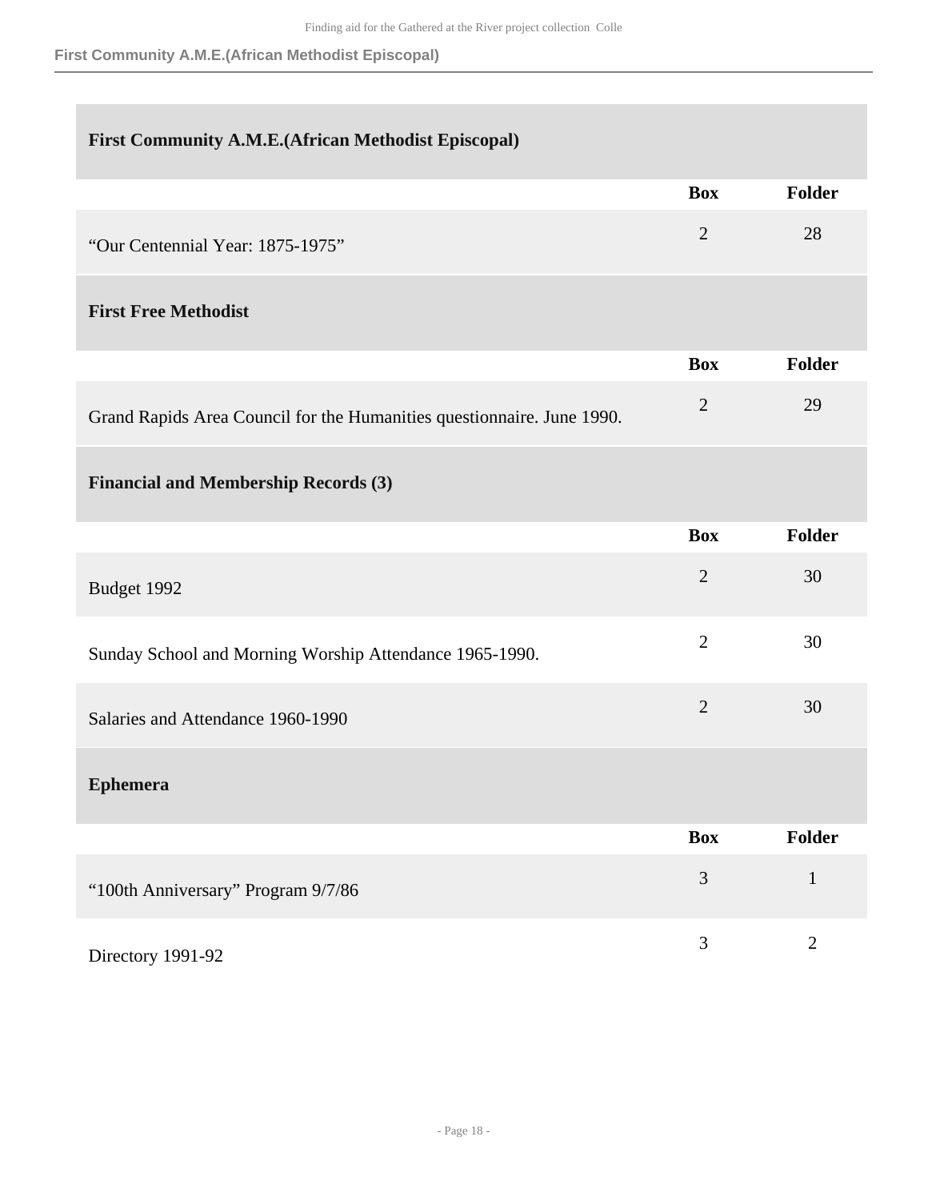## First Community A.M.E.(African Methodist Episcopal)

| | Box | Folder |
|---|---|---|
| "Our Centennial Year: 1875-1975" | 2 | 28 |

## First Free Methodist

| | Box | Folder |
|---|---|---|
| Grand Rapids Area Council for the Humanities questionnaire. June 1990. | 2 | 29 |

### Financial and Membership Records (3)

| | Box | Folder |
|---|---|---|
| Budget 1992 | 2 | 30 |
| Sunday School and Morning Worship Attendance 1965-1990. | 2 | 30 |
| Salaries and Attendance 1960-1990 | 2 | 30 |

### Ephemera

| | Box | Folder |
|---|---|---|
| "100th Anniversary" Program 9/7/86 | 3 | 1 |
| Directory 1991-92 | 3 | 2 |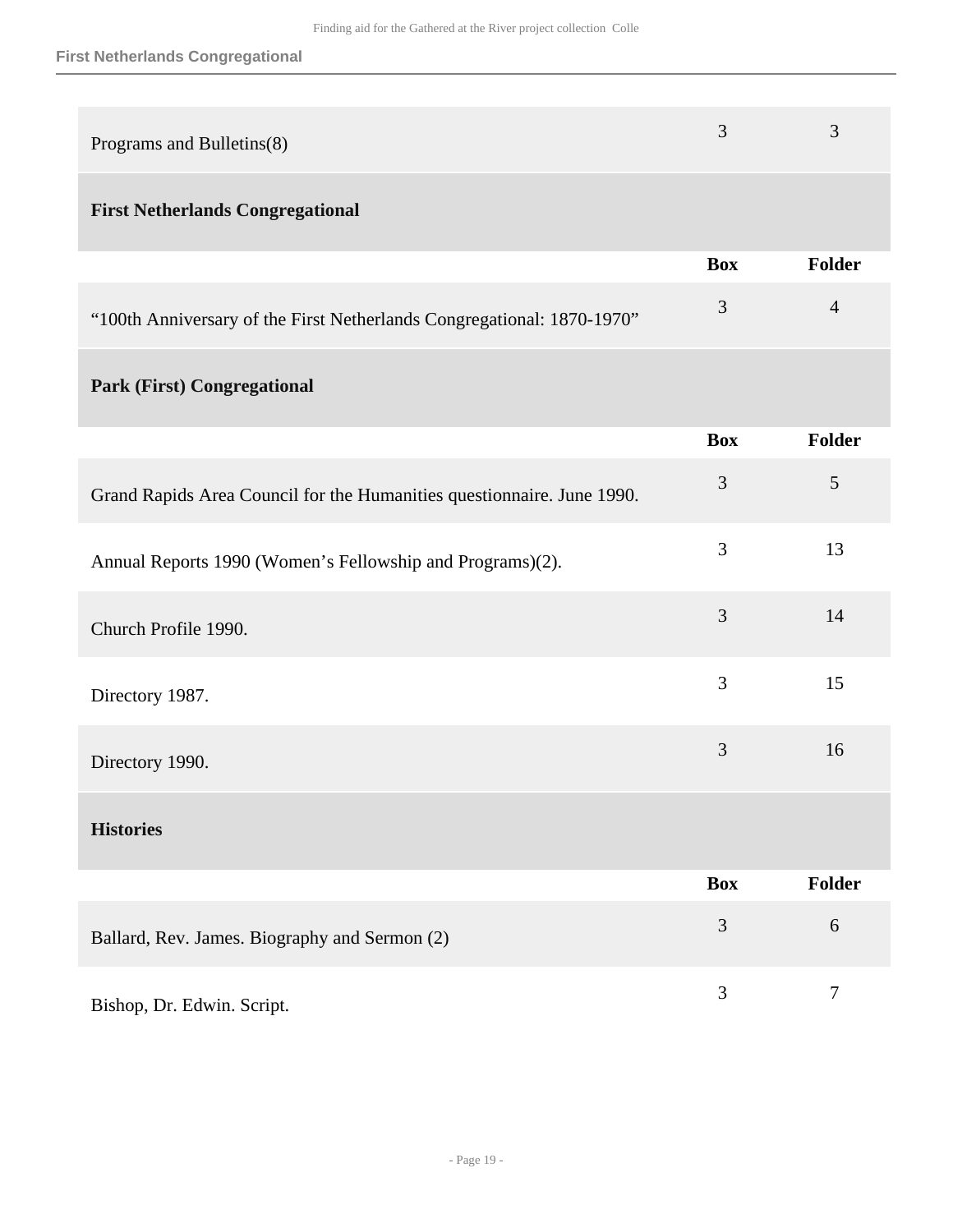| | Box | Folder |
|---|---|---|
| Programs and Bulletins(8) | 3 | 3 |

### First Netherlands Congregational

| | Box | Folder |
|---|---|---|
| “100th Anniversary of the First Netherlands Congregational: 1870-1970” | 3 | 4 |

### Park (First) Congregational

| | Box | Folder |
|---|---|---|
| Grand Rapids Area Council for the Humanities questionnaire. June 1990. | 3 | 5 |
| Annual Reports 1990 (Women’s Fellowship and Programs)(2). | 3 | 13 |
| Church Profile 1990. | 3 | 14 |
| Directory 1987. | 3 | 15 |
| Directory 1990. | 3 | 16 |

### Histories

| | Box | Folder |
|---|---|---|
| Ballard, Rev. James. Biography and Sermon (2) | 3 | 6 |
| Bishop, Dr. Edwin. Script. | 3 | 7 |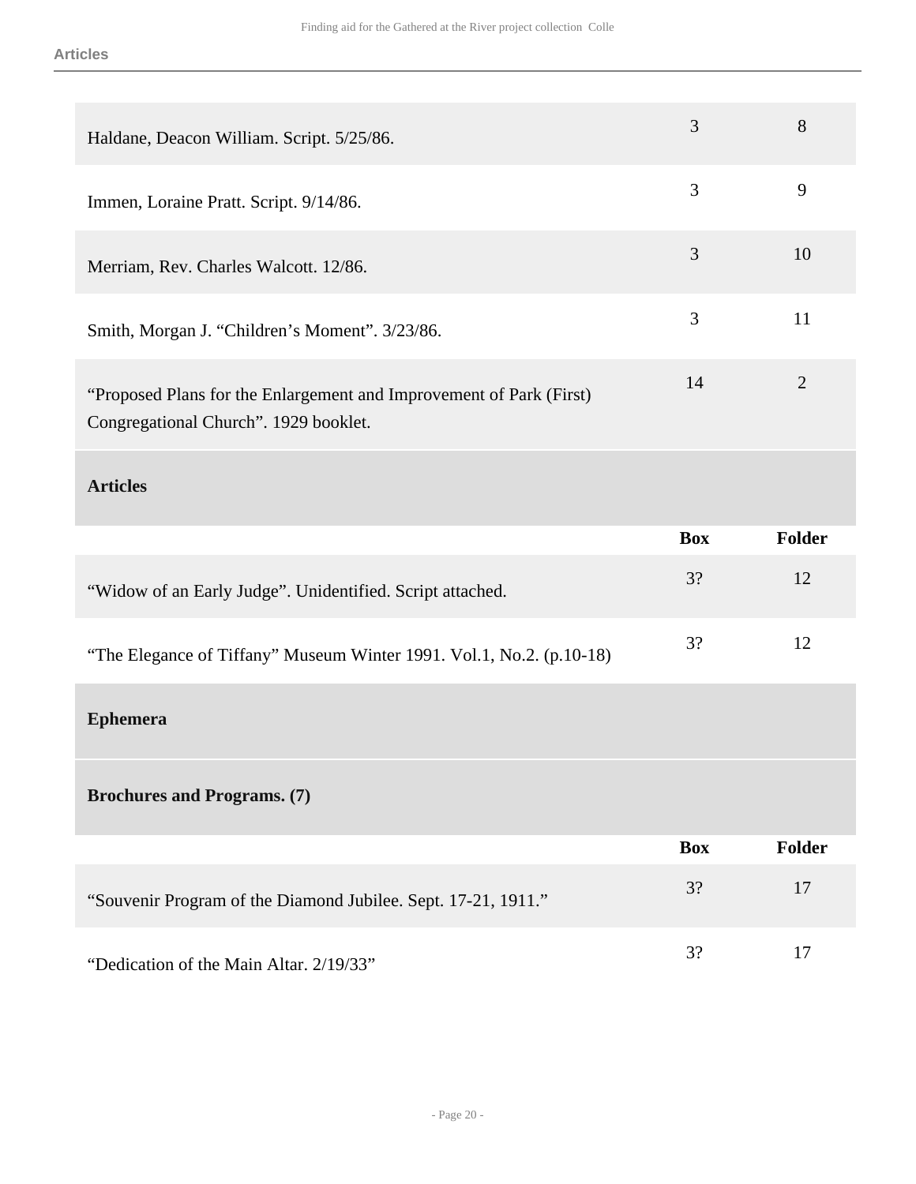| | Box | Folder |
|---|---|---|
| Haldane, Deacon William. Script. 5/25/86. | 3 | 8 |
| Immen, Loraine Pratt. Script. 9/14/86. | 3 | 9 |
| Merriam, Rev. Charles Walcott. 12/86. | 3 | 10 |
| Smith, Morgan J. “Children’s Moment”. 3/23/86. | 3 | 11 |
| “Proposed Plans for the Enlargement and Improvement of Park (First) Congregational Church”. 1929 booklet. | 14 | 2 |

**Articles**

| | Box | Folder |
|---|---|---|
| “Widow of an Early Judge”. Unidentified. Script attached. | 3? | 12 |
| “The Elegance of Tiffany” Museum Winter 1991. Vol.1, No.2. (p.10-18) | 3? | 12 |

**Ephemera**

**Brochures and Programs. (7)**

| | Box | Folder |
|---|---|---|
| “Souvenir Program of the Diamond Jubilee. Sept. 17-21, 1911.” | 3? | 17 |
| “Dedication of the Main Altar. 2/19/33” | 3? | 17 |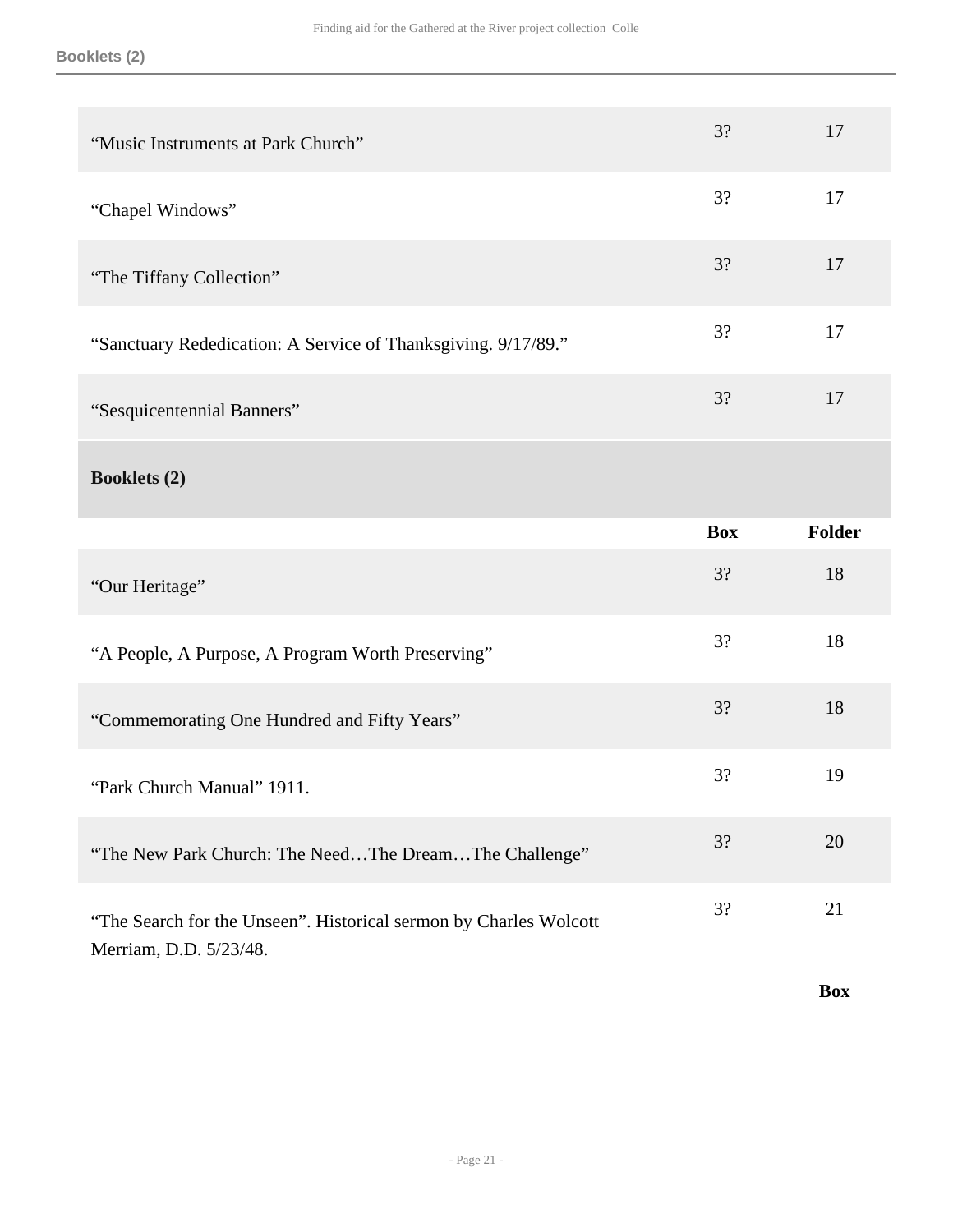| | Box | Folder |
|---|---|---|
| “Music Instruments at Park Church” | 3? | 17 |
| “Chapel Windows” | 3? | 17 |
| “The Tiffany Collection” | 3? | 17 |
| “Sanctuary Rededication: A Service of Thanksgiving. 9/17/89.” | 3? | 17 |
| “Sesquicentennial Banners” | 3? | 17 |

**Booklets (2)**

| | Box | Folder |
|---|---|---|
| “Our Heritage” | 3? | 18 |
| “A People, A Purpose, A Program Worth Preserving” | 3? | 18 |
| “Commemorating One Hundred and Fifty Years” | 3? | 18 |
| “Park Church Manual” 1911. | 3? | 19 |
| “The New Park Church: The Need…The Dream…The Challenge” | 3? | 20 |
| “The Search for the Unseen”. Historical sermon by Charles Wolcott Merriam, D.D. 5/23/48. | 3? | 21 |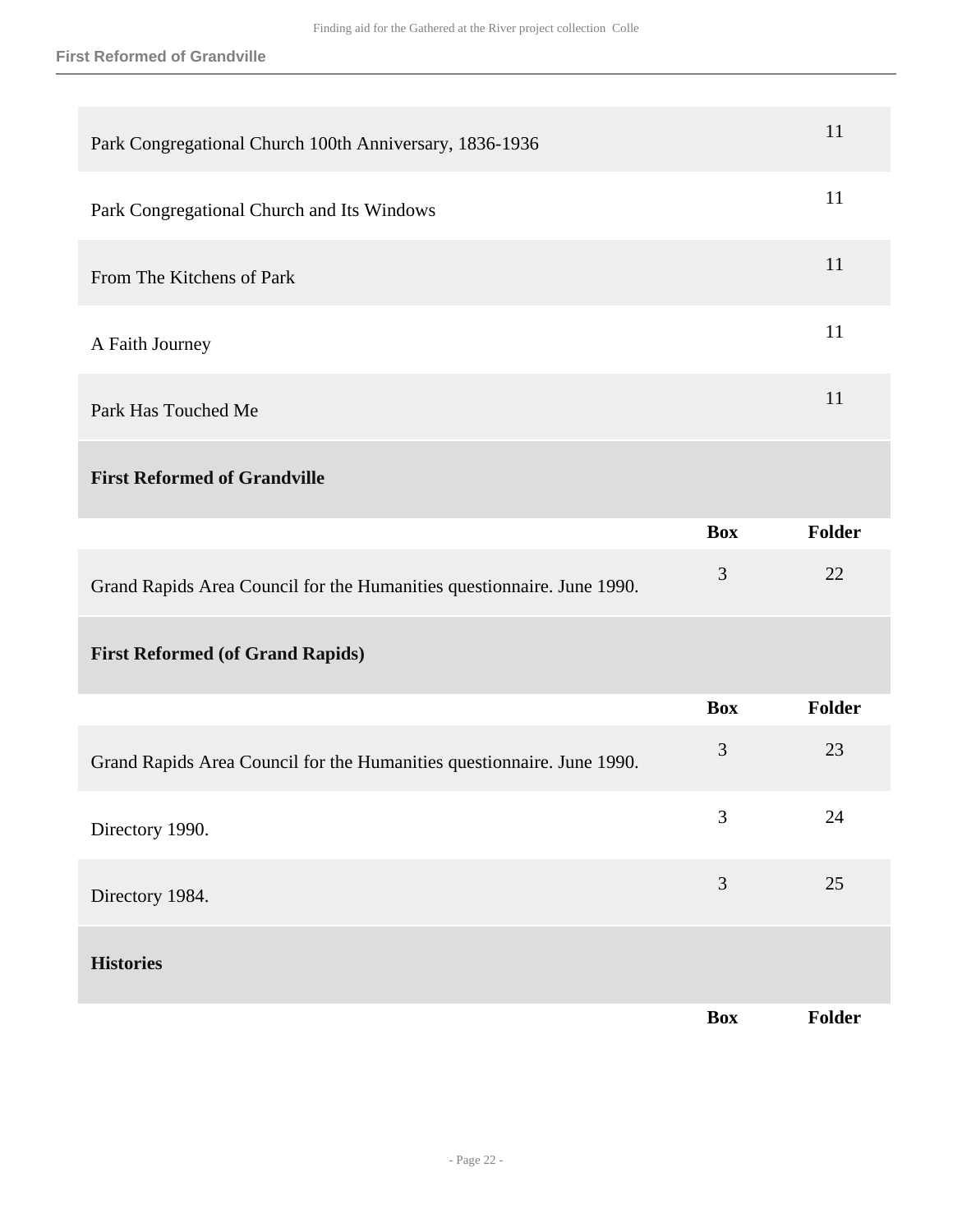| | Box | Folder |
|---|---|---|
| Park Congregational Church 100th Anniversary, 1836-1936 | | 11 |
| Park Congregational Church and Its Windows | | 11 |
| From The Kitchens of Park | | 11 |
| A Faith Journey | | 11 |
| Park Has Touched Me | | 11 |

### First Reformed of Grandville

| | Box | Folder |
|---|---|---|
| Grand Rapids Area Council for the Humanities questionnaire. June 1990. | 3 | 22 |

### First Reformed (of Grand Rapids)

| | Box | Folder |
|---|---|---|
| Grand Rapids Area Council for the Humanities questionnaire. June 1990. | 3 | 23 |
| Directory 1990. | 3 | 24 |
| Directory 1984. | 3 | 25 |

### Histories

| | Box | Folder |
|---|---|---|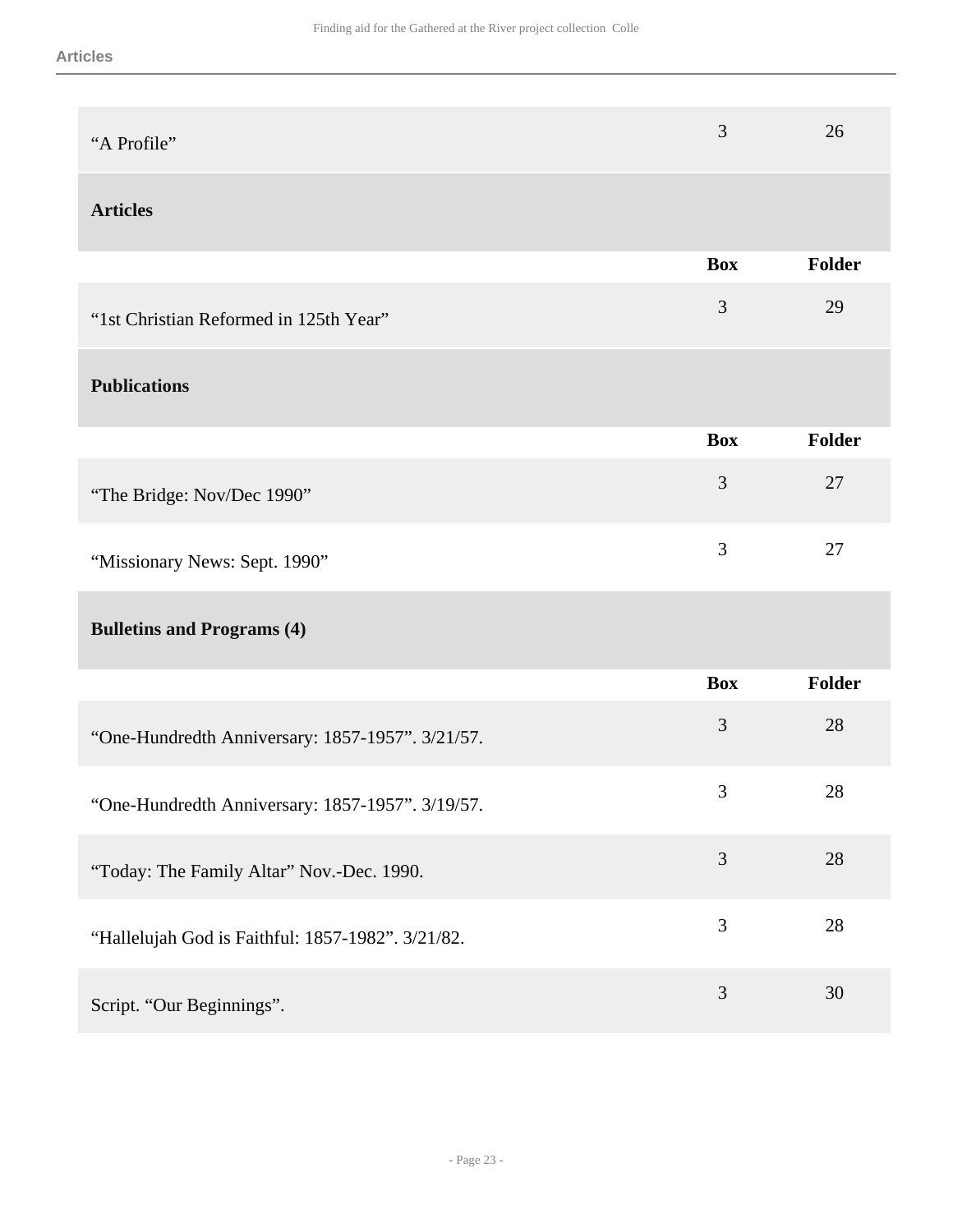| | Box | Folder |
|---|---|---|
| “A Profile” | 3 | 26 |

### Articles

| | Box | Folder |
|---|---|---|
| “1st Christian Reformed in 125th Year” | 3 | 29 |

### Publications

| | Box | Folder |
|---|---|---|
| “The Bridge: Nov/Dec 1990” | 3 | 27 |
| “Missionary News: Sept. 1990” | 3 | 27 |

### Bulletins and Programs (4)

| | Box | Folder |
|---|---|---|
| “One-Hundredth Anniversary: 1857-1957”. 3/21/57. | 3 | 28 |
| “One-Hundredth Anniversary: 1857-1957”. 3/19/57. | 3 | 28 |
| “Today: The Family Altar” Nov.-Dec. 1990. | 3 | 28 |
| “Hallelujah God is Faithful: 1857-1982”. 3/21/82. | 3 | 28 |
| Script. “Our Beginnings”. | 3 | 30 |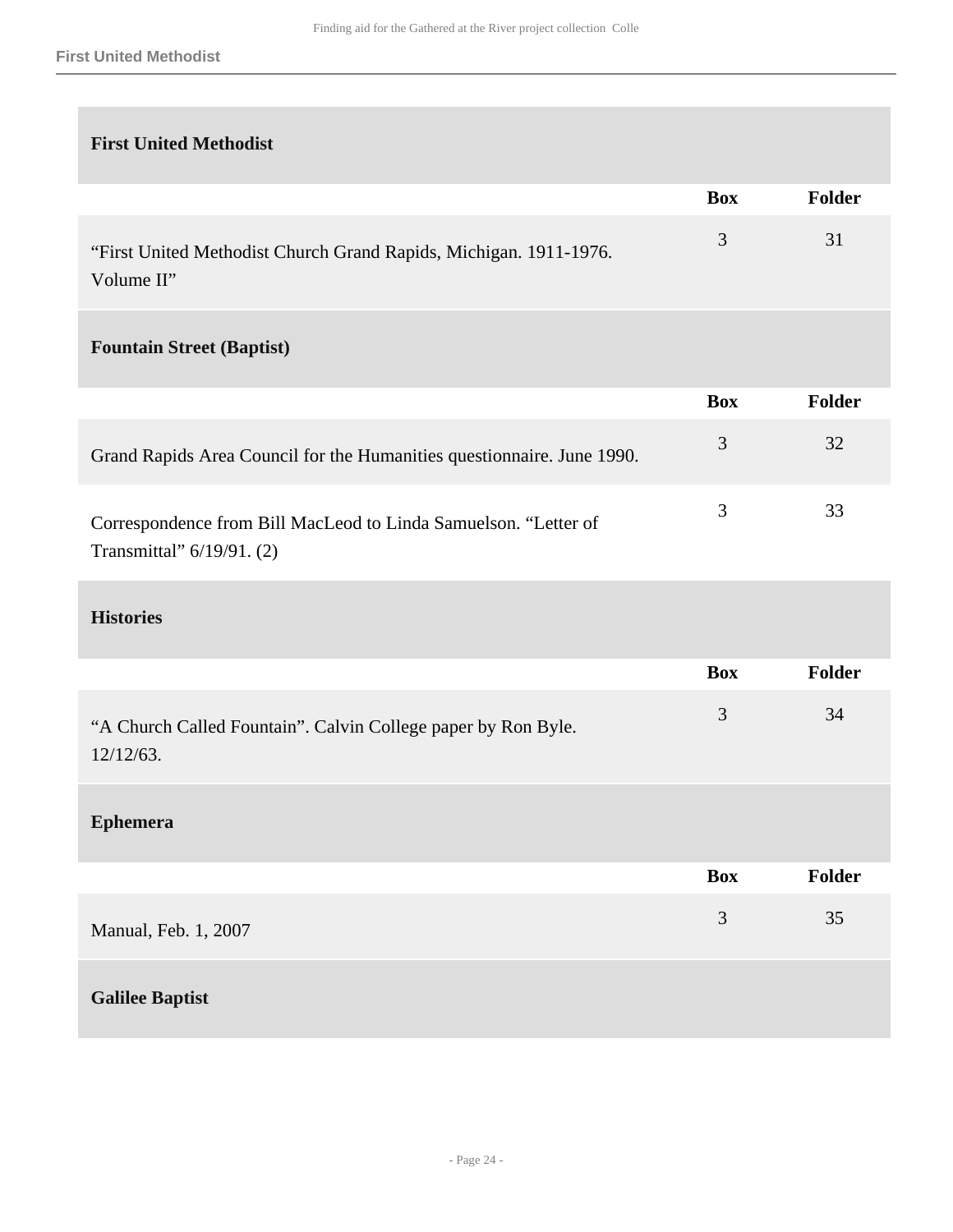### First United Methodist

| | Box | Folder |
|---|---|---|
| "First United Methodist Church Grand Rapids, Michigan. 1911-1976. Volume II" | 3 | 31 |

### Fountain Street (Baptist)

| | Box | Folder |
|---|---|---|
| Grand Rapids Area Council for the Humanities questionnaire. June 1990. | 3 | 32 |
| Correspondence from Bill MacLeod to Linda Samuelson. "Letter of Transmittal" 6/19/91. (2) | 3 | 33 |

### Histories

| | Box | Folder |
|---|---|---|
| "A Church Called Fountain". Calvin College paper by Ron Byle. 12/12/63. | 3 | 34 |

### Ephemera

| | Box | Folder |
|---|---|---|
| Manual, Feb. 1, 2007 | 3 | 35 |

### Galilee Baptist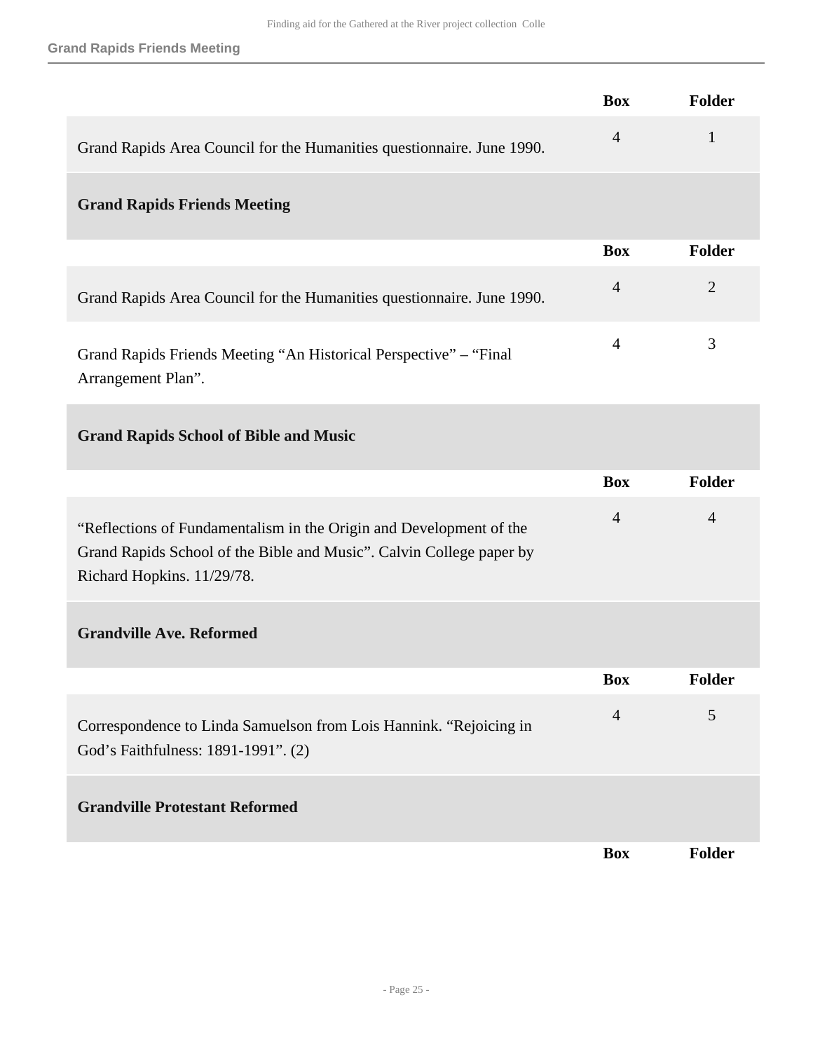| | Box | Folder |
|---|---|---|
| Grand Rapids Area Council for the Humanities questionnaire. June 1990. | 4 | 1 |

### Grand Rapids Friends Meeting

| | Box | Folder |
|---|---|---|
| Grand Rapids Area Council for the Humanities questionnaire. June 1990. | 4 | 2 |
| Grand Rapids Friends Meeting “An Historical Perspective” – “Final Arrangement Plan”. | 4 | 3 |

### Grand Rapids School of Bible and Music

| | Box | Folder |
|---|---|---|
| “Reflections of Fundamentalism in the Origin and Development of the Grand Rapids School of the Bible and Music”. Calvin College paper by Richard Hopkins. 11/29/78. | 4 | 4 |

### Grandville Ave. Reformed

| | Box | Folder |
|---|---|---|
| Correspondence to Linda Samuelson from Lois Hannink. “Rejoicing in God’s Faithfulness: 1891-1991”. (2) | 4 | 5 |

### Grandville Protestant Reformed

| | Box | Folder |
|---|---|---|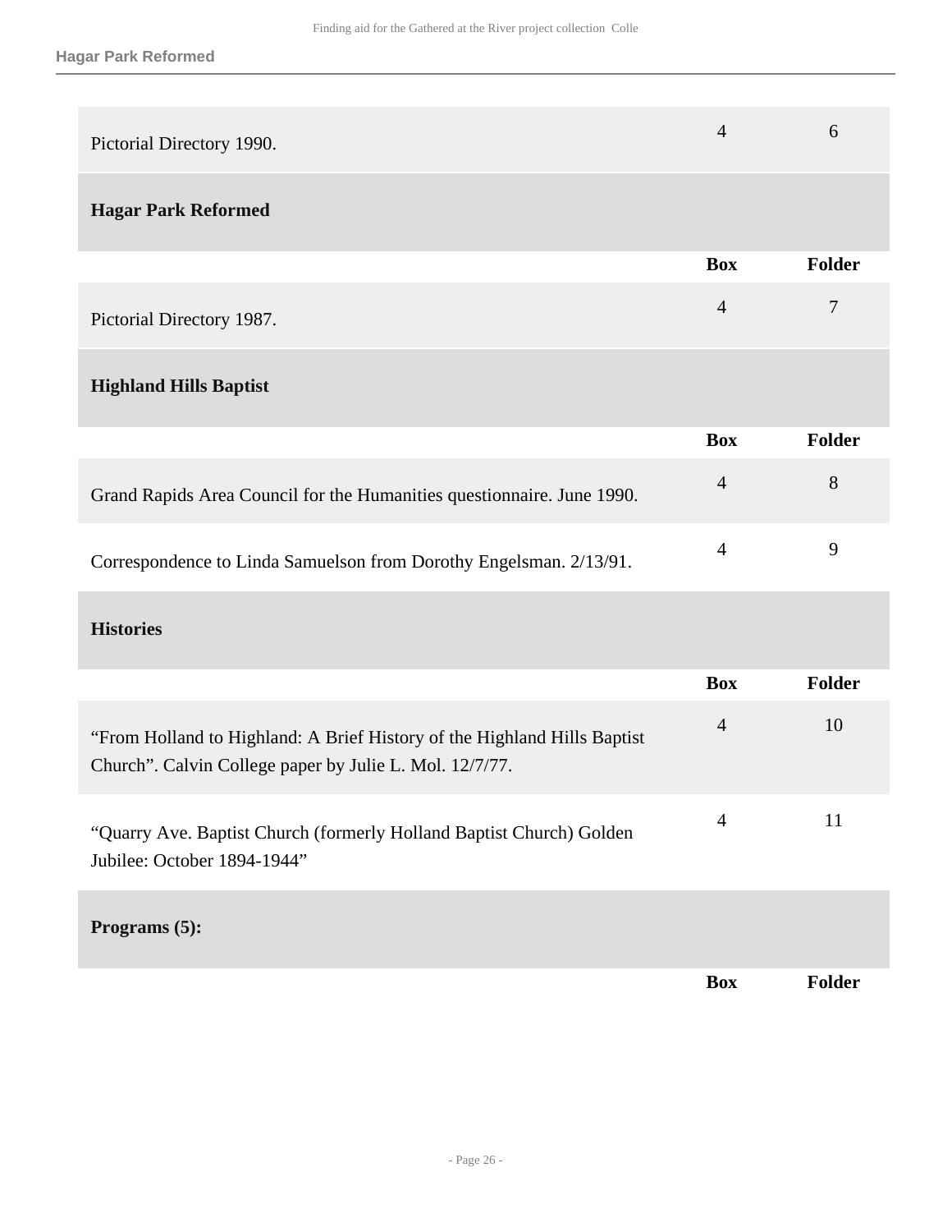| | Box | Folder |
|---|---|---|
| Pictorial Directory 1990. | 4 | 6 |

### Hagar Park Reformed

| | Box | Folder |
|---|---|---|
| Pictorial Directory 1987. | 4 | 7 |

### Highland Hills Baptist

| | Box | Folder |
|---|---|---|
| Grand Rapids Area Council for the Humanities questionnaire. June 1990. | 4 | 8 |
| Correspondence to Linda Samuelson from Dorothy Engelsman. 2/13/91. | 4 | 9 |

### Histories

| | Box | Folder |
|---|---|---|
| "From Holland to Highland: A Brief History of the Highland Hills Baptist Church". Calvin College paper by Julie L. Mol. 12/7/77. | 4 | 10 |
| "Quarry Ave. Baptist Church (formerly Holland Baptist Church) Golden Jubilee: October 1894-1944" | 4 | 11 |

### Programs (5):

| | Box | Folder |
|---|---|---|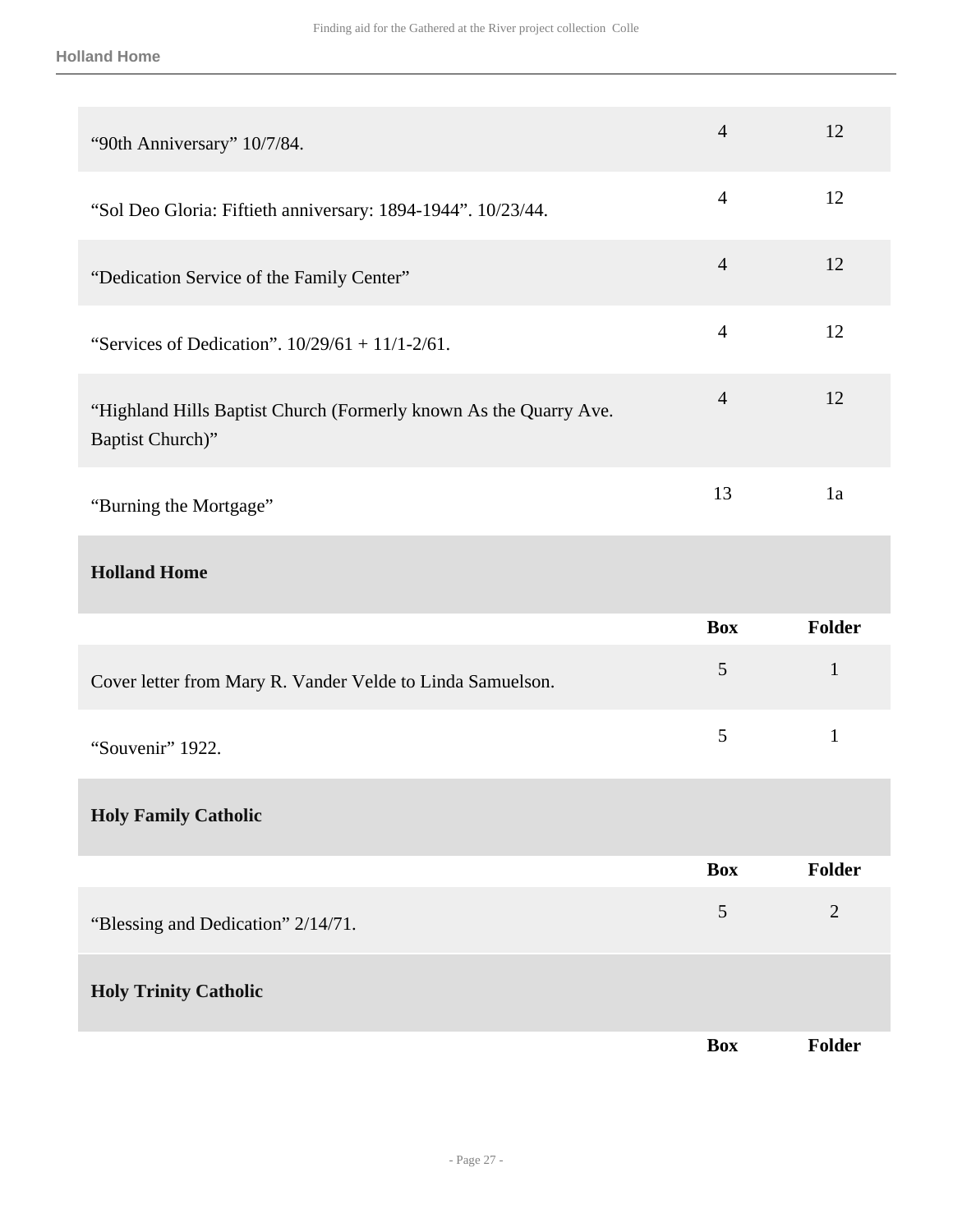| | Box | Folder |
|---|---|---|
| “90th Anniversary” 10/7/84. | 4 | 12 |
| “Sol Deo Gloria: Fiftieth anniversary: 1894-1944”. 10/23/44. | 4 | 12 |
| “Dedication Service of the Family Center” | 4 | 12 |
| “Services of Dedication”. 10/29/61 + 11/1-2/61. | 4 | 12 |
| “Highland Hills Baptist Church (Formerly known As the Quarry Ave. Baptist Church)” | 4 | 12 |
| “Burning the Mortgage” | 13 | 1a |

### Holland Home

| | Box | Folder |
|---|---|---|
| Cover letter from Mary R. Vander Velde to Linda Samuelson. | 5 | 1 |
| “Souvenir” 1922. | 5 | 1 |

### Holy Family Catholic

| | Box | Folder |
|---|---|---|
| “Blessing and Dedication” 2/14/71. | 5 | 2 |

### Holy Trinity Catholic

| | Box | Folder |
|---|---|---|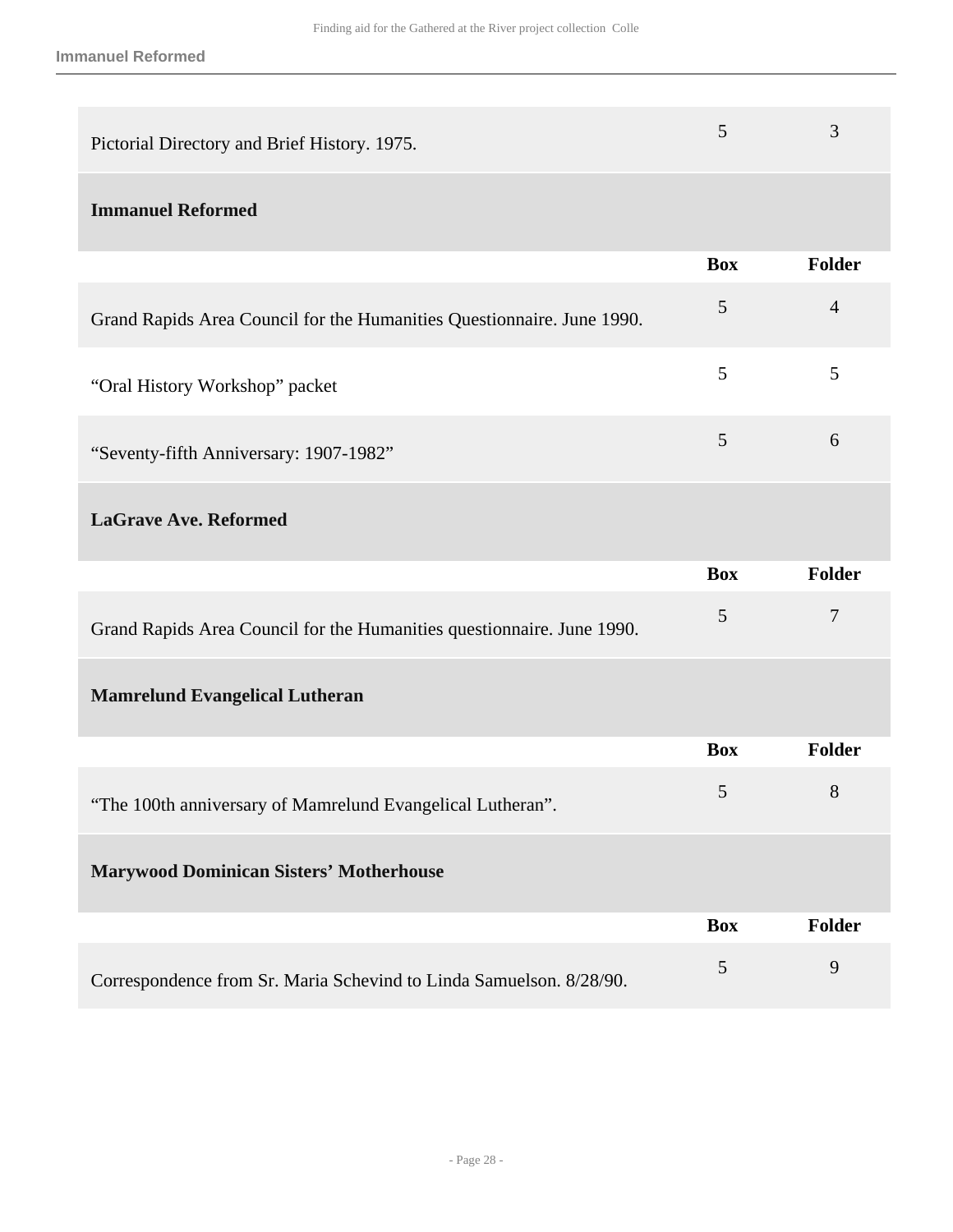| | Box | Folder |
|---|---|---|
| Pictorial Directory and Brief History. 1975. | 5 | 3 |

### Immanuel Reformed

| | Box | Folder |
|---|---|---|
| Grand Rapids Area Council for the Humanities Questionnaire. June 1990. | 5 | 4 |
| “Oral History Workshop” packet | 5 | 5 |
| “Seventy-fifth Anniversary: 1907-1982” | 5 | 6 |

### LaGrave Ave. Reformed

| | Box | Folder |
|---|---|---|
| Grand Rapids Area Council for the Humanities questionnaire. June 1990. | 5 | 7 |

### Mamrelund Evangelical Lutheran

| | Box | Folder |
|---|---|---|
| “The 100th anniversary of Mamrelund Evangelical Lutheran”. | 5 | 8 |

### Marywood Dominican Sisters’ Motherhouse

| | Box | Folder |
|---|---|---|
| Correspondence from Sr. Maria Schevind to Linda Samuelson. 8/28/90. | 5 | 9 |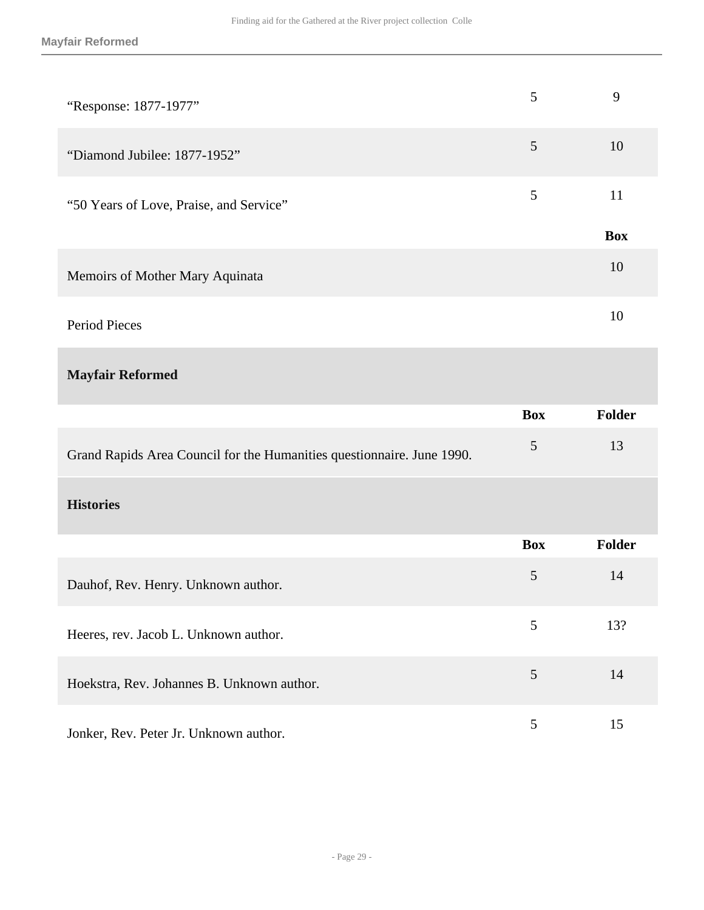| | | |
|---|---|---|
| "Response: 1877-1977" | 5 | 9 |
| "Diamond Jubilee: 1877-1952" | 5 | 10 |
| "50 Years of Love, Praise, and Service" | 5 | 11 |

| | **Box** |
|---|---|
| Memoirs of Mother Mary Aquinata | 10 |
| Period Pieces | 10 |

## Mayfair Reformed

| | **Box** | **Folder** |
|---|---|---|
| Grand Rapids Area Council for the Humanities questionnaire. June 1990. | 5 | 13 |

## Histories

| | **Box** | **Folder** |
|---|---|---|
| Dauhof, Rev. Henry. Unknown author. | 5 | 14 |
| Heeres, rev. Jacob L. Unknown author. | 5 | 13? |
| Hoekstra, Rev. Johannes B. Unknown author. | 5 | 14 |
| Jonker, Rev. Peter Jr. Unknown author. | 5 | 15 |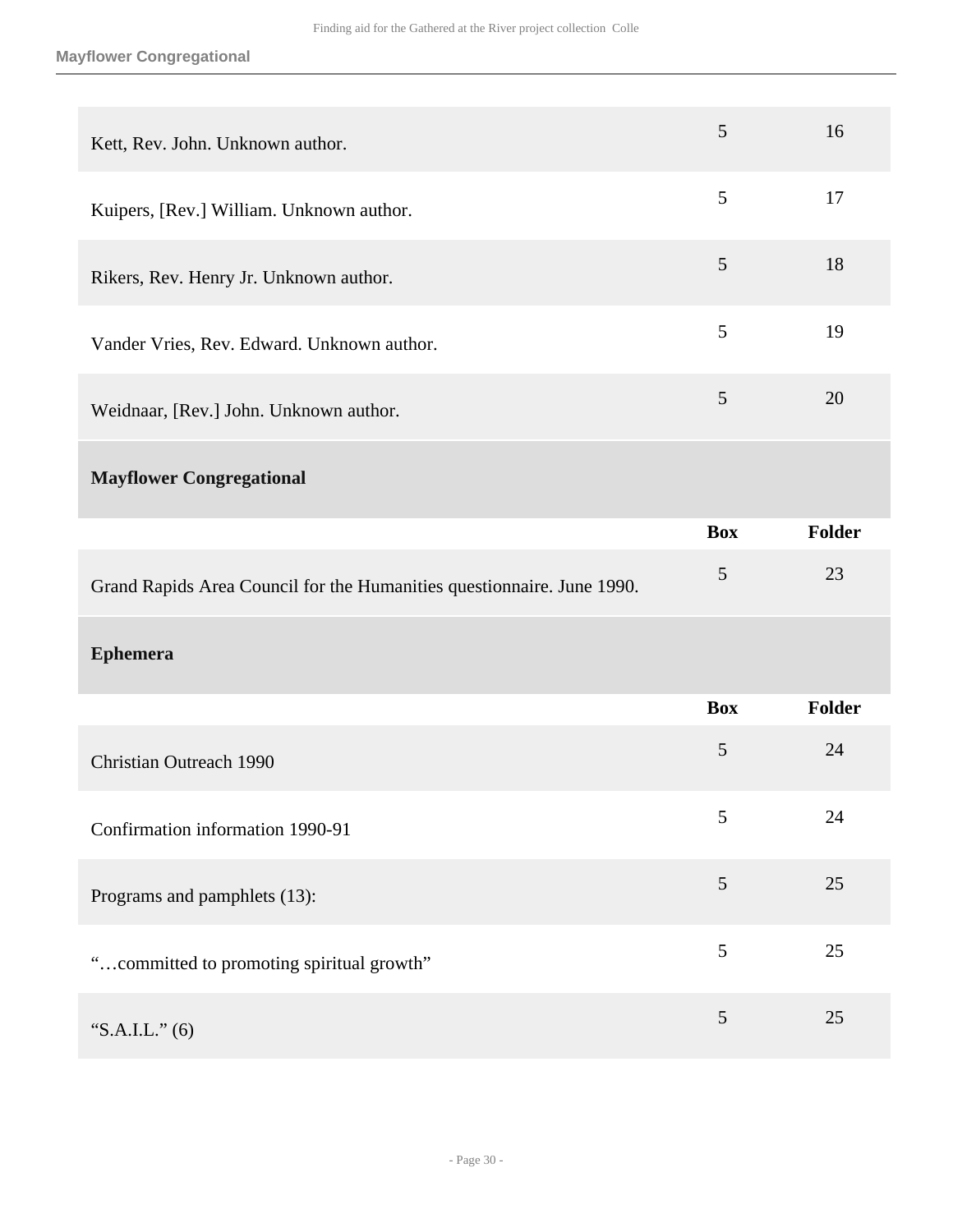| | | |
|---|---|---|
| Kett, Rev. John. Unknown author. | 5 | 16 |
| Kuipers, [Rev.] William. Unknown author. | 5 | 17 |
| Rikers, Rev. Henry Jr. Unknown author. | 5 | 18 |
| Vander Vries, Rev. Edward. Unknown author. | 5 | 19 |
| Weidnaar, [Rev.] John. Unknown author. | 5 | 20 |

**Mayflower Congregational**

| | Box | Folder |
|---|---|---|
| Grand Rapids Area Council for the Humanities questionnaire. June 1990. | 5 | 23 |

**Ephemera**

| | Box | Folder |
|---|---|---|
| Christian Outreach 1990 | 5 | 24 |
| Confirmation information 1990-91 | 5 | 24 |
| Programs and pamphlets (13): | 5 | 25 |
| "…committed to promoting spiritual growth" | 5 | 25 |
| "S.A.I.L." (6) | 5 | 25 |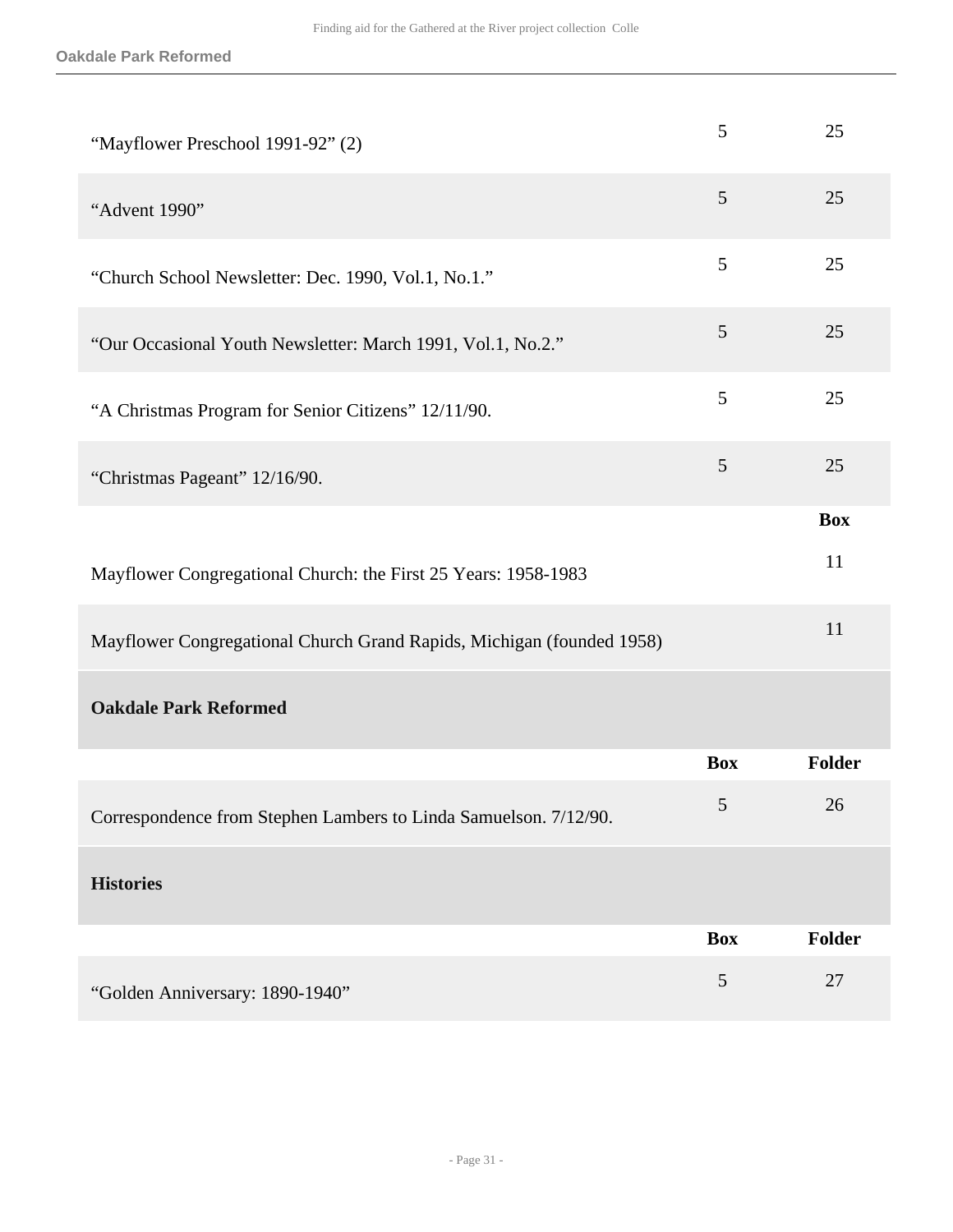| | Box | Folder |
|---|---|---|
| "Mayflower Preschool 1991-92" (2) | 5 | 25 |
| "Advent 1990" | 5 | 25 |
| "Church School Newsletter: Dec. 1990, Vol.1, No.1." | 5 | 25 |
| "Our Occasional Youth Newsletter: March 1991, Vol.1, No.2." | 5 | 25 |
| "A Christmas Program for Senior Citizens" 12/11/90. | 5 | 25 |
| "Christmas Pageant" 12/16/90. | 5 | 25 |

| | Box |
|---|---|
| Mayflower Congregational Church: the First 25 Years: 1958-1983 | 11 |
| Mayflower Congregational Church Grand Rapids, Michigan (founded 1958) | 11 |

### Oakdale Park Reformed

| | Box | Folder |
|---|---|---|
| Correspondence from Stephen Lambers to Linda Samuelson. 7/12/90. | 5 | 26 |

### Histories

| | Box | Folder |
|---|---|---|
| "Golden Anniversary: 1890-1940" | 5 | 27 |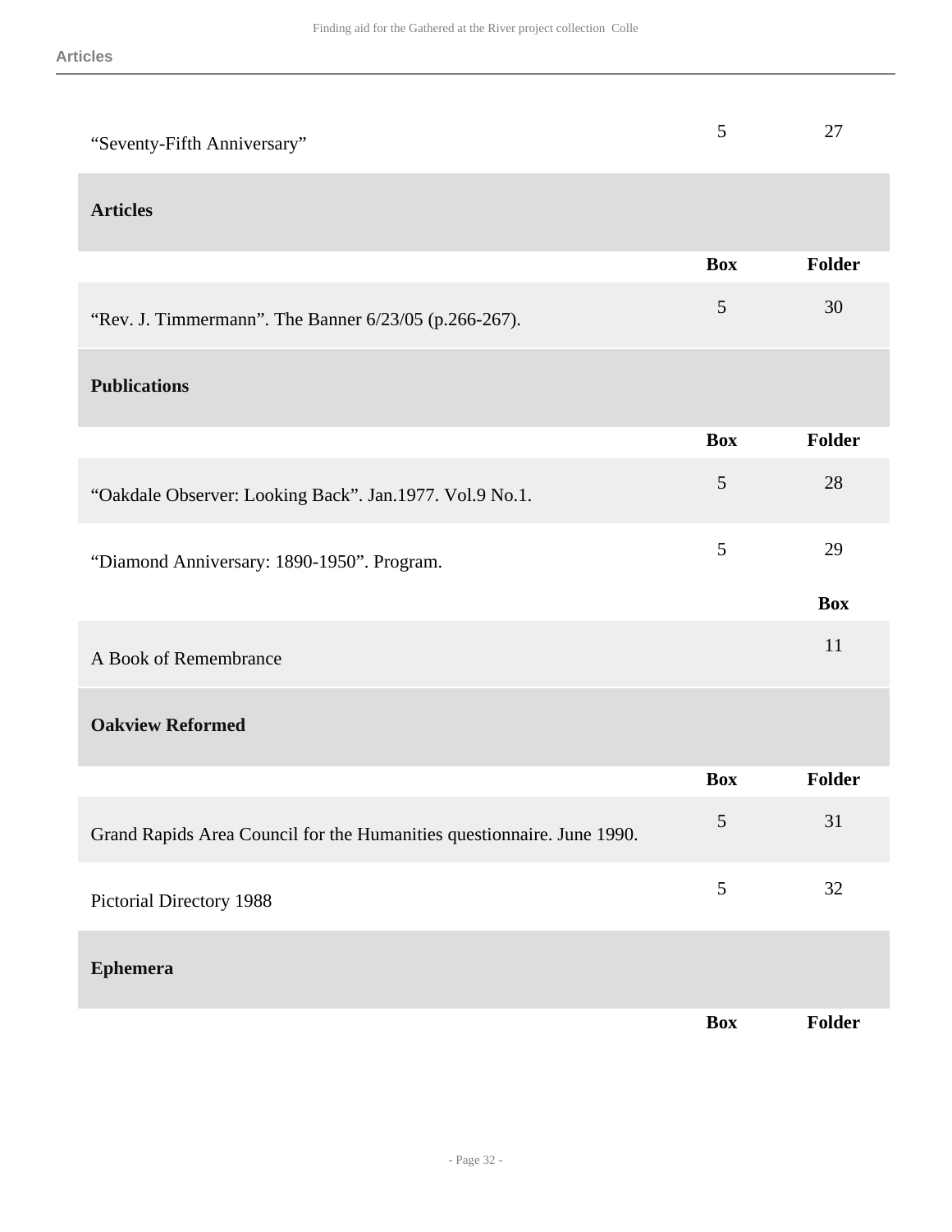| | Box | Folder |
|---|---|---|
| “Seventy-Fifth Anniversary” | 5 | 27 |

**Articles**

| | Box | Folder |
|---|---|---|
| “Rev. J. Timmermann”. The Banner 6/23/05 (p.266-267). | 5 | 30 |

**Publications**

| | Box | Folder |
|---|---|---|
| “Oakdale Observer: Looking Back”. Jan.1977. Vol.9 No.1. | 5 | 28 |
| “Diamond Anniversary: 1890-1950”. Program. | 5 | 29 |

| | Box |
|---|---|
| A Book of Remembrance | 11 |

**Oakview Reformed**

| | Box | Folder |
|---|---|---|
| Grand Rapids Area Council for the Humanities questionnaire. June 1990. | 5 | 31 |
| Pictorial Directory 1988 | 5 | 32 |

**Ephemera**

| | Box | Folder |
|---|---|---|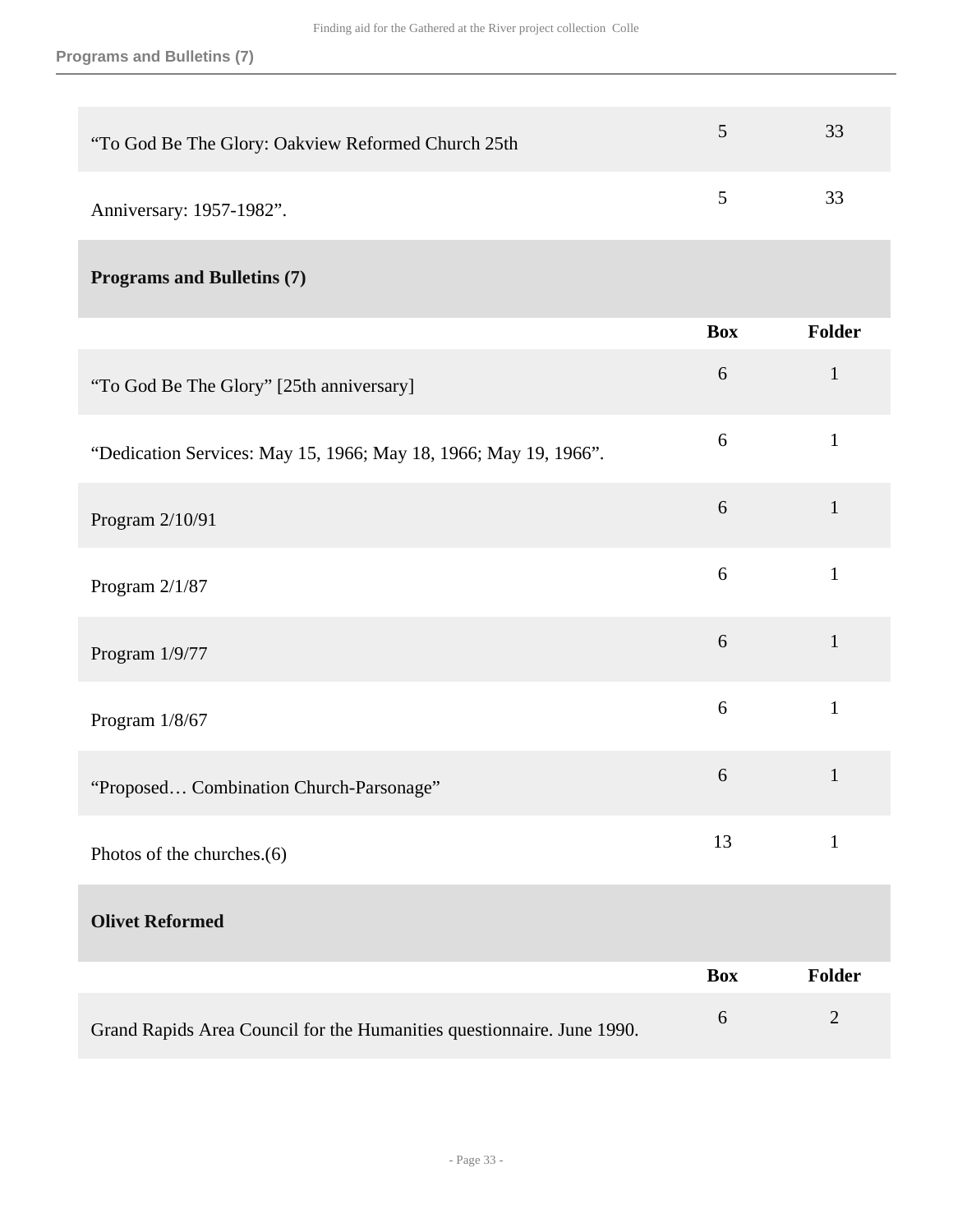| | Box | Folder |
|---|---|---|
| “To God Be The Glory: Oakview Reformed Church 25th | 5 | 33 |
| Anniversary: 1957-1982”. | 5 | 33 |

**Programs and Bulletins (7)**

| | Box | Folder |
|---|---|---|
| “To God Be The Glory” [25th anniversary] | 6 | 1 |
| “Dedication Services: May 15, 1966; May 18, 1966; May 19, 1966”. | 6 | 1 |
| Program 2/10/91 | 6 | 1 |
| Program 2/1/87 | 6 | 1 |
| Program 1/9/77 | 6 | 1 |
| Program 1/8/67 | 6 | 1 |
| “Proposed… Combination Church-Parsonage” | 6 | 1 |
| Photos of the churches.(6) | 13 | 1 |

**Olivet Reformed**

| | Box | Folder |
|---|---|---|
| Grand Rapids Area Council for the Humanities questionnaire. June 1990. | 6 | 2 |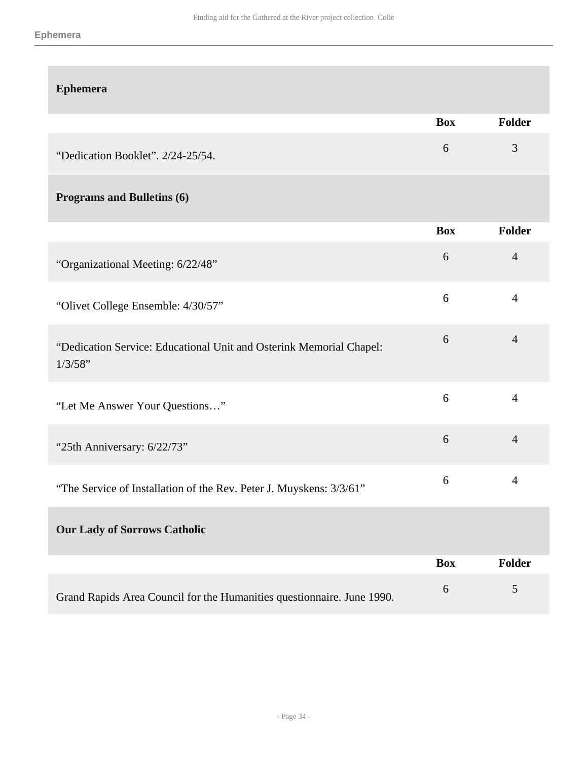## Ephemera

| | Box | Folder |
|---|---|---|
| “Dedication Booklet”. 2/24-25/54. | 6 | 3 |

## Programs and Bulletins (6)

| | Box | Folder |
|---|---|---|
| “Organizational Meeting: 6/22/48” | 6 | 4 |
| “Olivet College Ensemble: 4/30/57” | 6 | 4 |
| “Dedication Service: Educational Unit and Osterink Memorial Chapel: 1/3/58” | 6 | 4 |
| “Let Me Answer Your Questions…” | 6 | 4 |
| “25th Anniversary: 6/22/73” | 6 | 4 |
| “The Service of Installation of the Rev. Peter J. Muyskens: 3/3/61” | 6 | 4 |

## Our Lady of Sorrows Catholic

| | Box | Folder |
|---|---|---|
| Grand Rapids Area Council for the Humanities questionnaire. June 1990. | 6 | 5 |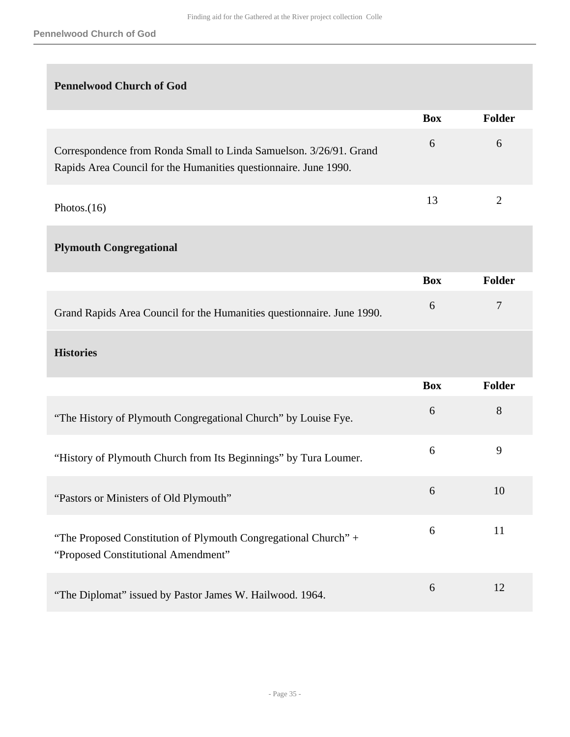### Pennelwood Church of God

| | Box | Folder |
|---|---|---|
| Correspondence from Ronda Small to Linda Samuelson. 3/26/91. Grand Rapids Area Council for the Humanities questionnaire. June 1990. | 6 | 6 |
| Photos.(16) | 13 | 2 |

### Plymouth Congregational

| | Box | Folder |
|---|---|---|
| Grand Rapids Area Council for the Humanities questionnaire. June 1990. | 6 | 7 |

### Histories

| | Box | Folder |
|---|---|---|
| “The History of Plymouth Congregational Church” by Louise Fye. | 6 | 8 |
| “History of Plymouth Church from Its Beginnings” by Tura Loumer. | 6 | 9 |
| “Pastors or Ministers of Old Plymouth” | 6 | 10 |
| “The Proposed Constitution of Plymouth Congregational Church” + “Proposed Constitutional Amendment” | 6 | 11 |
| “The Diplomat” issued by Pastor James W. Hailwood. 1964. | 6 | 12 |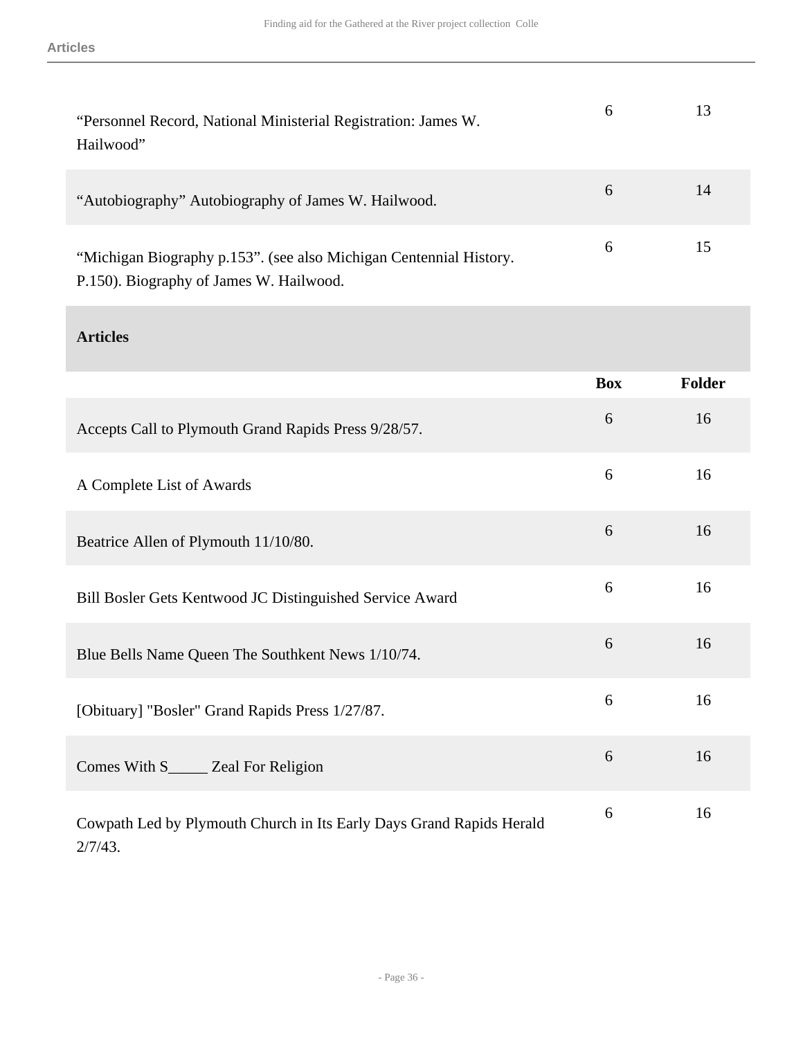| | Box | Folder |
|---|---|---|
| “Personnel Record, National Ministerial Registration: James W. Hailwood” | 6 | 13 |
| “Autobiography” Autobiography of James W. Hailwood. | 6 | 14 |
| “Michigan Biography p.153”. (see also Michigan Centennial History. P.150). Biography of James W. Hailwood. | 6 | 15 |

## Articles

| | Box | Folder |
|---|---|---|
| Accepts Call to Plymouth Grand Rapids Press 9/28/57. | 6 | 16 |
| A Complete List of Awards | 6 | 16 |
| Beatrice Allen of Plymouth 11/10/80. | 6 | 16 |
| Bill Bosler Gets Kentwood JC Distinguished Service Award | 6 | 16 |
| Blue Bells Name Queen The Southkent News 1/10/74. | 6 | 16 |
| [Obituary] "Bosler" Grand Rapids Press 1/27/87. | 6 | 16 |
| Comes With S_____ Zeal For Religion | 6 | 16 |
| Cowpath Led by Plymouth Church in Its Early Days Grand Rapids Herald 2/7/43. | 6 | 16 |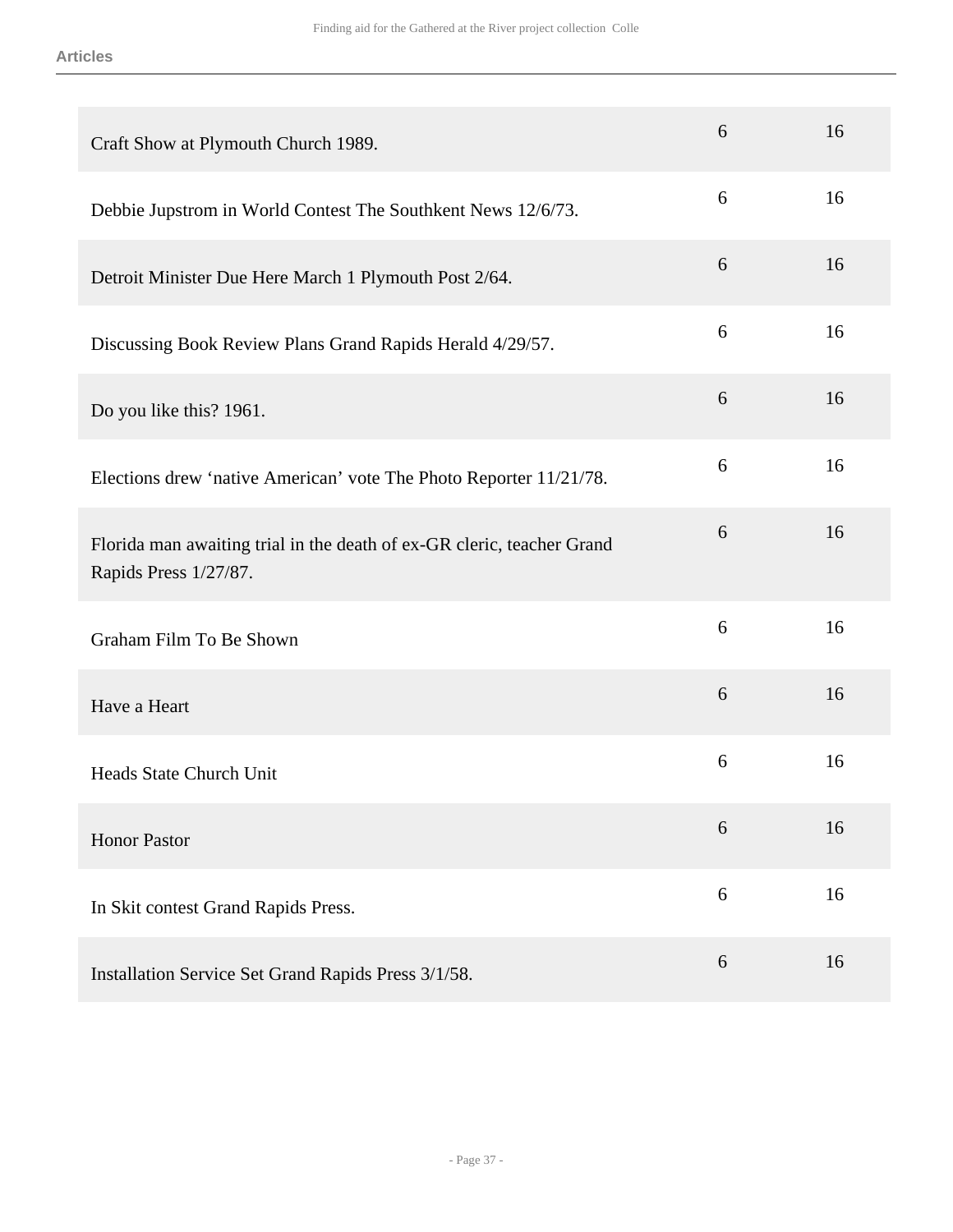| | | |
|---|---|---|
| Craft Show at Plymouth Church 1989. | 6 | 16 |
| Debbie Jupstrom in World Contest The Southkent News 12/6/73. | 6 | 16 |
| Detroit Minister Due Here March 1 Plymouth Post 2/64. | 6 | 16 |
| Discussing Book Review Plans Grand Rapids Herald 4/29/57. | 6 | 16 |
| Do you like this? 1961. | 6 | 16 |
| Elections drew 'native American' vote The Photo Reporter 11/21/78. | 6 | 16 |
| Florida man awaiting trial in the death of ex-GR cleric, teacher Grand Rapids Press 1/27/87. | 6 | 16 |
| Graham Film To Be Shown | 6 | 16 |
| Have a Heart | 6 | 16 |
| Heads State Church Unit | 6 | 16 |
| Honor Pastor | 6 | 16 |
| In Skit contest Grand Rapids Press. | 6 | 16 |
| Installation Service Set Grand Rapids Press 3/1/58. | 6 | 16 |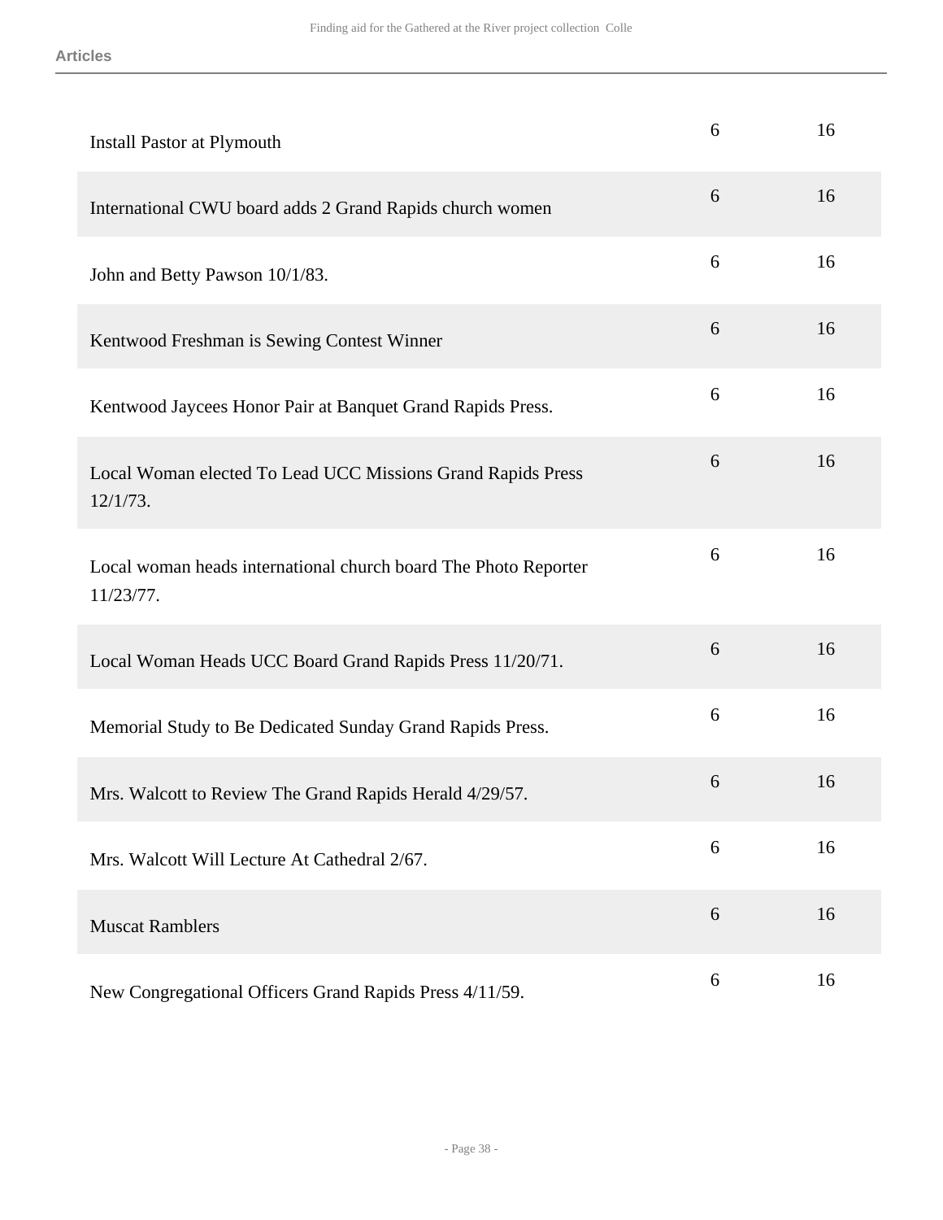**Articles**

| | | |
|---|---|---|
| Install Pastor at Plymouth | 6 | 16 |
| International CWU board adds 2 Grand Rapids church women | 6 | 16 |
| John and Betty Pawson 10/1/83. | 6 | 16 |
| Kentwood Freshman is Sewing Contest Winner | 6 | 16 |
| Kentwood Jaycees Honor Pair at Banquet Grand Rapids Press. | 6 | 16 |
| Local Woman elected To Lead UCC Missions Grand Rapids Press 12/1/73. | 6 | 16 |
| Local woman heads international church board The Photo Reporter 11/23/77. | 6 | 16 |
| Local Woman Heads UCC Board Grand Rapids Press 11/20/71. | 6 | 16 |
| Memorial Study to Be Dedicated Sunday Grand Rapids Press. | 6 | 16 |
| Mrs. Walcott to Review The Grand Rapids Herald 4/29/57. | 6 | 16 |
| Mrs. Walcott Will Lecture At Cathedral 2/67. | 6 | 16 |
| Muscat Ramblers | 6 | 16 |
| New Congregational Officers Grand Rapids Press 4/11/59. | 6 | 16 |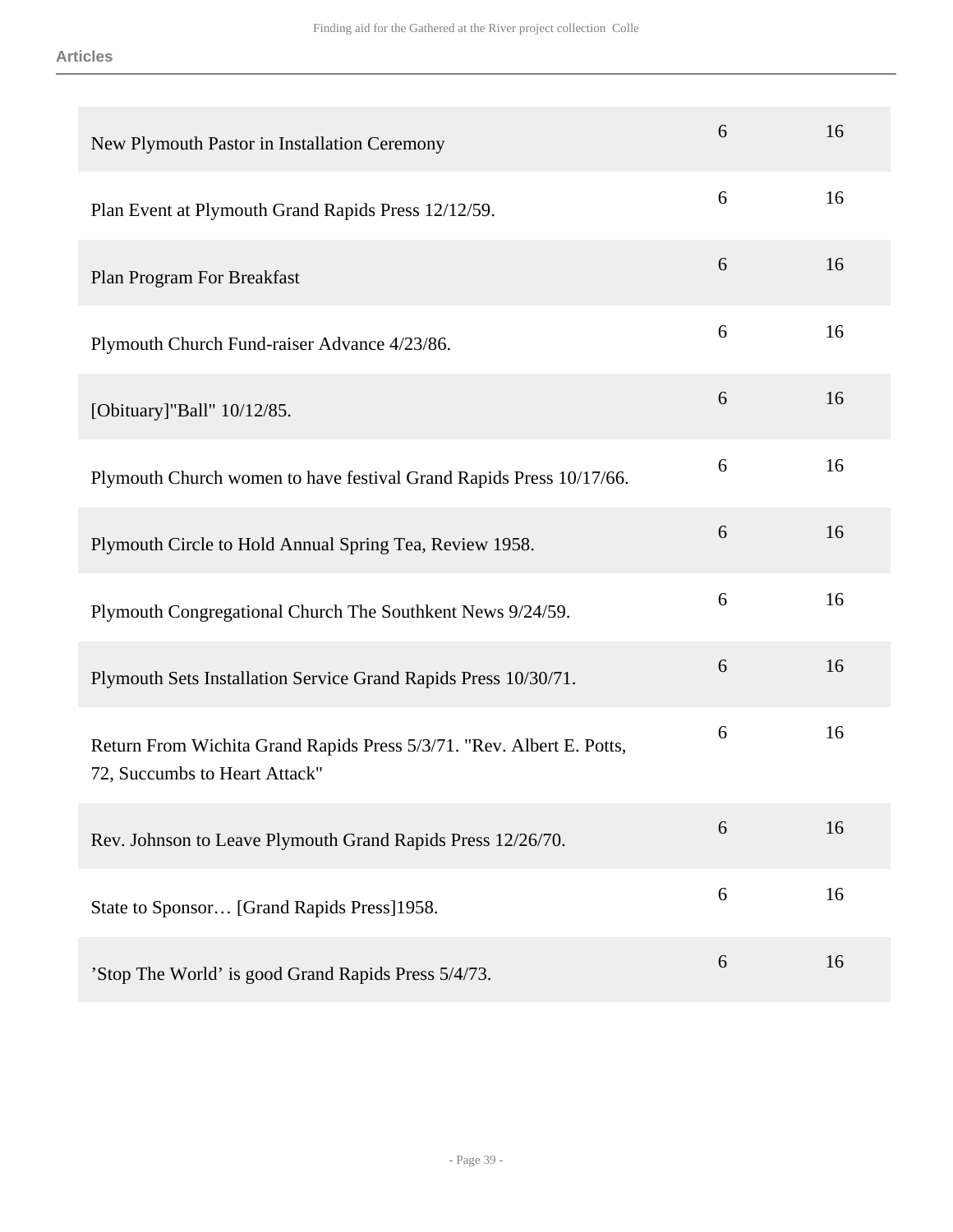**Articles**

| | | |
|---|---|---|
| New Plymouth Pastor in Installation Ceremony | 6 | 16 |
| Plan Event at Plymouth Grand Rapids Press 12/12/59. | 6 | 16 |
| Plan Program For Breakfast | 6 | 16 |
| Plymouth Church Fund-raiser Advance 4/23/86. | 6 | 16 |
| [Obituary]"Ball" 10/12/85. | 6 | 16 |
| Plymouth Church women to have festival Grand Rapids Press 10/17/66. | 6 | 16 |
| Plymouth Circle to Hold Annual Spring Tea, Review 1958. | 6 | 16 |
| Plymouth Congregational Church The Southkent News 9/24/59. | 6 | 16 |
| Plymouth Sets Installation Service Grand Rapids Press 10/30/71. | 6 | 16 |
| Return From Wichita Grand Rapids Press 5/3/71. "Rev. Albert E. Potts, 72, Succumbs to Heart Attack" | 6 | 16 |
| Rev. Johnson to Leave Plymouth Grand Rapids Press 12/26/70. | 6 | 16 |
| State to Sponsor… [Grand Rapids Press]1958. | 6 | 16 |
| 'Stop The World' is good Grand Rapids Press 5/4/73. | 6 | 16 |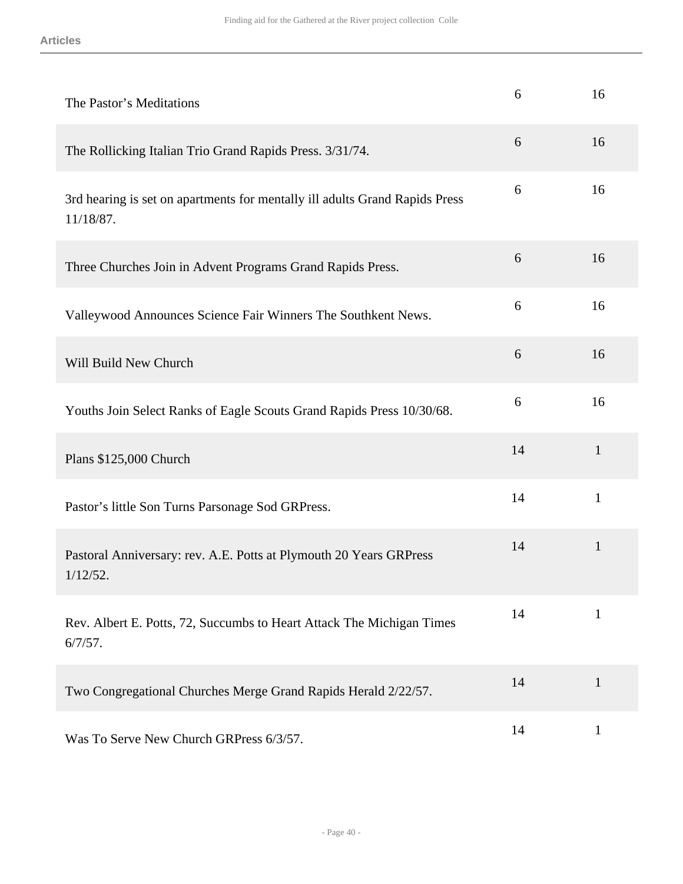| | | |
|---|---|---|
| The Pastor's Meditations | 6 | 16 |
| The Rollicking Italian Trio Grand Rapids Press. 3/31/74. | 6 | 16 |
| 3rd hearing is set on apartments for mentally ill adults Grand Rapids Press 11/18/87. | 6 | 16 |
| Three Churches Join in Advent Programs Grand Rapids Press. | 6 | 16 |
| Valleywood Announces Science Fair Winners The Southkent News. | 6 | 16 |
| Will Build New Church | 6 | 16 |
| Youths Join Select Ranks of Eagle Scouts Grand Rapids Press 10/30/68. | 6 | 16 |
| Plans $125,000 Church | 14 | 1 |
| Pastor's little Son Turns Parsonage Sod GRPress. | 14 | 1 |
| Pastoral Anniversary: rev. A.E. Potts at Plymouth 20 Years GRPress 1/12/52. | 14 | 1 |
| Rev. Albert E. Potts, 72, Succumbs to Heart Attack The Michigan Times 6/7/57. | 14 | 1 |
| Two Congregational Churches Merge Grand Rapids Herald 2/22/57. | 14 | 1 |
| Was To Serve New Church GRPress 6/3/57. | 14 | 1 |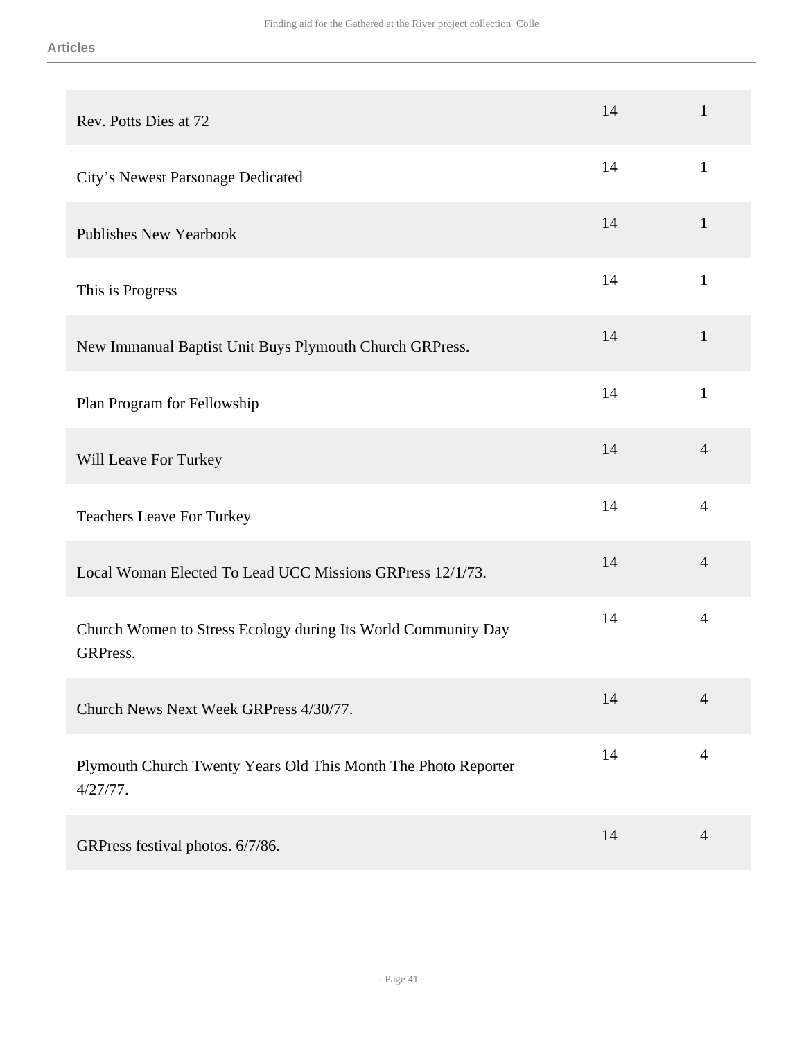| | | |
|---|---|---|
| Rev. Potts Dies at 72 | 14 | 1 |
| City's Newest Parsonage Dedicated | 14 | 1 |
| Publishes New Yearbook | 14 | 1 |
| This is Progress | 14 | 1 |
| New Immanual Baptist Unit Buys Plymouth Church GRPress. | 14 | 1 |
| Plan Program for Fellowship | 14 | 1 |
| Will Leave For Turkey | 14 | 4 |
| Teachers Leave For Turkey | 14 | 4 |
| Local Woman Elected To Lead UCC Missions GRPress 12/1/73. | 14 | 4 |
| Church Women to Stress Ecology during Its World Community Day GRPress. | 14 | 4 |
| Church News Next Week GRPress 4/30/77. | 14 | 4 |
| Plymouth Church Twenty Years Old This Month The Photo Reporter 4/27/77. | 14 | 4 |
| GRPress festival photos. 6/7/86. | 14 | 4 |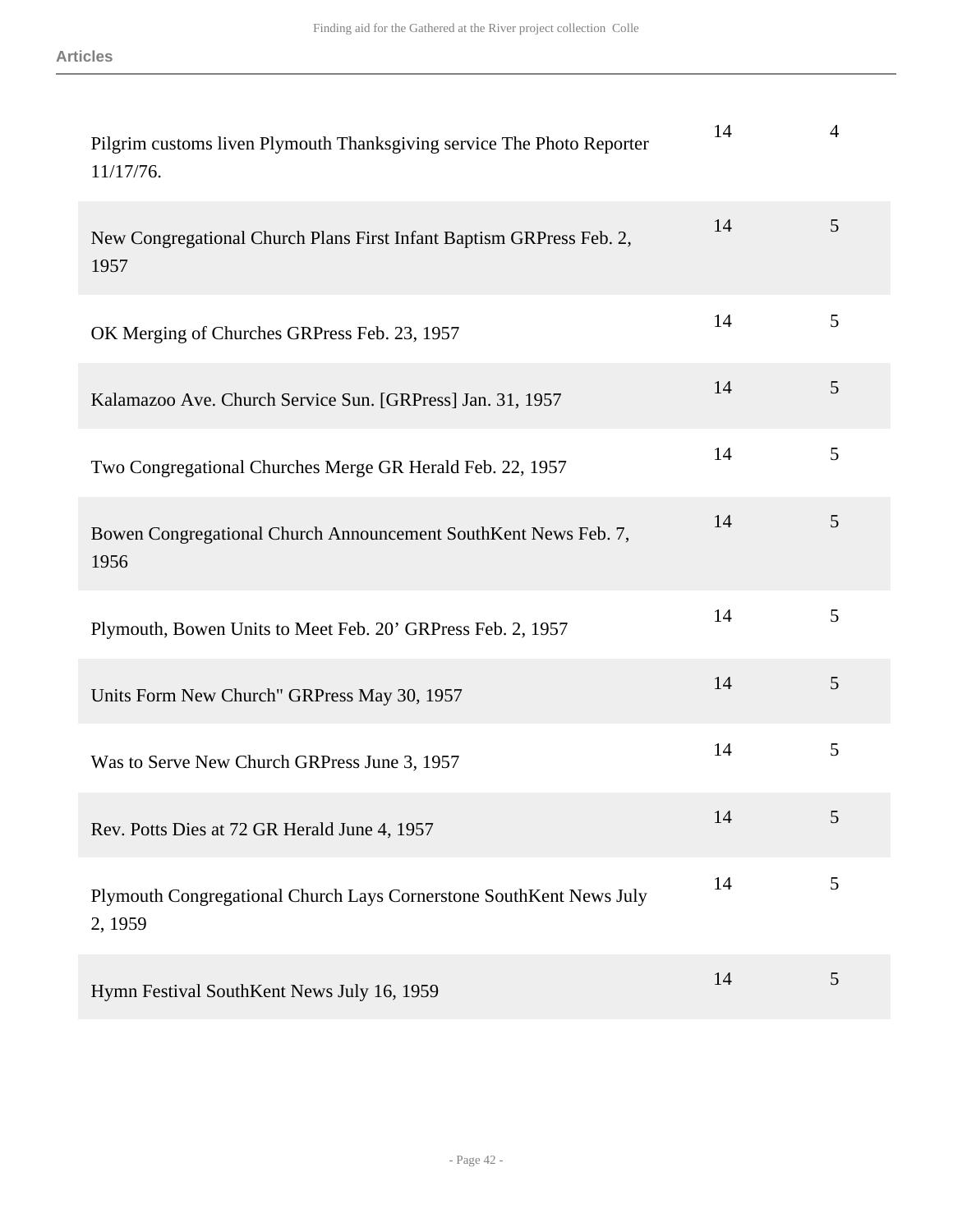| | | |
|---|---|---|
| Pilgrim customs liven Plymouth Thanksgiving service The Photo Reporter 11/17/76. | 14 | 4 |
| New Congregational Church Plans First Infant Baptism GRPress Feb. 2, 1957 | 14 | 5 |
| OK Merging of Churches GRPress Feb. 23, 1957 | 14 | 5 |
| Kalamazoo Ave. Church Service Sun. [GRPress] Jan. 31, 1957 | 14 | 5 |
| Two Congregational Churches Merge GR Herald Feb. 22, 1957 | 14 | 5 |
| Bowen Congregational Church Announcement SouthKent News Feb. 7, 1956 | 14 | 5 |
| Plymouth, Bowen Units to Meet Feb. 20' GRPress Feb. 2, 1957 | 14 | 5 |
| Units Form New Church" GRPress May 30, 1957 | 14 | 5 |
| Was to Serve New Church GRPress June 3, 1957 | 14 | 5 |
| Rev. Potts Dies at 72 GR Herald June 4, 1957 | 14 | 5 |
| Plymouth Congregational Church Lays Cornerstone SouthKent News July 2, 1959 | 14 | 5 |
| Hymn Festival SouthKent News July 16, 1959 | 14 | 5 |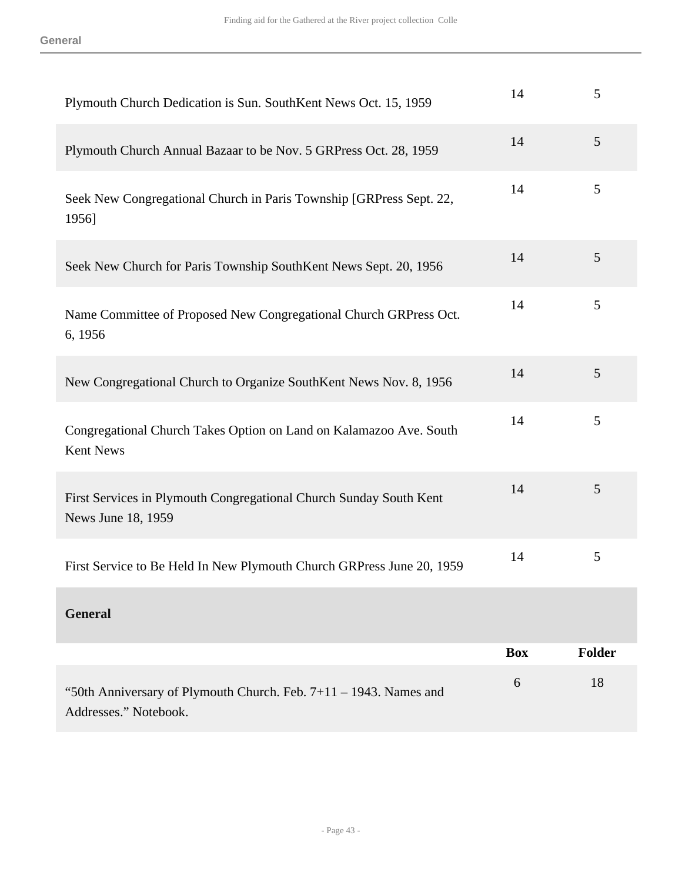| | | |
|---|---|---|
| Plymouth Church Dedication is Sun. SouthKent News Oct. 15, 1959 | 14 | 5 |
| Plymouth Church Annual Bazaar to be Nov. 5 GRPress Oct. 28, 1959 | 14 | 5 |
| Seek New Congregational Church in Paris Township [GRPress Sept. 22, 1956] | 14 | 5 |
| Seek New Church for Paris Township SouthKent News Sept. 20, 1956 | 14 | 5 |
| Name Committee of Proposed New Congregational Church GRPress Oct. 6, 1956 | 14 | 5 |
| New Congregational Church to Organize SouthKent News Nov. 8, 1956 | 14 | 5 |
| Congregational Church Takes Option on Land on Kalamazoo Ave. South Kent News | 14 | 5 |
| First Services in Plymouth Congregational Church Sunday South Kent News June 18, 1959 | 14 | 5 |
| First Service to Be Held In New Plymouth Church GRPress June 20, 1959 | 14 | 5 |

**General**

| | Box | Folder |
|---|---|---|
| "50th Anniversary of Plymouth Church. Feb. 7+11 – 1943. Names and Addresses." Notebook. | 6 | 18 |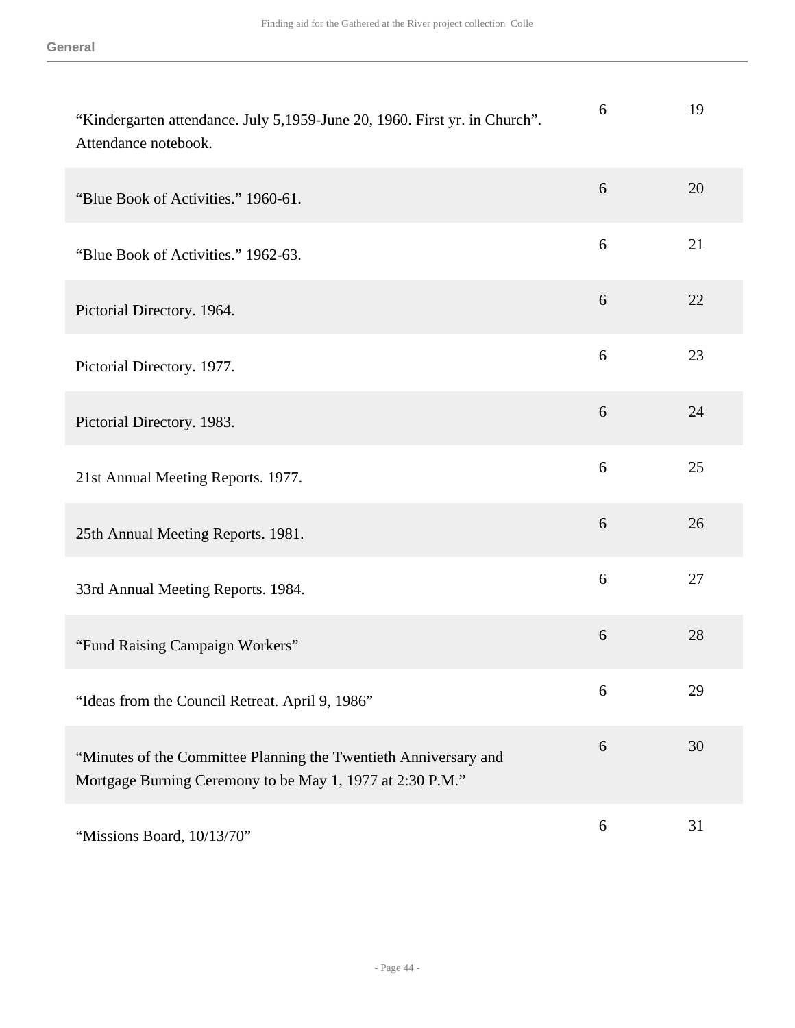| | | |
|---|---|---|
| "Kindergarten attendance. July 5,1959-June 20, 1960. First yr. in Church". Attendance notebook. | 6 | 19 |
| "Blue Book of Activities." 1960-61. | 6 | 20 |
| "Blue Book of Activities." 1962-63. | 6 | 21 |
| Pictorial Directory. 1964. | 6 | 22 |
| Pictorial Directory. 1977. | 6 | 23 |
| Pictorial Directory. 1983. | 6 | 24 |
| 21st Annual Meeting Reports. 1977. | 6 | 25 |
| 25th Annual Meeting Reports. 1981. | 6 | 26 |
| 33rd Annual Meeting Reports. 1984. | 6 | 27 |
| "Fund Raising Campaign Workers" | 6 | 28 |
| "Ideas from the Council Retreat. April 9, 1986" | 6 | 29 |
| "Minutes of the Committee Planning the Twentieth Anniversary and Mortgage Burning Ceremony to be May 1, 1977 at 2:30 P.M." | 6 | 30 |
| "Missions Board, 10/13/70" | 6 | 31 |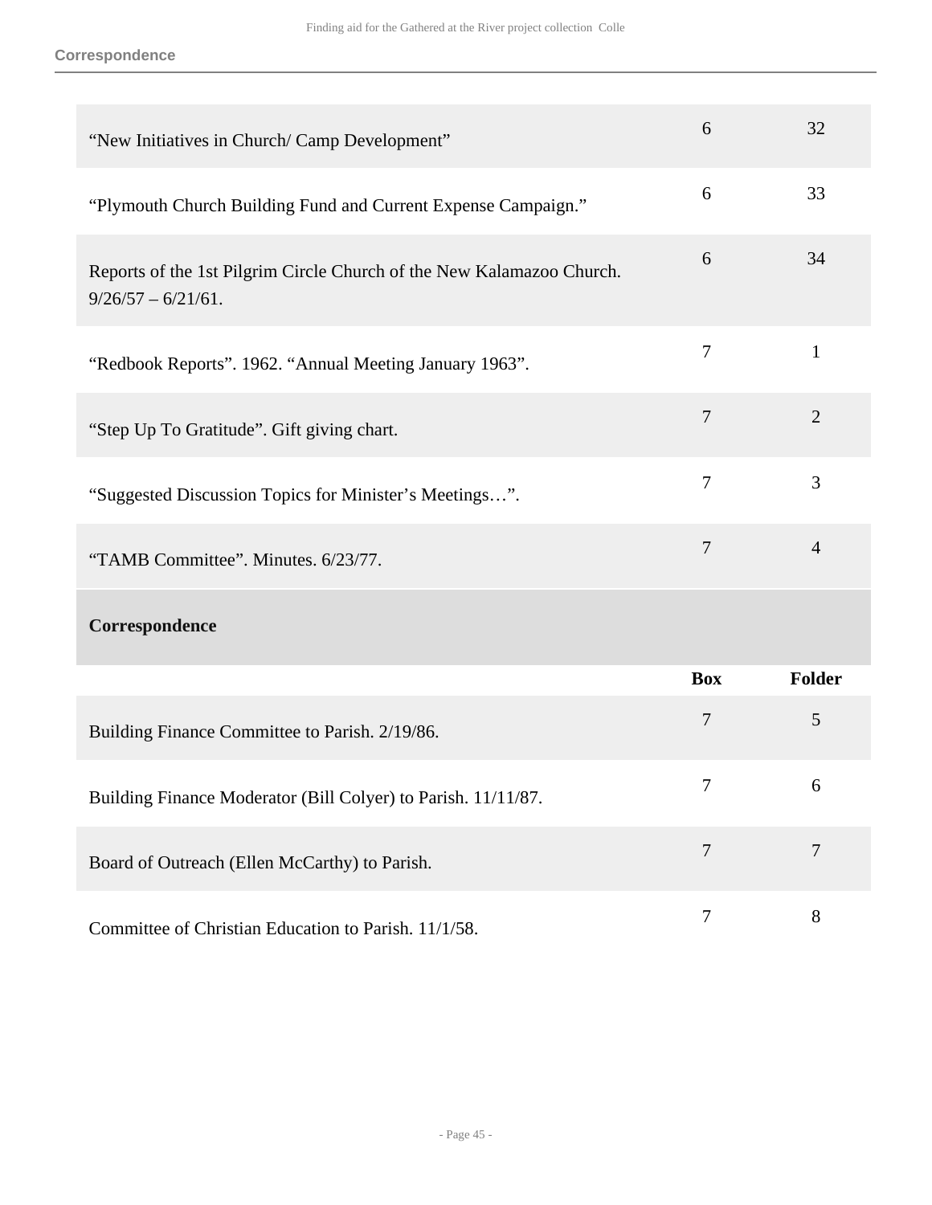| | Box | Folder |
|---|---|---|
| “New Initiatives in Church/ Camp Development” | 6 | 32 |
| “Plymouth Church Building Fund and Current Expense Campaign.” | 6 | 33 |
| Reports of the 1st Pilgrim Circle Church of the New Kalamazoo Church. 9/26/57 – 6/21/61. | 6 | 34 |
| “Redbook Reports”. 1962. “Annual Meeting January 1963”. | 7 | 1 |
| “Step Up To Gratitude”. Gift giving chart. | 7 | 2 |
| “Suggested Discussion Topics for Minister’s Meetings…”. | 7 | 3 |
| “TAMB Committee”. Minutes. 6/23/77. | 7 | 4 |

## Correspondence

| | Box | Folder |
|---|---|---|
| Building Finance Committee to Parish. 2/19/86. | 7 | 5 |
| Building Finance Moderator (Bill Colyer) to Parish. 11/11/87. | 7 | 6 |
| Board of Outreach (Ellen McCarthy) to Parish. | 7 | 7 |
| Committee of Christian Education to Parish. 11/1/58. | 7 | 8 |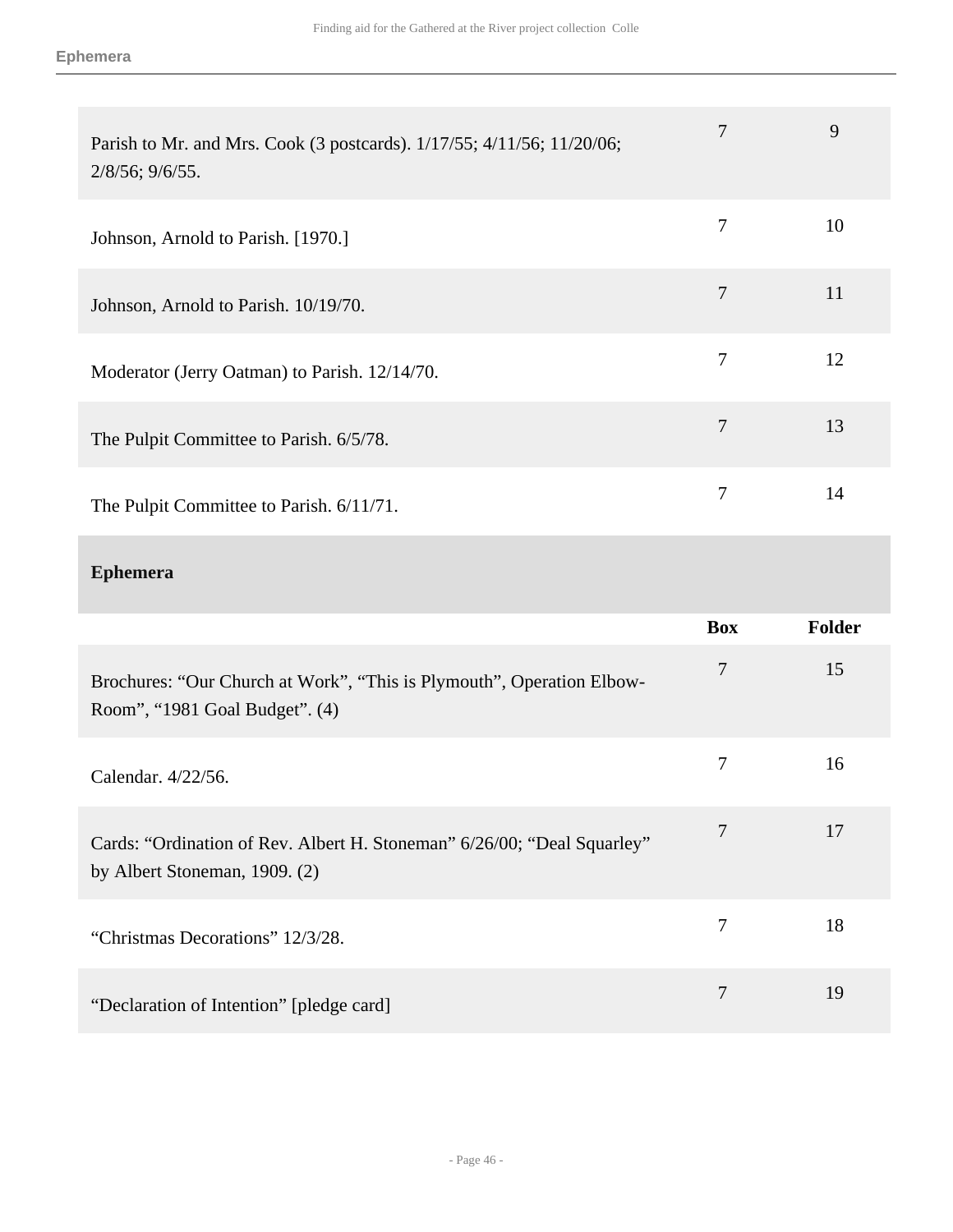| | | |
|---|---|---|
| Parish to Mr. and Mrs. Cook (3 postcards). 1/17/55; 4/11/56; 11/20/06; 2/8/56; 9/6/55. | 7 | 9 |
| Johnson, Arnold to Parish. [1970.] | 7 | 10 |
| Johnson, Arnold to Parish. 10/19/70. | 7 | 11 |
| Moderator (Jerry Oatman) to Parish. 12/14/70. | 7 | 12 |
| The Pulpit Committee to Parish. 6/5/78. | 7 | 13 |
| The Pulpit Committee to Parish. 6/11/71. | 7 | 14 |

**Ephemera**

| | Box | Folder |
|---|---|---|
| Brochures: “Our Church at Work”, “This is Plymouth”, Operation Elbow-Room”, “1981 Goal Budget”. (4) | 7 | 15 |
| Calendar. 4/22/56. | 7 | 16 |
| Cards: “Ordination of Rev. Albert H. Stoneman” 6/26/00; “Deal Squarley” by Albert Stoneman, 1909. (2) | 7 | 17 |
| “Christmas Decorations” 12/3/28. | 7 | 18 |
| “Declaration of Intention” [pledge card] | 7 | 19 |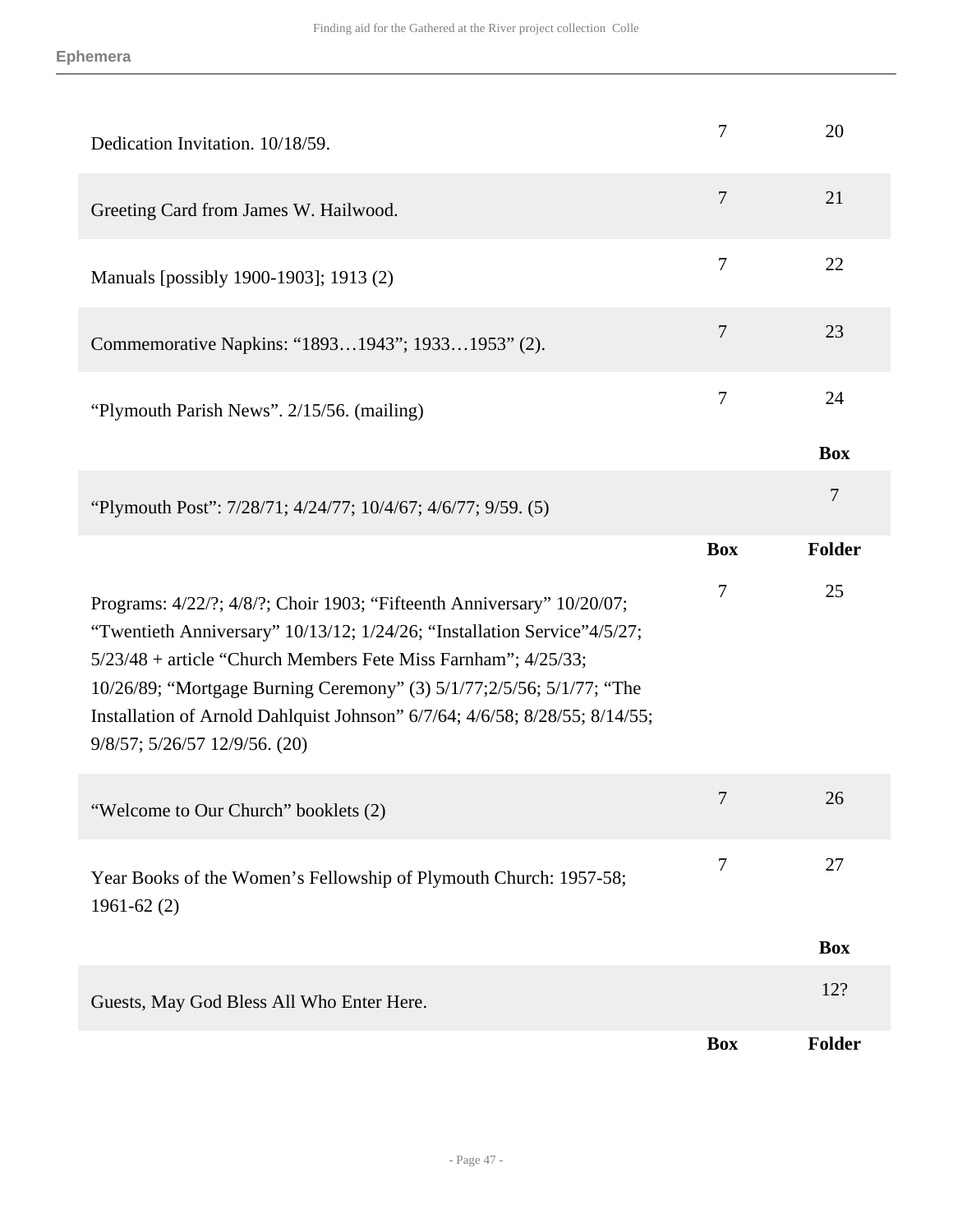| | | |
|---|---|---|
| Dedication Invitation. 10/18/59. | 7 | 20 |
| Greeting Card from James W. Hailwood. | 7 | 21 |
| Manuals [possibly 1900-1903]; 1913 (2) | 7 | 22 |
| Commemorative Napkins: "1893…1943"; 1933…1953" (2). | 7 | 23 |
| "Plymouth Parish News". 2/15/56. (mailing) | 7 | 24 |

| | Box |
|---|---|
| "Plymouth Post": 7/28/71; 4/24/77; 10/4/67; 4/6/77; 9/59. (5) | 7 |

| | Box | Folder |
|---|---|---|
| Programs: 4/22/?; 4/8/?; Choir 1903; "Fifteenth Anniversary" 10/20/07; "Twentieth Anniversary" 10/13/12; 1/24/26; "Installation Service"4/5/27; 5/23/48 + article "Church Members Fete Miss Farnham"; 4/25/33; 10/26/89; "Mortgage Burning Ceremony" (3) 5/1/77;2/5/56; 5/1/77; "The Installation of Arnold Dahlquist Johnson" 6/7/64; 4/6/58; 8/28/55; 8/14/55; 9/8/57; 5/26/57 12/9/56. (20) | 7 | 25 |
| "Welcome to Our Church" booklets (2) | 7 | 26 |
| Year Books of the Women's Fellowship of Plymouth Church: 1957-58; 1961-62 (2) | 7 | 27 |

| | Box |
|---|---|
| Guests, May God Bless All Who Enter Here. | 12? |

| | Box | Folder |
|---|---|---|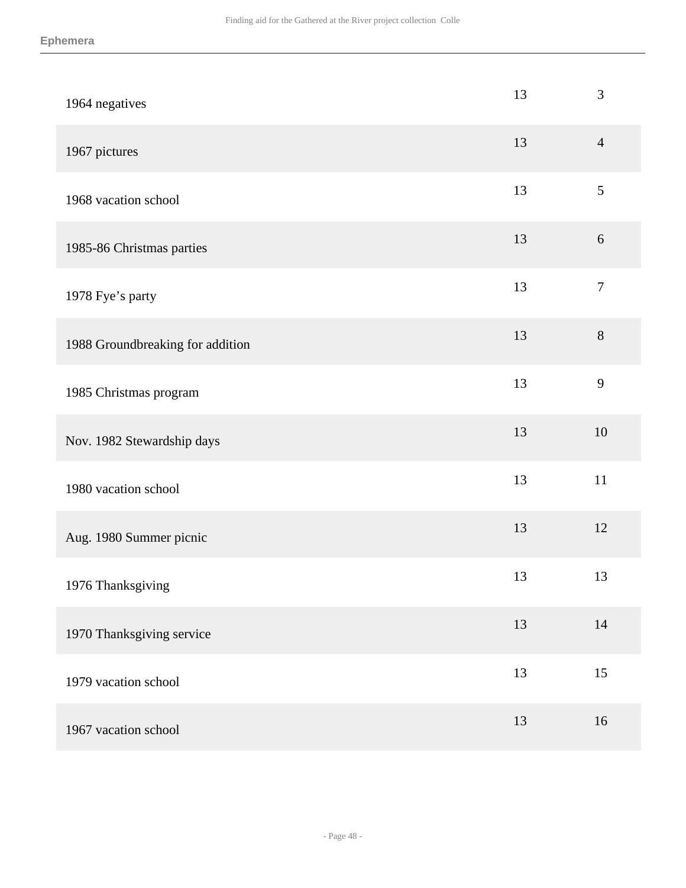| | | |
|---|---|---|
| 1964 negatives | 13 | 3 |
| 1967 pictures | 13 | 4 |
| 1968 vacation school | 13 | 5 |
| 1985-86 Christmas parties | 13 | 6 |
| 1978 Fye’s party | 13 | 7 |
| 1988 Groundbreaking for addition | 13 | 8 |
| 1985 Christmas program | 13 | 9 |
| Nov. 1982 Stewardship days | 13 | 10 |
| 1980 vacation school | 13 | 11 |
| Aug. 1980 Summer picnic | 13 | 12 |
| 1976 Thanksgiving | 13 | 13 |
| 1970 Thanksgiving service | 13 | 14 |
| 1979 vacation school | 13 | 15 |
| 1967 vacation school | 13 | 16 |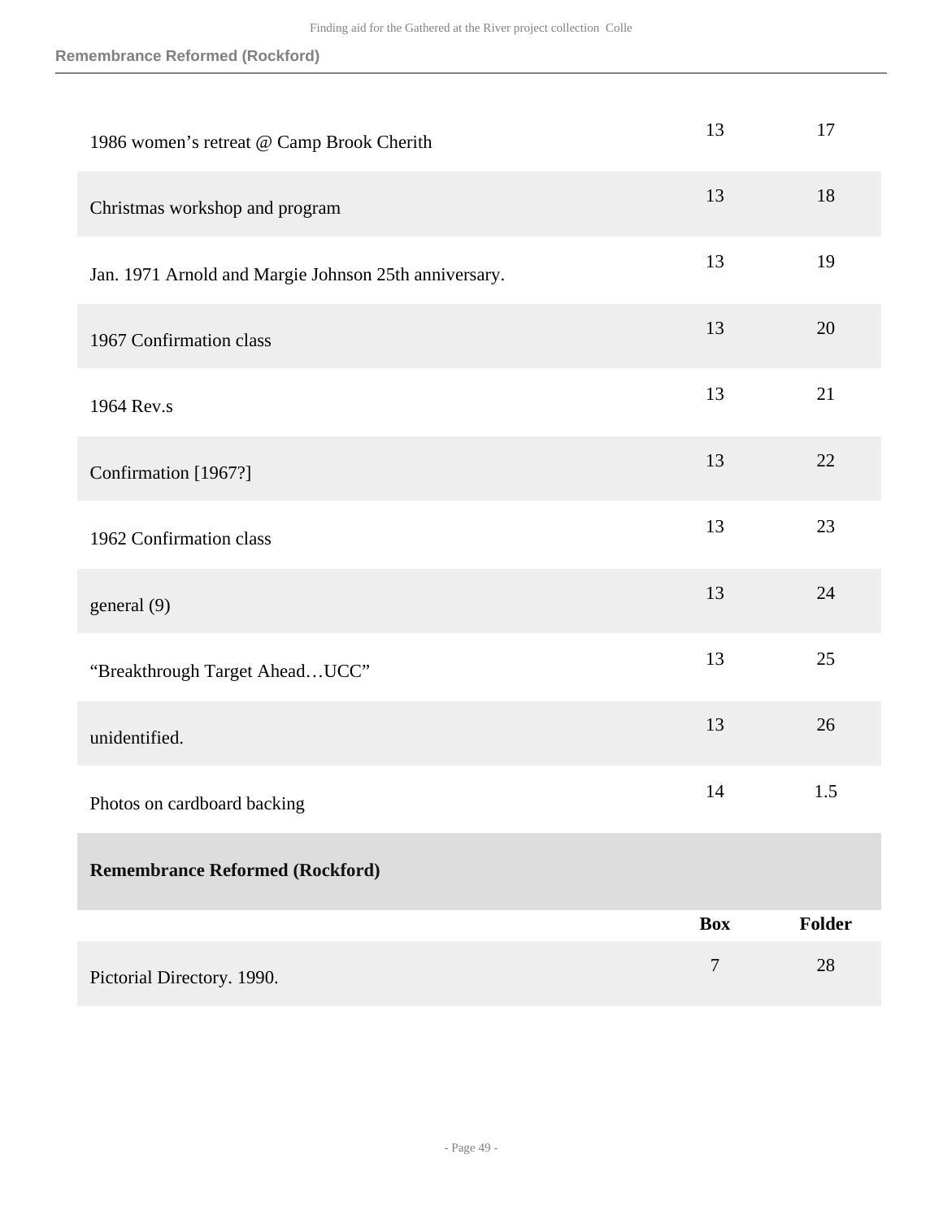| | Box | Folder |
|---|---|---|
| 1986 women's retreat @ Camp Brook Cherith | 13 | 17 |
| Christmas workshop and program | 13 | 18 |
| Jan. 1971 Arnold and Margie Johnson 25th anniversary. | 13 | 19 |
| 1967 Confirmation class | 13 | 20 |
| 1964 Rev.s | 13 | 21 |
| Confirmation [1967?] | 13 | 22 |
| 1962 Confirmation class | 13 | 23 |
| general (9) | 13 | 24 |
| "Breakthrough Target Ahead…UCC" | 13 | 25 |
| unidentified. | 13 | 26 |
| Photos on cardboard backing | 14 | 1.5 |

**Remembrance Reformed (Rockford)**

| | Box | Folder |
|---|---|---|
| Pictorial Directory. 1990. | 7 | 28 |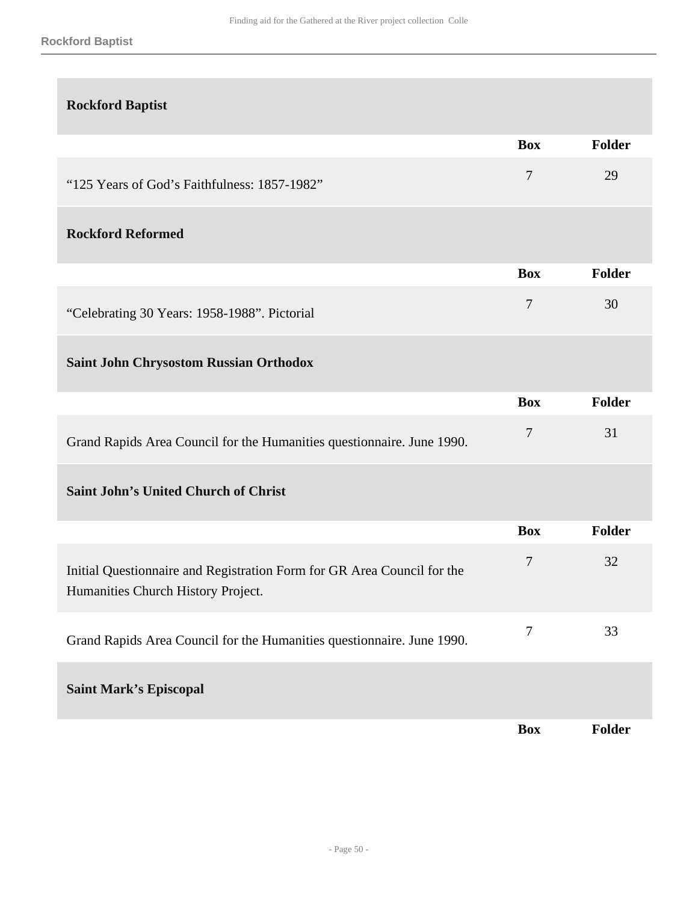### Rockford Baptist

| | Box | Folder |
|---|---|---|
| “125 Years of God’s Faithfulness: 1857-1982” | 7 | 29 |

### Rockford Reformed

| | Box | Folder |
|---|---|---|
| “Celebrating 30 Years: 1958-1988”. Pictorial | 7 | 30 |

### Saint John Chrysostom Russian Orthodox

| | Box | Folder |
|---|---|---|
| Grand Rapids Area Council for the Humanities questionnaire. June 1990. | 7 | 31 |

### Saint John’s United Church of Christ

| | Box | Folder |
|---|---|---|
| Initial Questionnaire and Registration Form for GR Area Council for the Humanities Church History Project. | 7 | 32 |
| Grand Rapids Area Council for the Humanities questionnaire. June 1990. | 7 | 33 |

### Saint Mark’s Episcopal

| | Box | Folder |
|---|---|---|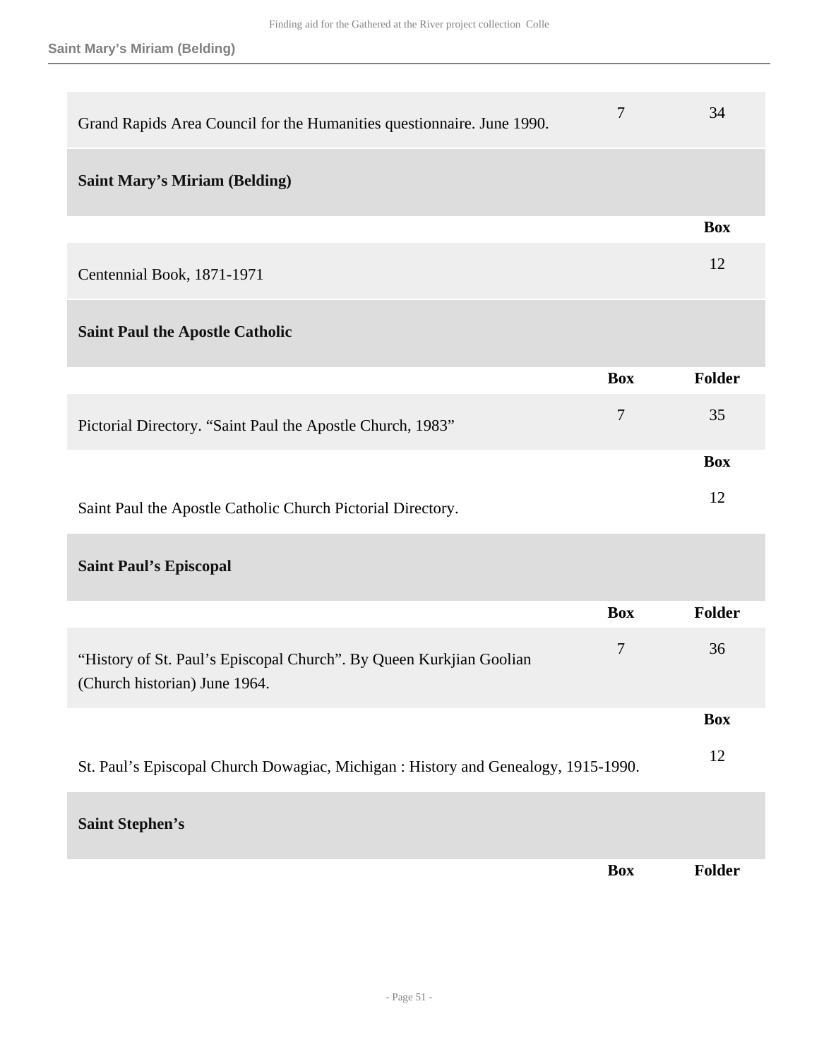| | Box | Folder |
|---|---|---|
| Grand Rapids Area Council for the Humanities questionnaire. June 1990. | 7 | 34 |

### Saint Mary's Miriam (Belding)

| | Box |
|---|---|
| Centennial Book, 1871-1971 | 12 |

### Saint Paul the Apostle Catholic

| | Box | Folder |
|---|---|---|
| Pictorial Directory. "Saint Paul the Apostle Church, 1983" | 7 | 35 |

| | Box |
|---|---|
| Saint Paul the Apostle Catholic Church Pictorial Directory. | 12 |

### Saint Paul's Episcopal

| | Box | Folder |
|---|---|---|
| "History of St. Paul's Episcopal Church". By Queen Kurkjian Goolian (Church historian) June 1964. | 7 | 36 |

| | Box |
|---|---|
| St. Paul's Episcopal Church Dowagiac, Michigan : History and Genealogy, 1915-1990. | 12 |

### Saint Stephen's

| | Box | Folder |
|---|---|---|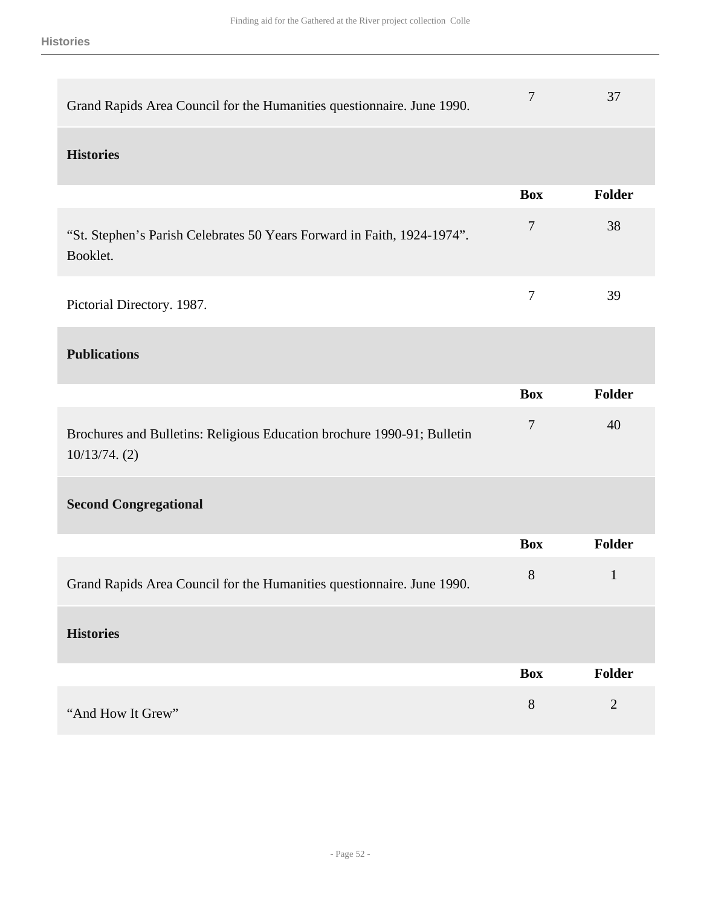| | Box | Folder |
|---|---|---|
| Grand Rapids Area Council for the Humanities questionnaire. June 1990. | 7 | 37 |

### Histories

| | Box | Folder |
|---|---|---|
| "St. Stephen's Parish Celebrates 50 Years Forward in Faith, 1924-1974". Booklet. | 7 | 38 |
| Pictorial Directory. 1987. | 7 | 39 |

### Publications

| | Box | Folder |
|---|---|---|
| Brochures and Bulletins: Religious Education brochure 1990-91; Bulletin 10/13/74. (2) | 7 | 40 |

### Second Congregational

| | Box | Folder |
|---|---|---|
| Grand Rapids Area Council for the Humanities questionnaire. June 1990. | 8 | 1 |

### Histories

| | Box | Folder |
|---|---|---|
| "And How It Grew" | 8 | 2 |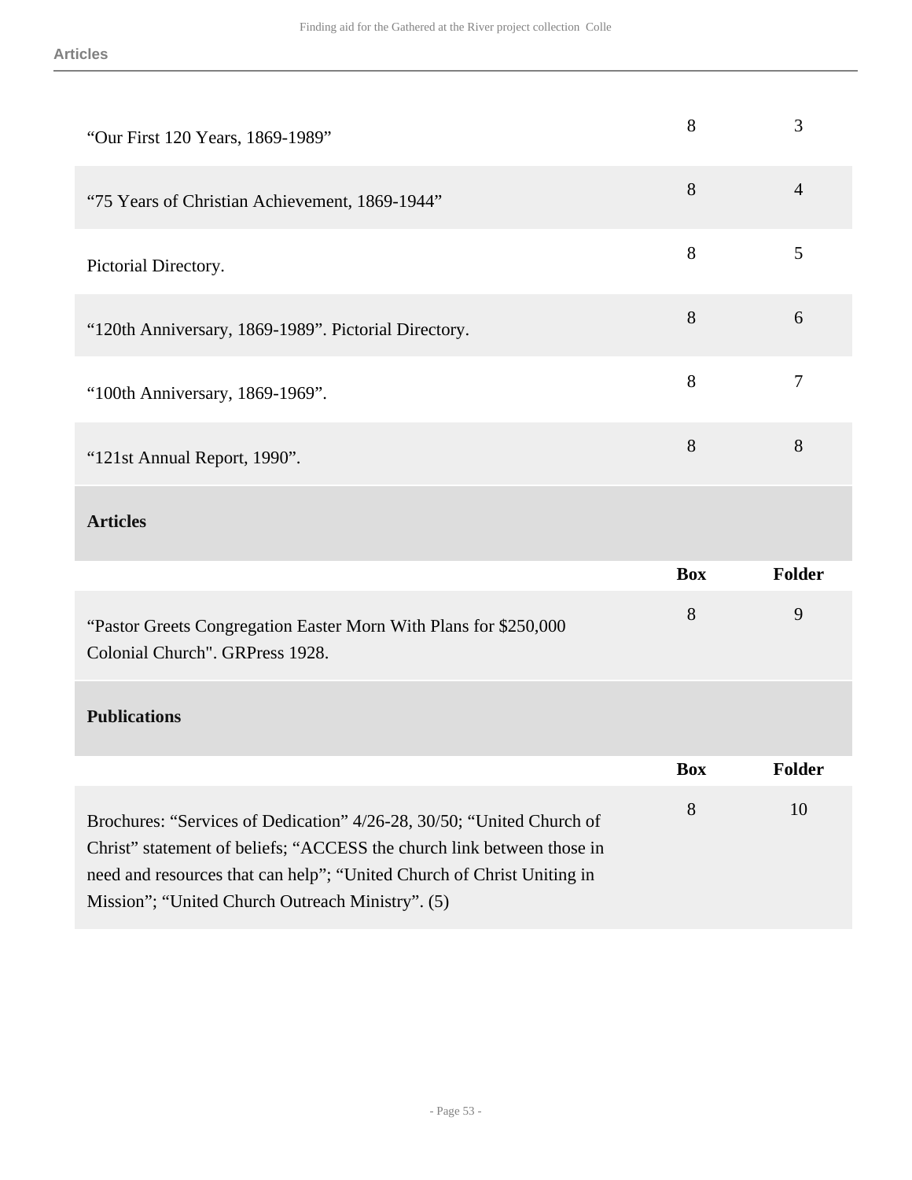| | Box | Folder |
|---|---|---|
| "Our First 120 Years, 1869-1989" | 8 | 3 |
| "75 Years of Christian Achievement, 1869-1944" | 8 | 4 |
| Pictorial Directory. | 8 | 5 |
| "120th Anniversary, 1869-1989". Pictorial Directory. | 8 | 6 |
| "100th Anniversary, 1869-1969". | 8 | 7 |
| "121st Annual Report, 1990". | 8 | 8 |

**Articles**

| | Box | Folder |
|---|---|---|
| "Pastor Greets Congregation Easter Morn With Plans for $250,000 Colonial Church". GRPress 1928. | 8 | 9 |

**Publications**

| | Box | Folder |
|---|---|---|
| Brochures: "Services of Dedication" 4/26-28, 30/50; "United Church of Christ" statement of beliefs; "ACCESS the church link between those in need and resources that can help"; "United Church of Christ Uniting in Mission"; "United Church Outreach Ministry". (5) | 8 | 10 |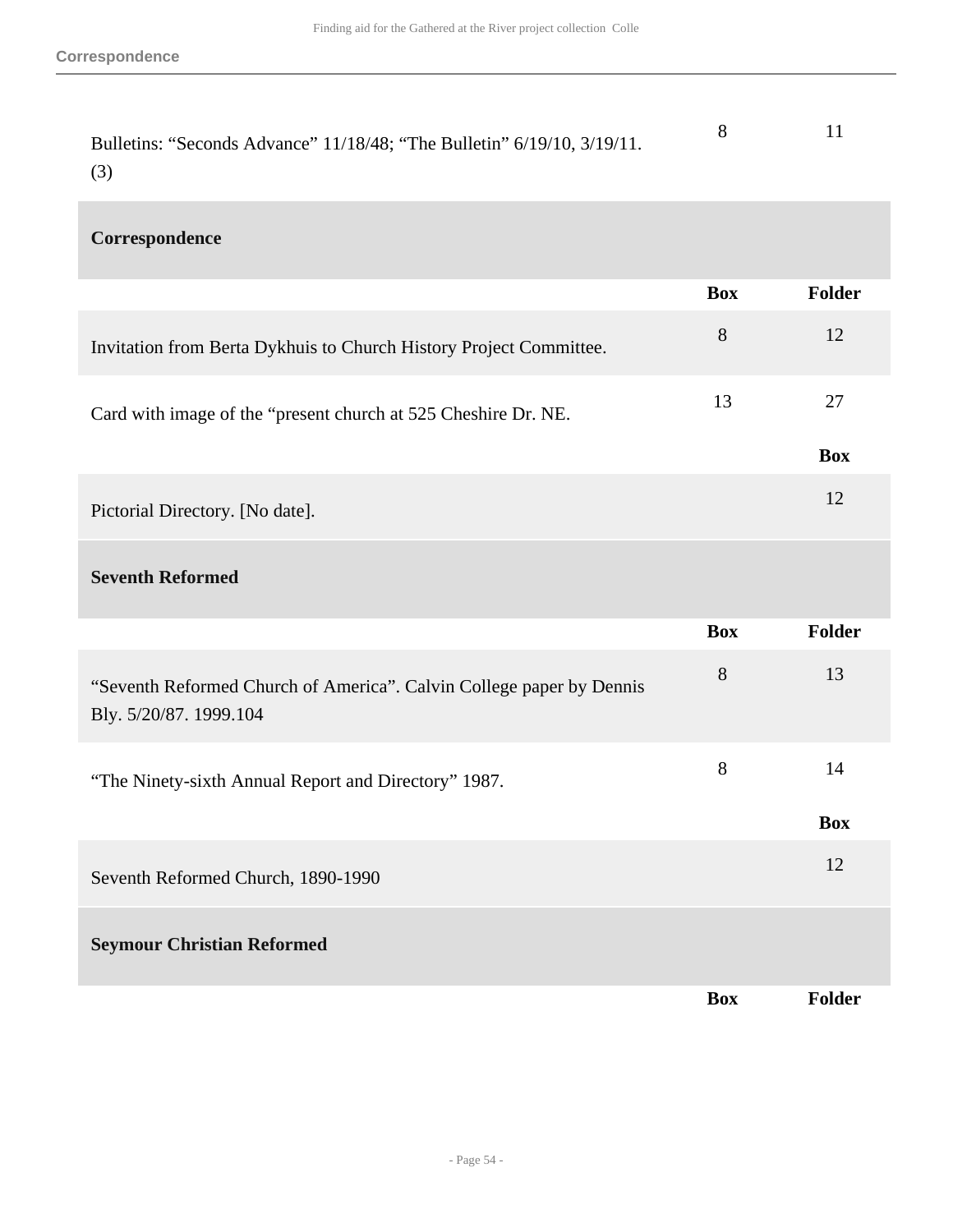| | Box | Folder |
|---|---|---|
| Bulletins: “Seconds Advance” 11/18/48; “The Bulletin” 6/19/10, 3/19/11. (3) | 8 | 11 |

### Correspondence

| | Box | Folder |
|---|---|---|
| Invitation from Berta Dykhuis to Church History Project Committee. | 8 | 12 |
| Card with image of the “present church at 525 Cheshire Dr. NE. | 13 | 27 |

| | Box |
|---|---|
| Pictorial Directory. [No date]. | 12 |

### Seventh Reformed

| | Box | Folder |
|---|---|---|
| “Seventh Reformed Church of America”. Calvin College paper by Dennis Bly. 5/20/87. 1999.104 | 8 | 13 |
| “The Ninety-sixth Annual Report and Directory” 1987. | 8 | 14 |

| | Box |
|---|---|
| Seventh Reformed Church, 1890-1990 | 12 |

### Seymour Christian Reformed

| | Box | Folder |
|---|---|---|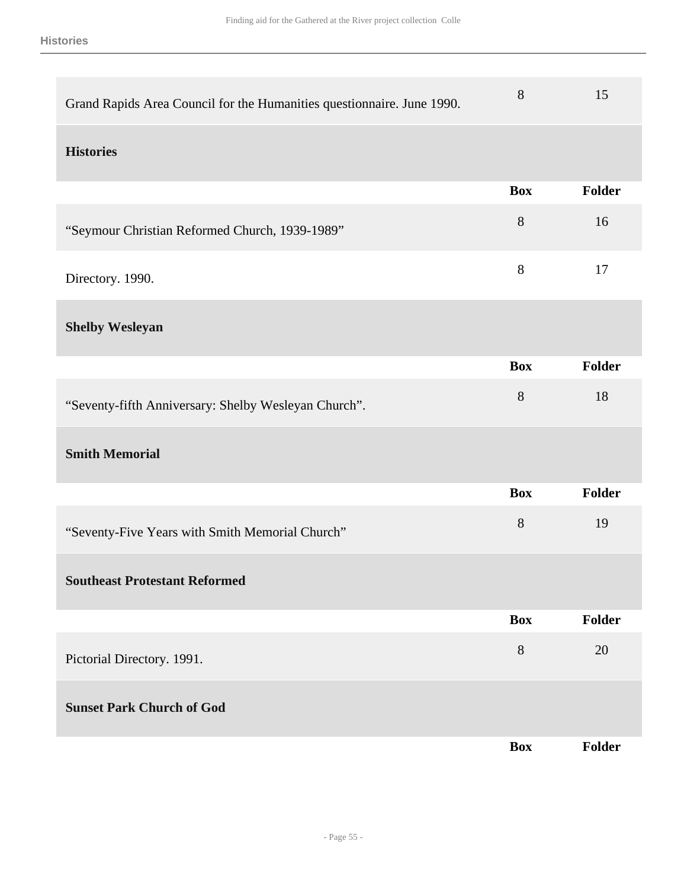| | Box | Folder |
|---|---|---|
| Grand Rapids Area Council for the Humanities questionnaire. June 1990. | 8 | 15 |

**Histories**

| | Box | Folder |
|---|---|---|
| “Seymour Christian Reformed Church, 1939-1989” | 8 | 16 |
| Directory. 1990. | 8 | 17 |

**Shelby Wesleyan**

| | Box | Folder |
|---|---|---|
| “Seventy-fifth Anniversary: Shelby Wesleyan Church”. | 8 | 18 |

**Smith Memorial**

| | Box | Folder |
|---|---|---|
| “Seventy-Five Years with Smith Memorial Church” | 8 | 19 |

**Southeast Protestant Reformed**

| | Box | Folder |
|---|---|---|
| Pictorial Directory. 1991. | 8 | 20 |

**Sunset Park Church of God**

| | Box | Folder |
|---|---|---|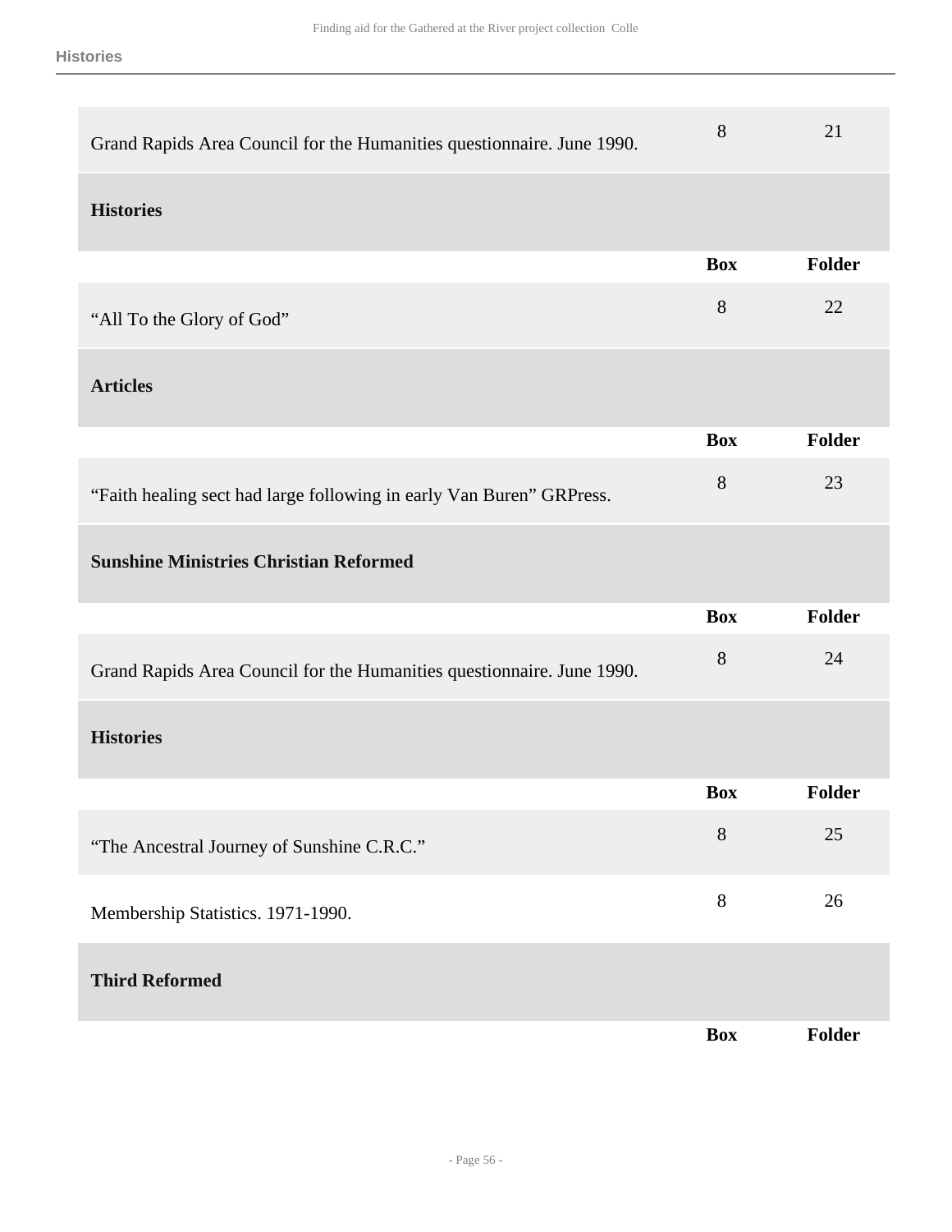| | Box | Folder |
|---|---|---|
| Grand Rapids Area Council for the Humanities questionnaire. June 1990. | 8 | 21 |

**Histories**

| | Box | Folder |
|---|---|---|
| “All To the Glory of God” | 8 | 22 |

**Articles**

| | Box | Folder |
|---|---|---|
| “Faith healing sect had large following in early Van Buren” GRPress. | 8 | 23 |

**Sunshine Ministries Christian Reformed**

| | Box | Folder |
|---|---|---|
| Grand Rapids Area Council for the Humanities questionnaire. June 1990. | 8 | 24 |

**Histories**

| | Box | Folder |
|---|---|---|
| “The Ancestral Journey of Sunshine C.R.C.” | 8 | 25 |
| Membership Statistics. 1971-1990. | 8 | 26 |

**Third Reformed**

| | Box | Folder |
|---|---|---|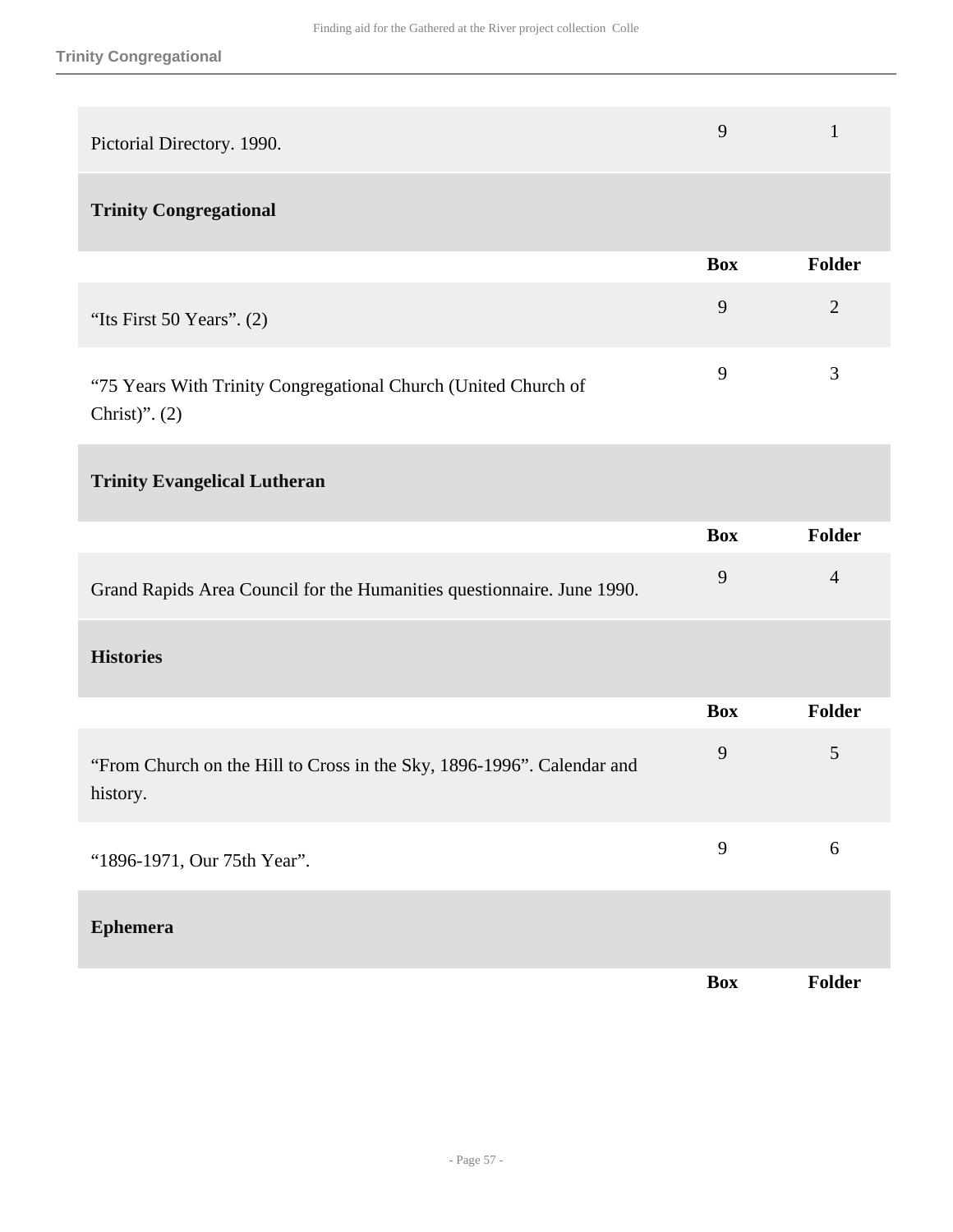| | Box | Folder |
|---|---|---|
| Pictorial Directory. 1990. | 9 | 1 |

### Trinity Congregational

| | Box | Folder |
|---|---|---|
| “Its First 50 Years”. (2) | 9 | 2 |
| “75 Years With Trinity Congregational Church (United Church of Christ)”. (2) | 9 | 3 |

### Trinity Evangelical Lutheran

| | Box | Folder |
|---|---|---|
| Grand Rapids Area Council for the Humanities questionnaire. June 1990. | 9 | 4 |

### Histories

| | Box | Folder |
|---|---|---|
| “From Church on the Hill to Cross in the Sky, 1896-1996”. Calendar and history. | 9 | 5 |
| “1896-1971, Our 75th Year”. | 9 | 6 |

### Ephemera

| | Box | Folder |
|---|---|---|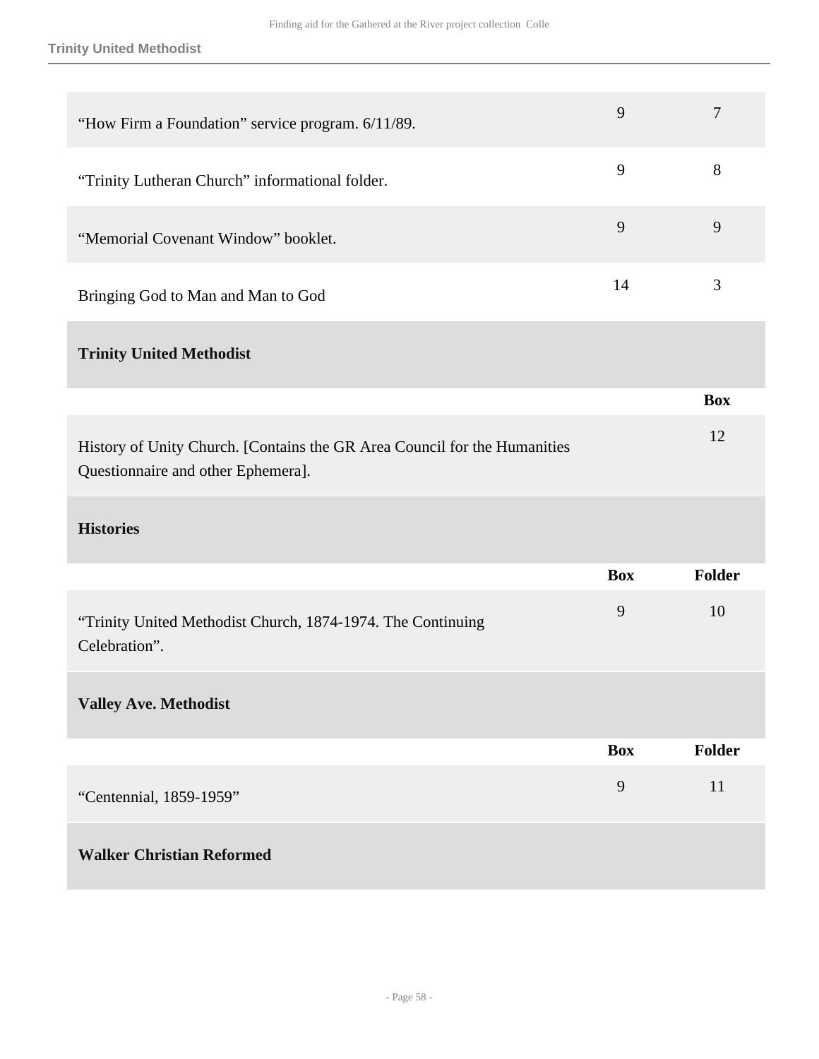| | Box | Folder |
|---|---|---|
| "How Firm a Foundation" service program. 6/11/89. | 9 | 7 |
| "Trinity Lutheran Church" informational folder. | 9 | 8 |
| "Memorial Covenant Window" booklet. | 9 | 9 |
| Bringing God to Man and Man to God | 14 | 3 |

### Trinity United Methodist

| | Box |
|---|---|
| History of Unity Church. [Contains the GR Area Council for the Humanities Questionnaire and other Ephemera]. | 12 |

### Histories

| | Box | Folder |
|---|---|---|
| "Trinity United Methodist Church, 1874-1974. The Continuing Celebration". | 9 | 10 |

### Valley Ave. Methodist

| | Box | Folder |
|---|---|---|
| "Centennial, 1859-1959" | 9 | 11 |

### Walker Christian Reformed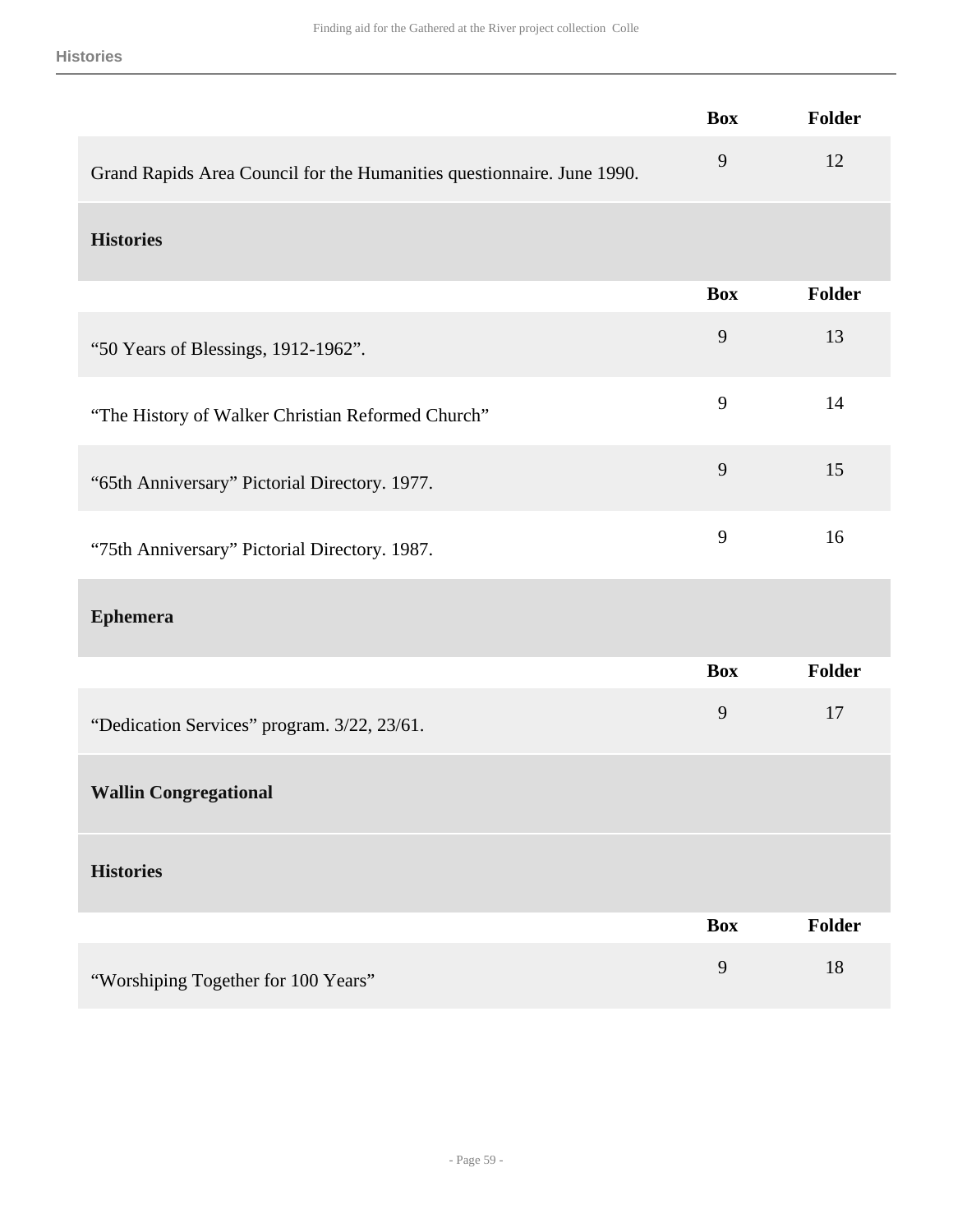| | Box | Folder |
|---|---|---|
| Grand Rapids Area Council for the Humanities questionnaire. June 1990. | 9 | 12 |

### Histories

| | Box | Folder |
|---|---|---|
| “50 Years of Blessings, 1912-1962”. | 9 | 13 |
| “The History of Walker Christian Reformed Church” | 9 | 14 |
| “65th Anniversary” Pictorial Directory. 1977. | 9 | 15 |
| “75th Anniversary” Pictorial Directory. 1987. | 9 | 16 |

### Ephemera

| | Box | Folder |
|---|---|---|
| “Dedication Services” program. 3/22, 23/61. | 9 | 17 |

## Wallin Congregational

### Histories

| | Box | Folder |
|---|---|---|
| “Worshiping Together for 100 Years” | 9 | 18 |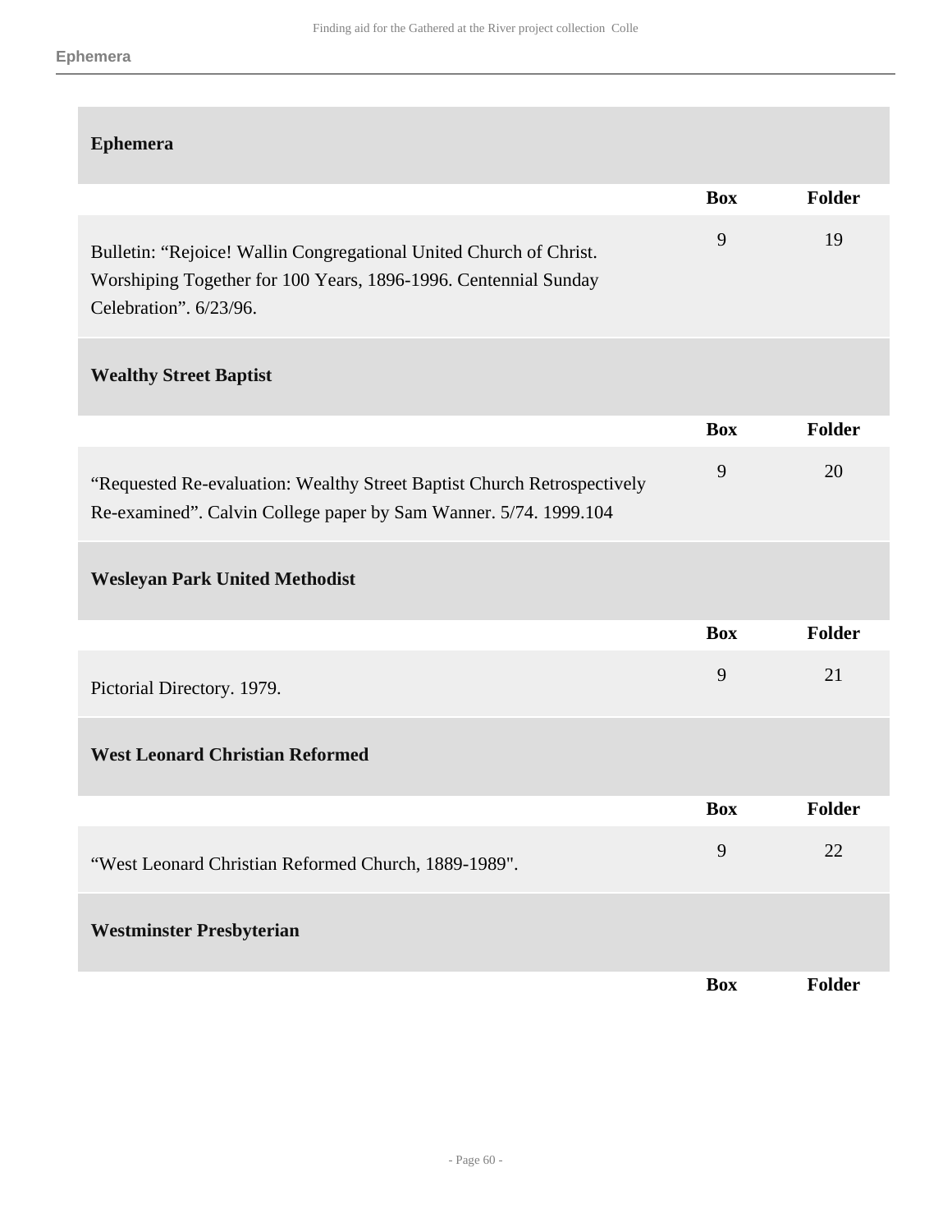## Ephemera

| | Box | Folder |
|---|---|---|
| Bulletin: “Rejoice! Wallin Congregational United Church of Christ. Worshiping Together for 100 Years, 1896-1996. Centennial Sunday Celebration”. 6/23/96. | 9 | 19 |

## Wealthy Street Baptist

| | Box | Folder |
|---|---|---|
| “Requested Re-evaluation: Wealthy Street Baptist Church Retrospectively Re-examined”. Calvin College paper by Sam Wanner. 5/74. 1999.104 | 9 | 20 |

## Wesleyan Park United Methodist

| | Box | Folder |
|---|---|---|
| Pictorial Directory. 1979. | 9 | 21 |

## West Leonard Christian Reformed

| | Box | Folder |
|---|---|---|
| “West Leonard Christian Reformed Church, 1889-1989". | 9 | 22 |

## Westminster Presbyterian

| | Box | Folder |
|---|---|---|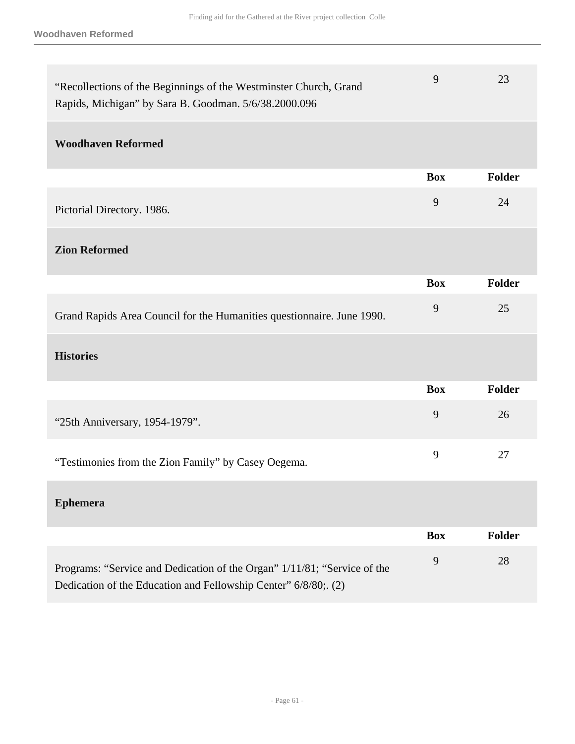| | Box | Folder |
|---|---|---|
| “Recollections of the Beginnings of the Westminster Church, Grand Rapids, Michigan” by Sara B. Goodman. 5/6/38.2000.096 | 9 | 23 |

### Woodhaven Reformed

| | Box | Folder |
|---|---|---|
| Pictorial Directory. 1986. | 9 | 24 |

### Zion Reformed

| | Box | Folder |
|---|---|---|
| Grand Rapids Area Council for the Humanities questionnaire. June 1990. | 9 | 25 |

#### Histories

| | Box | Folder |
|---|---|---|
| “25th Anniversary, 1954-1979”. | 9 | 26 |
| “Testimonies from the Zion Family” by Casey Oegema. | 9 | 27 |

#### Ephemera

| | Box | Folder |
|---|---|---|
| Programs: “Service and Dedication of the Organ” 1/11/81; “Service of the Dedication of the Education and Fellowship Center” 6/8/80;. (2) | 9 | 28 |